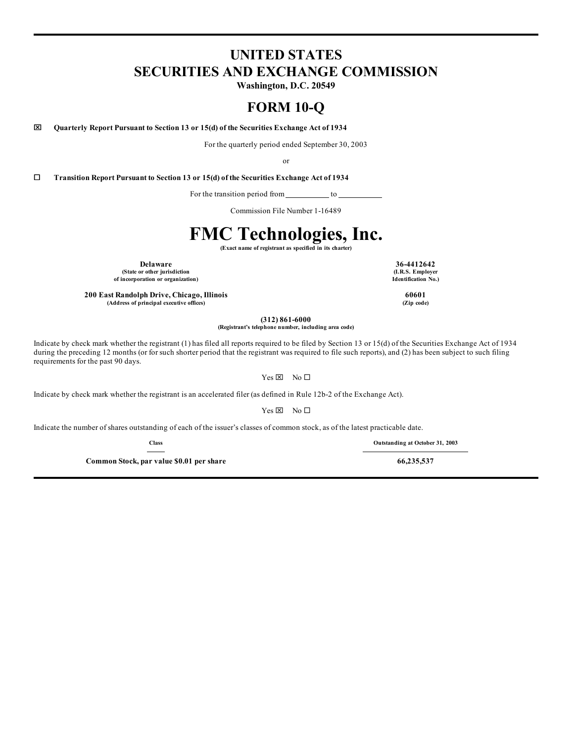# UNITED STATES
# SECURITIES AND EXCHANGE COMMISSION

**Washington, D.C. 20549**

## FORM 10-Q

☒ **Quarterly Report Pursuant to Section 13 or 15(d) of the Securities Exchange Act of 1934**

For the quarterly period ended September 30, 2003

or

☐ **Transition Report Pursuant to Section 13 or 15(d) of the Securities Exchange Act of 1934**

For the transition period from \_\_\_\_\_\_\_\_\_\_ to \_\_\_\_\_\_\_\_\_\_

Commission File Number 1-16489

# FMC Technologies, Inc.

**(Exact name of registrant as specified in its charter)**

| | |
|---|---|
| **Delaware**<br>**(State or other jurisdiction of incorporation or organization)** | **36-4412642**<br>**(I.R.S. Employer Identification No.)** |
| **200 East Randolph Drive, Chicago, Illinois**<br>**(Address of principal executive offices)** | **60601**<br>**(Zip code)** |

**(312) 861-6000**
**(Registrant's telephone number, including area code)**

Indicate by check mark whether the registrant (1) has filed all reports required to be filed by Section 13 or 15(d) of the Securities Exchange Act of 1934 during the preceding 12 months (or for such shorter period that the registrant was required to file such reports), and (2) has been subject to such filing requirements for the past 90 days.

Yes ☒ No ☐

Indicate by check mark whether the registrant is an accelerated filer (as defined in Rule 12b-2 of the Exchange Act).

Yes ☒ No ☐

Indicate the number of shares outstanding of each of the issuer's classes of common stock, as of the latest practicable date.

| Class | Outstanding at October 31, 2003 |
|---|---|
| **Common Stock, par value $0.01 per share** | **66,235,537** |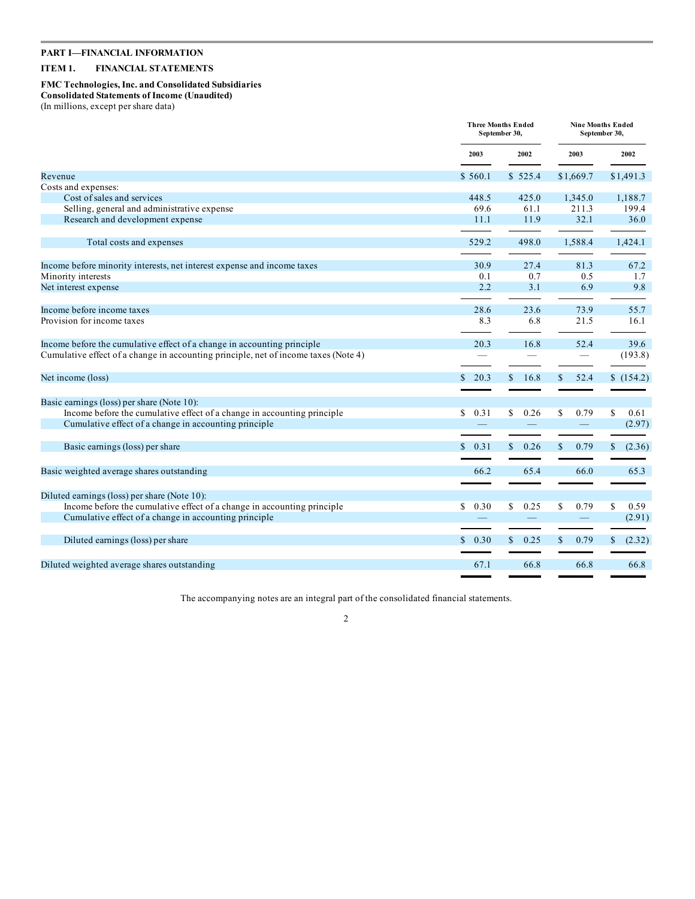**PART I—FINANCIAL INFORMATION**

**ITEM 1. FINANCIAL STATEMENTS**

**FMC Technologies, Inc. and Consolidated Subsidiaries**
**Consolidated Statements of Income (Unaudited)**
(In millions, except per share data)

| | Three Months Ended September 30, | | Nine Months Ended September 30, | |
|---|---|---|---|---|
| | 2003 | 2002 | 2003 | 2002 |
| Revenue | $ 560.1 | $ 525.4 | $1,669.7 | $1,491.3 |
| Costs and expenses: | | | | |
| Cost of sales and services | 448.5 | 425.0 | 1,345.0 | 1,188.7 |
| Selling, general and administrative expense | 69.6 | 61.1 | 211.3 | 199.4 |
| Research and development expense | 11.1 | 11.9 | 32.1 | 36.0 |
| Total costs and expenses | 529.2 | 498.0 | 1,588.4 | 1,424.1 |
| Income before minority interests, net interest expense and income taxes | 30.9 | 27.4 | 81.3 | 67.2 |
| Minority interests | 0.1 | 0.7 | 0.5 | 1.7 |
| Net interest expense | 2.2 | 3.1 | 6.9 | 9.8 |
| Income before income taxes | 28.6 | 23.6 | 73.9 | 55.7 |
| Provision for income taxes | 8.3 | 6.8 | 21.5 | 16.1 |
| Income before the cumulative effect of a change in accounting principle | 20.3 | 16.8 | 52.4 | 39.6 |
| Cumulative effect of a change in accounting principle, net of income taxes (Note 4) | — | — | — | (193.8) |
| Net income (loss) | $ 20.3 | $ 16.8 | $ 52.4 | $ (154.2) |
| Basic earnings (loss) per share (Note 10): | | | | |
| Income before the cumulative effect of a change in accounting principle | $ 0.31 | $ 0.26 | $ 0.79 | $ 0.61 |
| Cumulative effect of a change in accounting principle | — | — | — | (2.97) |
| Basic earnings (loss) per share | $ 0.31 | $ 0.26 | $ 0.79 | $ (2.36) |
| Basic weighted average shares outstanding | 66.2 | 65.4 | 66.0 | 65.3 |
| Diluted earnings (loss) per share (Note 10): | | | | |
| Income before the cumulative effect of a change in accounting principle | $ 0.30 | $ 0.25 | $ 0.79 | $ 0.59 |
| Cumulative effect of a change in accounting principle | — | — | — | (2.91) |
| Diluted earnings (loss) per share | $ 0.30 | $ 0.25 | $ 0.79 | $ (2.32) |
| Diluted weighted average shares outstanding | 67.1 | 66.8 | 66.8 | 66.8 |

The accompanying notes are an integral part of the consolidated financial statements.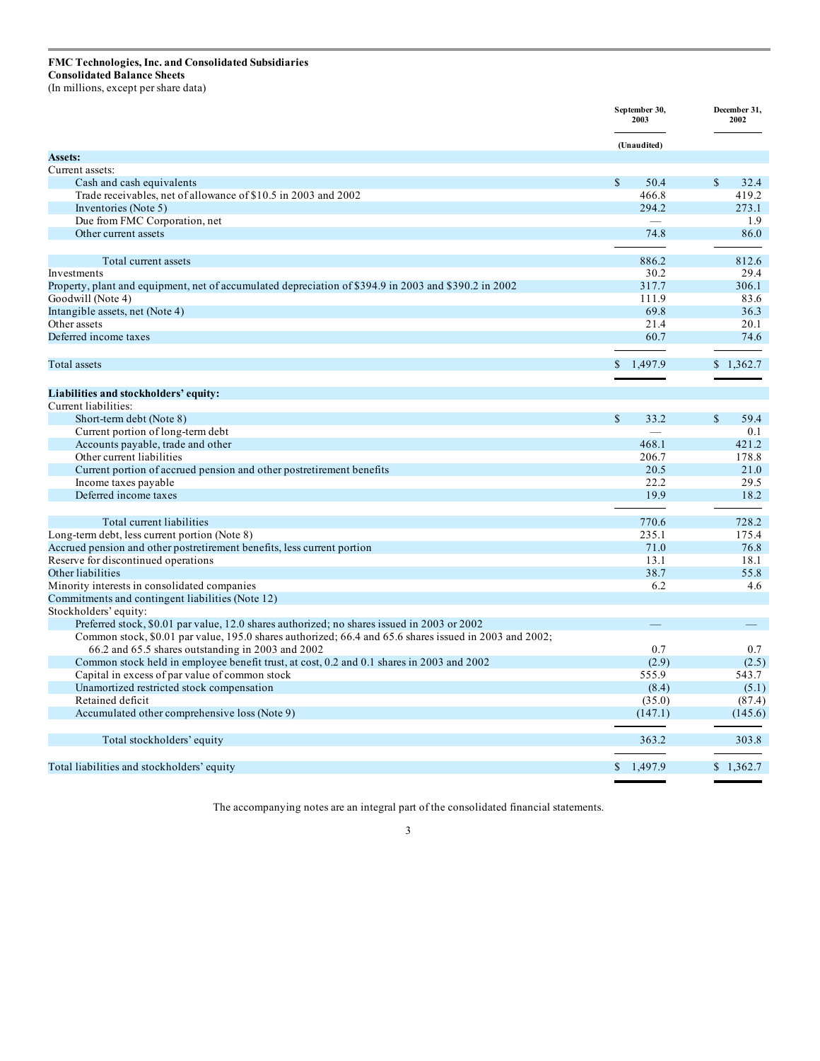**FMC Technologies, Inc. and Consolidated Subsidiaries**
**Consolidated Balance Sheets**
(In millions, except per share data)

| | September 30, 2003 | December 31, 2002 |
|---|---|---|
| | (Unaudited) | |
| **Assets:** | | |
| Current assets: | | |
| Cash and cash equivalents | $ 50.4 | $ 32.4 |
| Trade receivables, net of allowance of $10.5 in 2003 and 2002 | 466.8 | 419.2 |
| Inventories (Note 5) | 294.2 | 273.1 |
| Due from FMC Corporation, net | — | 1.9 |
| Other current assets | 74.8 | 86.0 |
| Total current assets | 886.2 | 812.6 |
| Investments | 30.2 | 29.4 |
| Property, plant and equipment, net of accumulated depreciation of $394.9 in 2003 and $390.2 in 2002 | 317.7 | 306.1 |
| Goodwill (Note 4) | 111.9 | 83.6 |
| Intangible assets, net (Note 4) | 69.8 | 36.3 |
| Other assets | 21.4 | 20.1 |
| Deferred income taxes | 60.7 | 74.6 |
| Total assets | $ 1,497.9 | $ 1,362.7 |
| **Liabilities and stockholders' equity:** | | |
| Current liabilities: | | |
| Short-term debt (Note 8) | $ 33.2 | $ 59.4 |
| Current portion of long-term debt | — | 0.1 |
| Accounts payable, trade and other | 468.1 | 421.2 |
| Other current liabilities | 206.7 | 178.8 |
| Current portion of accrued pension and other postretirement benefits | 20.5 | 21.0 |
| Income taxes payable | 22.2 | 29.5 |
| Deferred income taxes | 19.9 | 18.2 |
| Total current liabilities | 770.6 | 728.2 |
| Long-term debt, less current portion (Note 8) | 235.1 | 175.4 |
| Accrued pension and other postretirement benefits, less current portion | 71.0 | 76.8 |
| Reserve for discontinued operations | 13.1 | 18.1 |
| Other liabilities | 38.7 | 55.8 |
| Minority interests in consolidated companies | 6.2 | 4.6 |
| Commitments and contingent liabilities (Note 12) | | |
| Stockholders' equity: | | |
| Preferred stock, $0.01 par value, 12.0 shares authorized; no shares issued in 2003 or 2002 | — | — |
| Common stock, $0.01 par value, 195.0 shares authorized; 66.4 and 65.6 shares issued in 2003 and 2002; 66.2 and 65.5 shares outstanding in 2003 and 2002 | 0.7 | 0.7 |
| Common stock held in employee benefit trust, at cost, 0.2 and 0.1 shares in 2003 and 2002 | (2.9) | (2.5) |
| Capital in excess of par value of common stock | 555.9 | 543.7 |
| Unamortized restricted stock compensation | (8.4) | (5.1) |
| Retained deficit | (35.0) | (87.4) |
| Accumulated other comprehensive loss (Note 9) | (147.1) | (145.6) |
| Total stockholders' equity | 363.2 | 303.8 |
| Total liabilities and stockholders' equity | $ 1,497.9 | $ 1,362.7 |

The accompanying notes are an integral part of the consolidated financial statements.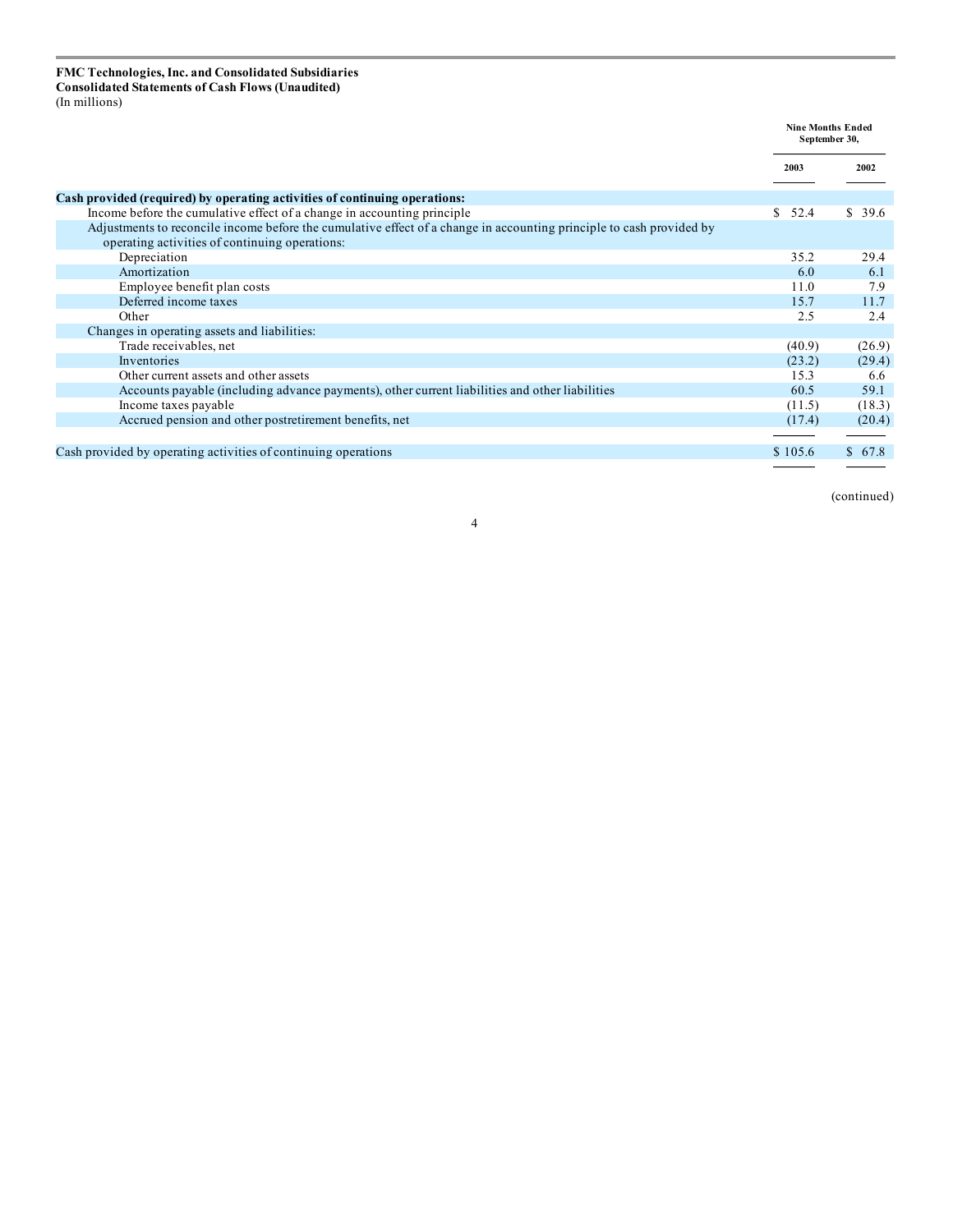**FMC Technologies, Inc. and Consolidated Subsidiaries**
**Consolidated Statements of Cash Flows (Unaudited)**
(In millions)

| | Nine Months Ended September 30, | |
|---|---|---|
| | 2003 | 2002 |
| **Cash provided (required) by operating activities of continuing operations:** | | |
| Income before the cumulative effect of a change in accounting principle | $ 52.4 | $ 39.6 |
| Adjustments to reconcile income before the cumulative effect of a change in accounting principle to cash provided by operating activities of continuing operations: | | |
| Depreciation | 35.2 | 29.4 |
| Amortization | 6.0 | 6.1 |
| Employee benefit plan costs | 11.0 | 7.9 |
| Deferred income taxes | 15.7 | 11.7 |
| Other | 2.5 | 2.4 |
| Changes in operating assets and liabilities: | | |
| Trade receivables, net | (40.9) | (26.9) |
| Inventories | (23.2) | (29.4) |
| Other current assets and other assets | 15.3 | 6.6 |
| Accounts payable (including advance payments), other current liabilities and other liabilities | 60.5 | 59.1 |
| Income taxes payable | (11.5) | (18.3) |
| Accrued pension and other postretirement benefits, net | (17.4) | (20.4) |
| Cash provided by operating activities of continuing operations | $ 105.6 | $ 67.8 |

(continued)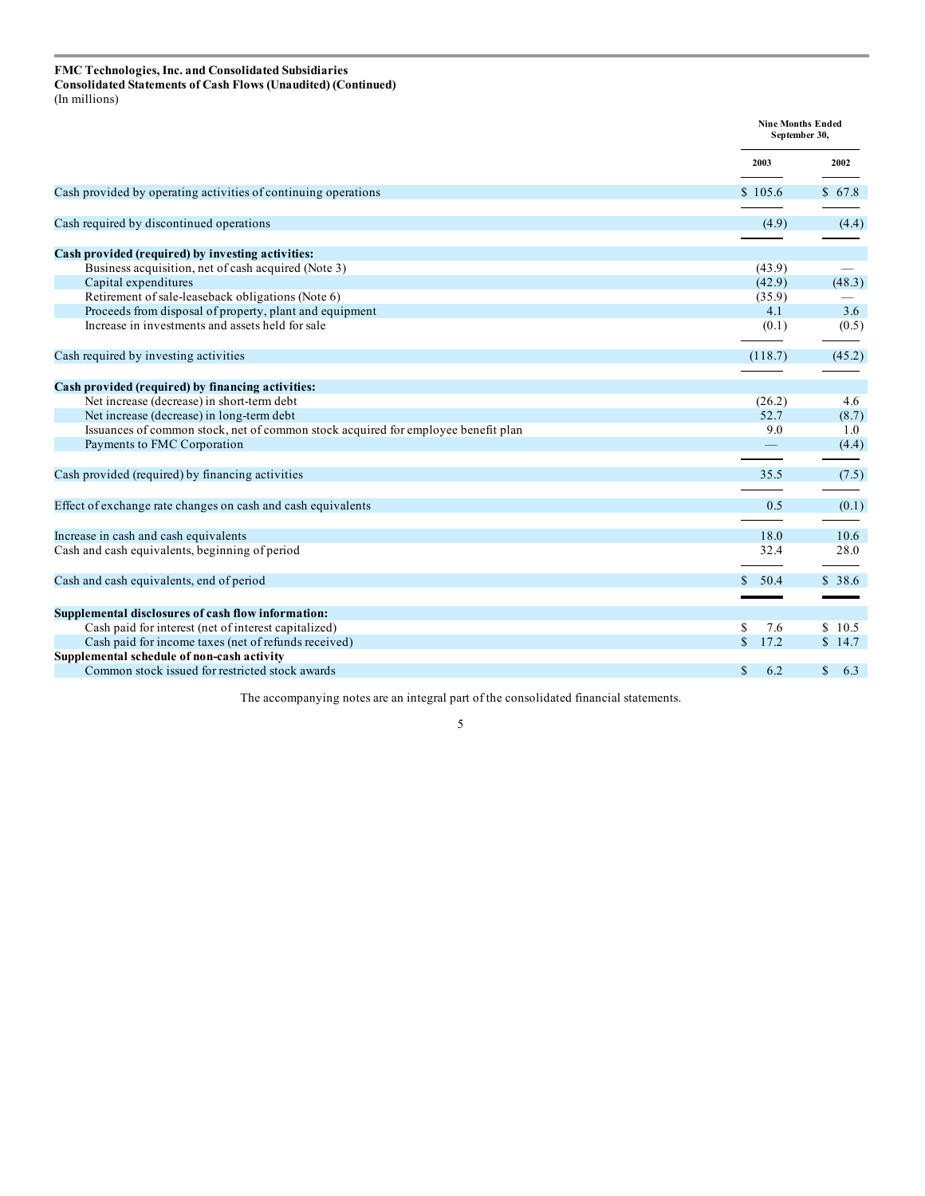**FMC Technologies, Inc. and Consolidated Subsidiaries**
**Consolidated Statements of Cash Flows (Unaudited) (Continued)**
(In millions)

| | Nine Months Ended September 30, | |
|---|---|---|
| | 2003 | 2002 |
| Cash provided by operating activities of continuing operations | $ 105.6 | $ 67.8 |
| Cash required by discontinued operations | (4.9) | (4.4) |
| **Cash provided (required) by investing activities:** | | |
| Business acquisition, net of cash acquired (Note 3) | (43.9) | — |
| Capital expenditures | (42.9) | (48.3) |
| Retirement of sale-leaseback obligations (Note 6) | (35.9) | — |
| Proceeds from disposal of property, plant and equipment | 4.1 | 3.6 |
| Increase in investments and assets held for sale | (0.1) | (0.5) |
| Cash required by investing activities | (118.7) | (45.2) |
| **Cash provided (required) by financing activities:** | | |
| Net increase (decrease) in short-term debt | (26.2) | 4.6 |
| Net increase (decrease) in long-term debt | 52.7 | (8.7) |
| Issuances of common stock, net of common stock acquired for employee benefit plan | 9.0 | 1.0 |
| Payments to FMC Corporation | — | (4.4) |
| Cash provided (required) by financing activities | 35.5 | (7.5) |
| Effect of exchange rate changes on cash and cash equivalents | 0.5 | (0.1) |
| Increase in cash and cash equivalents | 18.0 | 10.6 |
| Cash and cash equivalents, beginning of period | 32.4 | 28.0 |
| Cash and cash equivalents, end of period | $ 50.4 | $ 38.6 |
| **Supplemental disclosures of cash flow information:** | | |
| Cash paid for interest (net of interest capitalized) | $ 7.6 | $ 10.5 |
| Cash paid for income taxes (net of refunds received) | $ 17.2 | $ 14.7 |
| **Supplemental schedule of non-cash activity** | | |
| Common stock issued for restricted stock awards | $ 6.2 | $ 6.3 |

The accompanying notes are an integral part of the consolidated financial statements.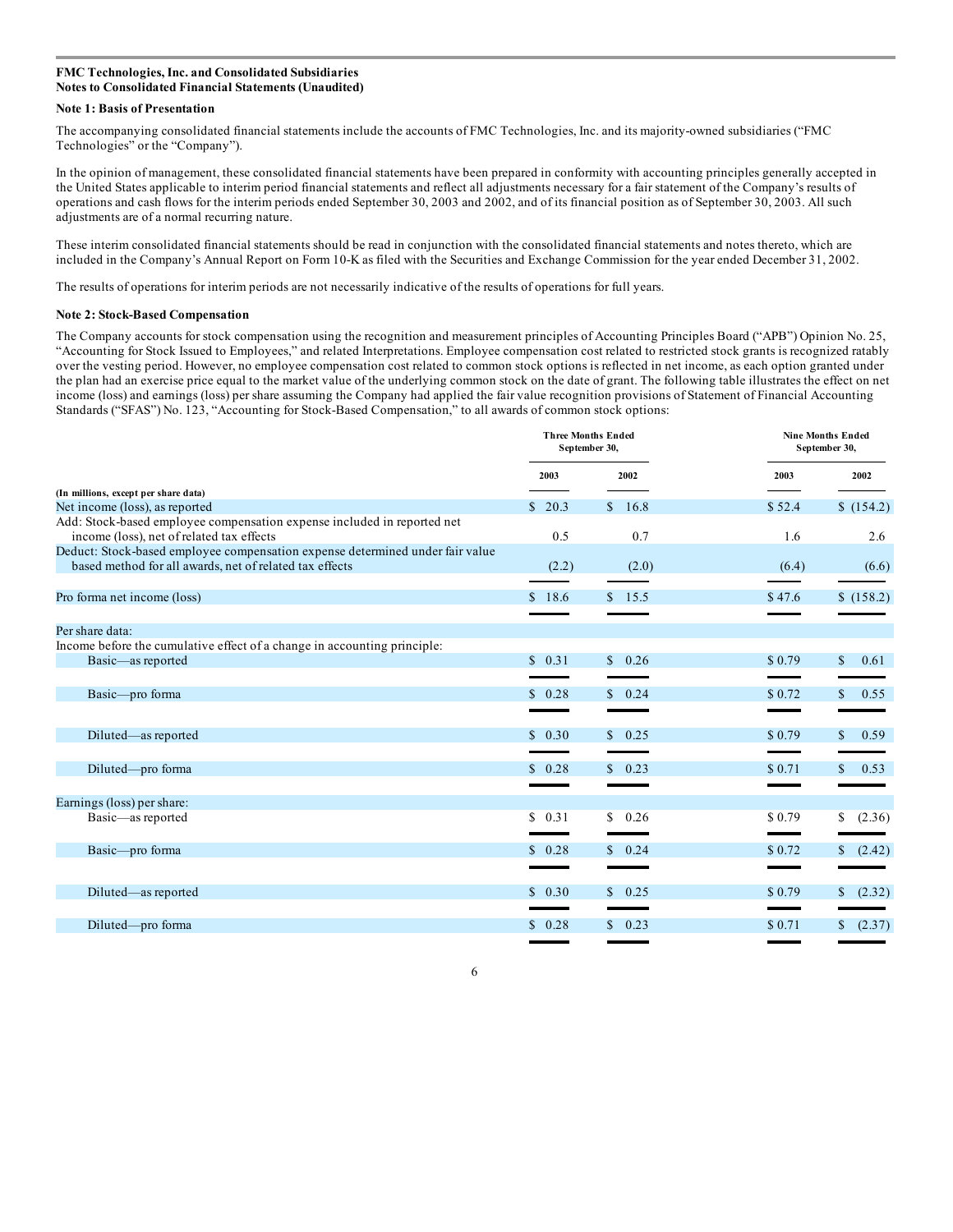**FMC Technologies, Inc. and Consolidated Subsidiaries**
**Notes to Consolidated Financial Statements (Unaudited)**

**Note 1: Basis of Presentation**

The accompanying consolidated financial statements include the accounts of FMC Technologies, Inc. and its majority-owned subsidiaries ("FMC Technologies" or the "Company").

In the opinion of management, these consolidated financial statements have been prepared in conformity with accounting principles generally accepted in the United States applicable to interim period financial statements and reflect all adjustments necessary for a fair statement of the Company's results of operations and cash flows for the interim periods ended September 30, 2003 and 2002, and of its financial position as of September 30, 2003. All such adjustments are of a normal recurring nature.

These interim consolidated financial statements should be read in conjunction with the consolidated financial statements and notes thereto, which are included in the Company's Annual Report on Form 10-K as filed with the Securities and Exchange Commission for the year ended December 31, 2002.

The results of operations for interim periods are not necessarily indicative of the results of operations for full years.

**Note 2: Stock-Based Compensation**

The Company accounts for stock compensation using the recognition and measurement principles of Accounting Principles Board ("APB") Opinion No. 25, "Accounting for Stock Issued to Employees," and related Interpretations. Employee compensation cost related to restricted stock grants is recognized ratably over the vesting period. However, no employee compensation cost related to common stock options is reflected in net income, as each option granted under the plan had an exercise price equal to the market value of the underlying common stock on the date of grant. The following table illustrates the effect on net income (loss) and earnings (loss) per share assuming the Company had applied the fair value recognition provisions of Statement of Financial Accounting Standards ("SFAS") No. 123, "Accounting for Stock-Based Compensation," to all awards of common stock options:

| (In millions, except per share data) | Three Months Ended September 30, 2003 | Three Months Ended September 30, 2002 | Nine Months Ended September 30, 2003 | Nine Months Ended September 30, 2002 |
|---|---|---|---|---|
| Net income (loss), as reported | $ 20.3 | $ 16.8 | $ 52.4 | $ (154.2) |
| Add: Stock-based employee compensation expense included in reported net income (loss), net of related tax effects | 0.5 | 0.7 | 1.6 | 2.6 |
| Deduct: Stock-based employee compensation expense determined under fair value based method for all awards, net of related tax effects | (2.2) | (2.0) | (6.4) | (6.6) |
| Pro forma net income (loss) | $ 18.6 | $ 15.5 | $ 47.6 | $ (158.2) |
| Per share data: | | | | |
| Income before the cumulative effect of a change in accounting principle: | | | | |
| Basic—as reported | $ 0.31 | $ 0.26 | $ 0.79 | $ 0.61 |
| Basic—pro forma | $ 0.28 | $ 0.24 | $ 0.72 | $ 0.55 |
| Diluted—as reported | $ 0.30 | $ 0.25 | $ 0.79 | $ 0.59 |
| Diluted—pro forma | $ 0.28 | $ 0.23 | $ 0.71 | $ 0.53 |
| Earnings (loss) per share: | | | | |
| Basic—as reported | $ 0.31 | $ 0.26 | $ 0.79 | $ (2.36) |
| Basic—pro forma | $ 0.28 | $ 0.24 | $ 0.72 | $ (2.42) |
| Diluted—as reported | $ 0.30 | $ 0.25 | $ 0.79 | $ (2.32) |
| Diluted—pro forma | $ 0.28 | $ 0.23 | $ 0.71 | $ (2.37) |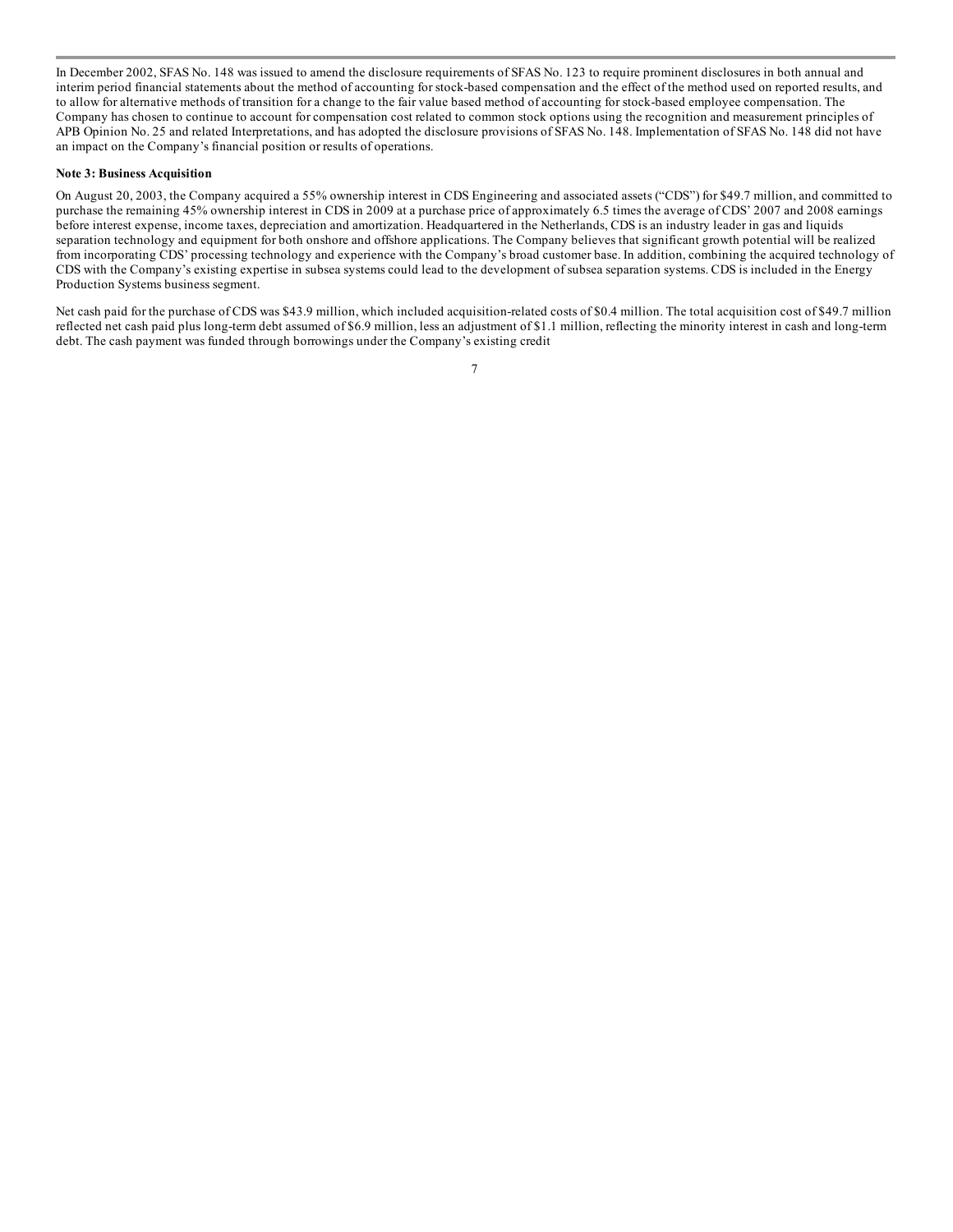In December 2002, SFAS No. 148 was issued to amend the disclosure requirements of SFAS No. 123 to require prominent disclosures in both annual and interim period financial statements about the method of accounting for stock-based compensation and the effect of the method used on reported results, and to allow for alternative methods of transition for a change to the fair value based method of accounting for stock-based employee compensation. The Company has chosen to continue to account for compensation cost related to common stock options using the recognition and measurement principles of APB Opinion No. 25 and related Interpretations, and has adopted the disclosure provisions of SFAS No. 148. Implementation of SFAS No. 148 did not have an impact on the Company's financial position or results of operations.

**Note 3: Business Acquisition**

On August 20, 2003, the Company acquired a 55% ownership interest in CDS Engineering and associated assets ("CDS") for $49.7 million, and committed to purchase the remaining 45% ownership interest in CDS in 2009 at a purchase price of approximately 6.5 times the average of CDS' 2007 and 2008 earnings before interest expense, income taxes, depreciation and amortization. Headquartered in the Netherlands, CDS is an industry leader in gas and liquids separation technology and equipment for both onshore and offshore applications. The Company believes that significant growth potential will be realized from incorporating CDS' processing technology and experience with the Company's broad customer base. In addition, combining the acquired technology of CDS with the Company's existing expertise in subsea systems could lead to the development of subsea separation systems. CDS is included in the Energy Production Systems business segment.

Net cash paid for the purchase of CDS was $43.9 million, which included acquisition-related costs of $0.4 million. The total acquisition cost of $49.7 million reflected net cash paid plus long-term debt assumed of $6.9 million, less an adjustment of $1.1 million, reflecting the minority interest in cash and long-term debt. The cash payment was funded through borrowings under the Company's existing credit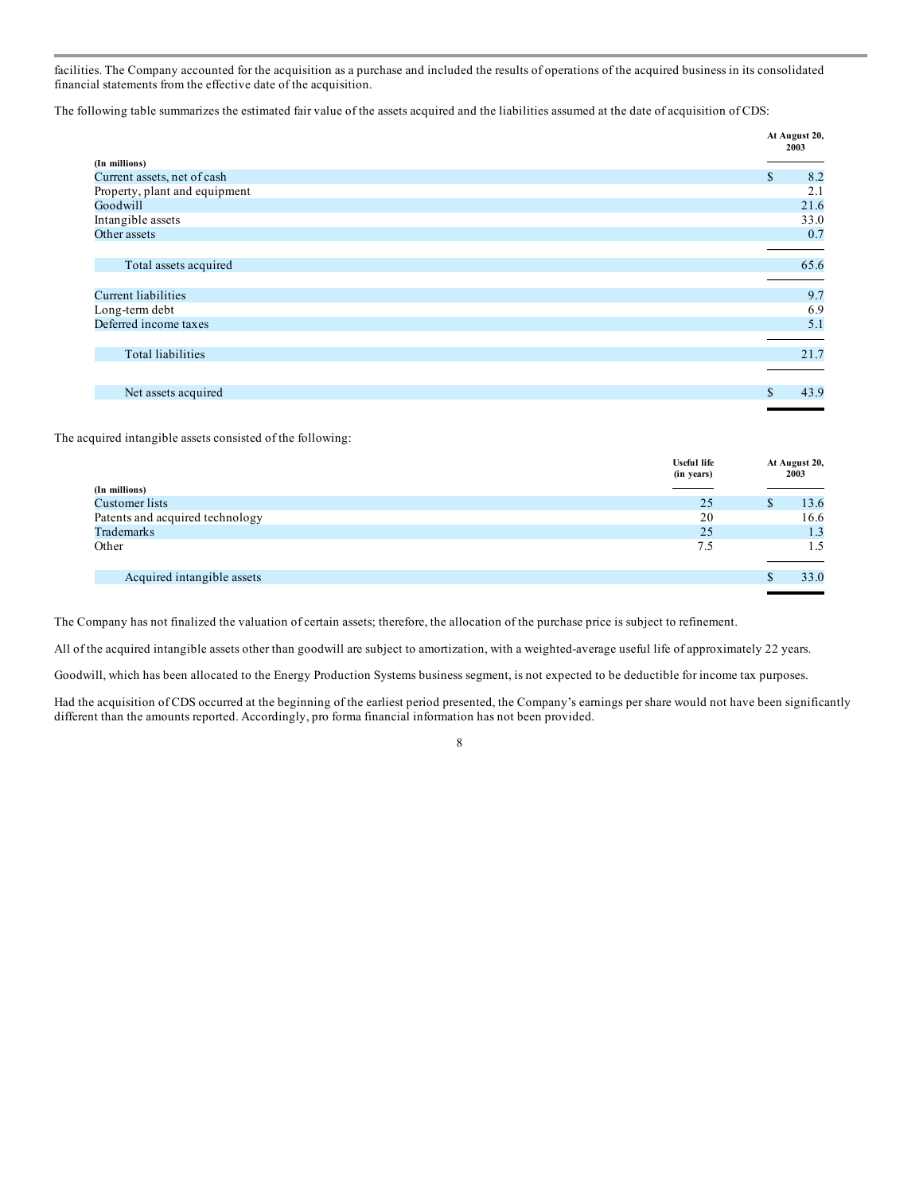facilities. The Company accounted for the acquisition as a purchase and included the results of operations of the acquired business in its consolidated financial statements from the effective date of the acquisition.

The following table summarizes the estimated fair value of the assets acquired and the liabilities assumed at the date of acquisition of CDS:

| (In millions) | At August 20, 2003 |
|---|---|
| Current assets, net of cash | $ 8.2 |
| Property, plant and equipment | 2.1 |
| Goodwill | 21.6 |
| Intangible assets | 33.0 |
| Other assets | 0.7 |
| Total assets acquired | 65.6 |
| Current liabilities | 9.7 |
| Long-term debt | 6.9 |
| Deferred income taxes | 5.1 |
| Total liabilities | 21.7 |
| Net assets acquired | $ 43.9 |

The acquired intangible assets consisted of the following:

| (In millions) | Useful life (in years) | At August 20, 2003 |
|---|---|---|
| Customer lists | 25 | $ 13.6 |
| Patents and acquired technology | 20 | 16.6 |
| Trademarks | 25 | 1.3 |
| Other | 7.5 | 1.5 |
| Acquired intangible assets | | $ 33.0 |

The Company has not finalized the valuation of certain assets; therefore, the allocation of the purchase price is subject to refinement.

All of the acquired intangible assets other than goodwill are subject to amortization, with a weighted-average useful life of approximately 22 years.

Goodwill, which has been allocated to the Energy Production Systems business segment, is not expected to be deductible for income tax purposes.

Had the acquisition of CDS occurred at the beginning of the earliest period presented, the Company's earnings per share would not have been significantly different than the amounts reported. Accordingly, pro forma financial information has not been provided.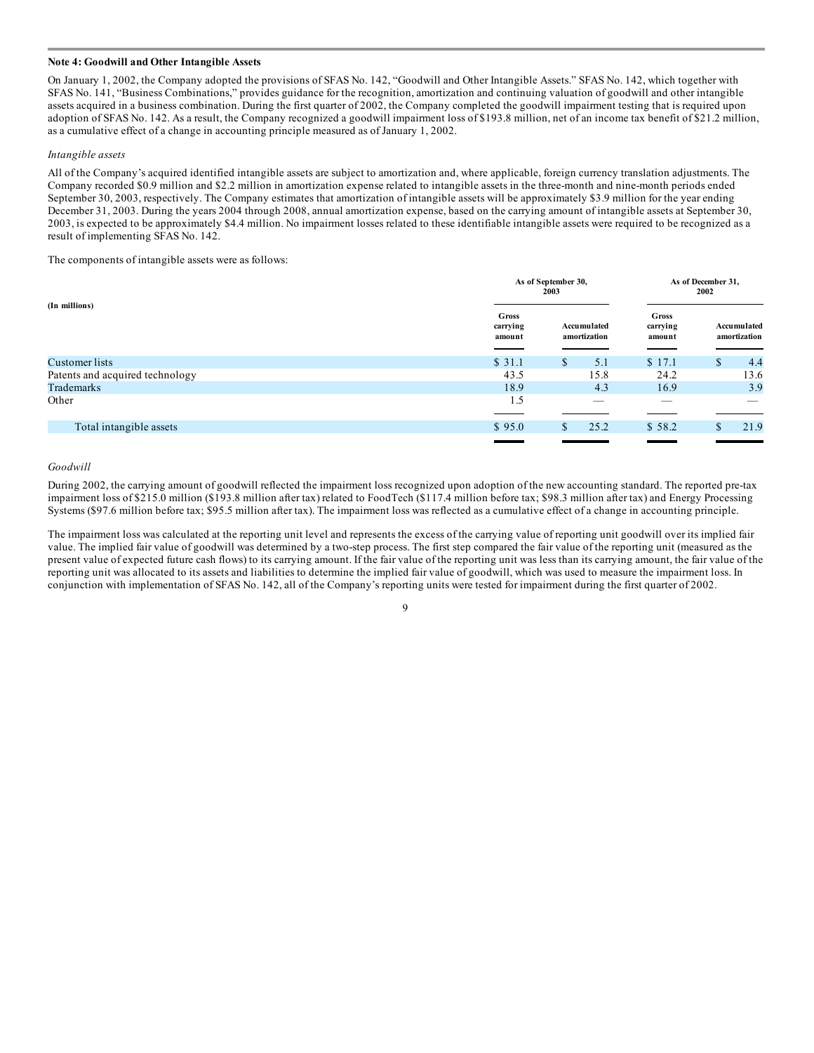**Note 4: Goodwill and Other Intangible Assets**

On January 1, 2002, the Company adopted the provisions of SFAS No. 142, "Goodwill and Other Intangible Assets." SFAS No. 142, which together with SFAS No. 141, "Business Combinations," provides guidance for the recognition, amortization and continuing valuation of goodwill and other intangible assets acquired in a business combination. During the first quarter of 2002, the Company completed the goodwill impairment testing that is required upon adoption of SFAS No. 142. As a result, the Company recognized a goodwill impairment loss of $193.8 million, net of an income tax benefit of $21.2 million, as a cumulative effect of a change in accounting principle measured as of January 1, 2002.

*Intangible assets*

All of the Company's acquired identified intangible assets are subject to amortization and, where applicable, foreign currency translation adjustments. The Company recorded $0.9 million and $2.2 million in amortization expense related to intangible assets in the three-month and nine-month periods ended September 30, 2003, respectively. The Company estimates that amortization of intangible assets will be approximately $3.9 million for the year ending December 31, 2003. During the years 2004 through 2008, annual amortization expense, based on the carrying amount of intangible assets at September 30, 2003, is expected to be approximately $4.4 million. No impairment losses related to these identifiable intangible assets were required to be recognized as a result of implementing SFAS No. 142.

The components of intangible assets were as follows:

| (In millions) | As of September 30, 2003 | | As of December 31, 2002 | |
|---|---|---|---|---|
| | Gross carrying amount | Accumulated amortization | Gross carrying amount | Accumulated amortization |
| Customer lists | $ 31.1 | $ 5.1 | $ 17.1 | $ 4.4 |
| Patents and acquired technology | 43.5 | 15.8 | 24.2 | 13.6 |
| Trademarks | 18.9 | 4.3 | 16.9 | 3.9 |
| Other | 1.5 | — | — | — |
| Total intangible assets | $ 95.0 | $ 25.2 | $ 58.2 | $ 21.9 |

*Goodwill*

During 2002, the carrying amount of goodwill reflected the impairment loss recognized upon adoption of the new accounting standard. The reported pre-tax impairment loss of $215.0 million ($193.8 million after tax) related to FoodTech ($117.4 million before tax; $98.3 million after tax) and Energy Processing Systems ($97.6 million before tax; $95.5 million after tax). The impairment loss was reflected as a cumulative effect of a change in accounting principle.

The impairment loss was calculated at the reporting unit level and represents the excess of the carrying value of reporting unit goodwill over its implied fair value. The implied fair value of goodwill was determined by a two-step process. The first step compared the fair value of the reporting unit (measured as the present value of expected future cash flows) to its carrying amount. If the fair value of the reporting unit was less than its carrying amount, the fair value of the reporting unit was allocated to its assets and liabilities to determine the implied fair value of goodwill, which was used to measure the impairment loss. In conjunction with implementation of SFAS No. 142, all of the Company's reporting units were tested for impairment during the first quarter of 2002.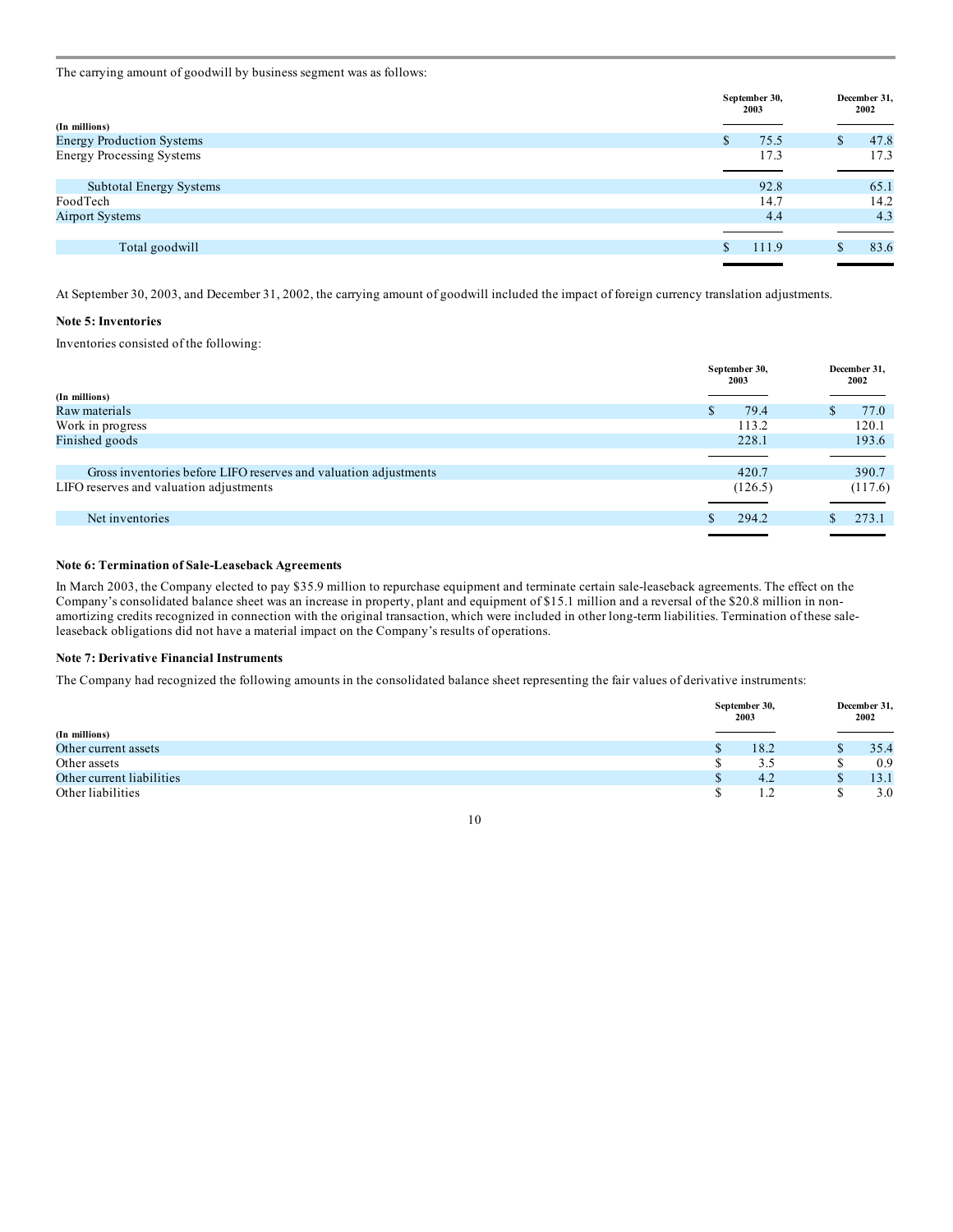The carrying amount of goodwill by business segment was as follows:

| (In millions) | September 30, 2003 | December 31, 2002 |
|---|---|---|
| Energy Production Systems | $ 75.5 | $ 47.8 |
| Energy Processing Systems | 17.3 | 17.3 |
| Subtotal Energy Systems | 92.8 | 65.1 |
| FoodTech | 14.7 | 14.2 |
| Airport Systems | 4.4 | 4.3 |
| Total goodwill | $ 111.9 | $ 83.6 |

At September 30, 2003, and December 31, 2002, the carrying amount of goodwill included the impact of foreign currency translation adjustments.

**Note 5: Inventories**

Inventories consisted of the following:

| (In millions) | September 30, 2003 | December 31, 2002 |
|---|---|---|
| Raw materials | $ 79.4 | $ 77.0 |
| Work in progress | 113.2 | 120.1 |
| Finished goods | 228.1 | 193.6 |
| Gross inventories before LIFO reserves and valuation adjustments | 420.7 | 390.7 |
| LIFO reserves and valuation adjustments | (126.5) | (117.6) |
| Net inventories | $ 294.2 | $ 273.1 |

**Note 6: Termination of Sale-Leaseback Agreements**

In March 2003, the Company elected to pay $35.9 million to repurchase equipment and terminate certain sale-leaseback agreements. The effect on the Company's consolidated balance sheet was an increase in property, plant and equipment of $15.1 million and a reversal of the $20.8 million in non-amortizing credits recognized in connection with the original transaction, which were included in other long-term liabilities. Termination of these sale-leaseback obligations did not have a material impact on the Company's results of operations.

**Note 7: Derivative Financial Instruments**

The Company had recognized the following amounts in the consolidated balance sheet representing the fair values of derivative instruments:

| (In millions) | September 30, 2003 | December 31, 2002 |
|---|---|---|
| Other current assets | $ 18.2 | $ 35.4 |
| Other assets | $ 3.5 | $ 0.9 |
| Other current liabilities | $ 4.2 | $ 13.1 |
| Other liabilities | $ 1.2 | $ 3.0 |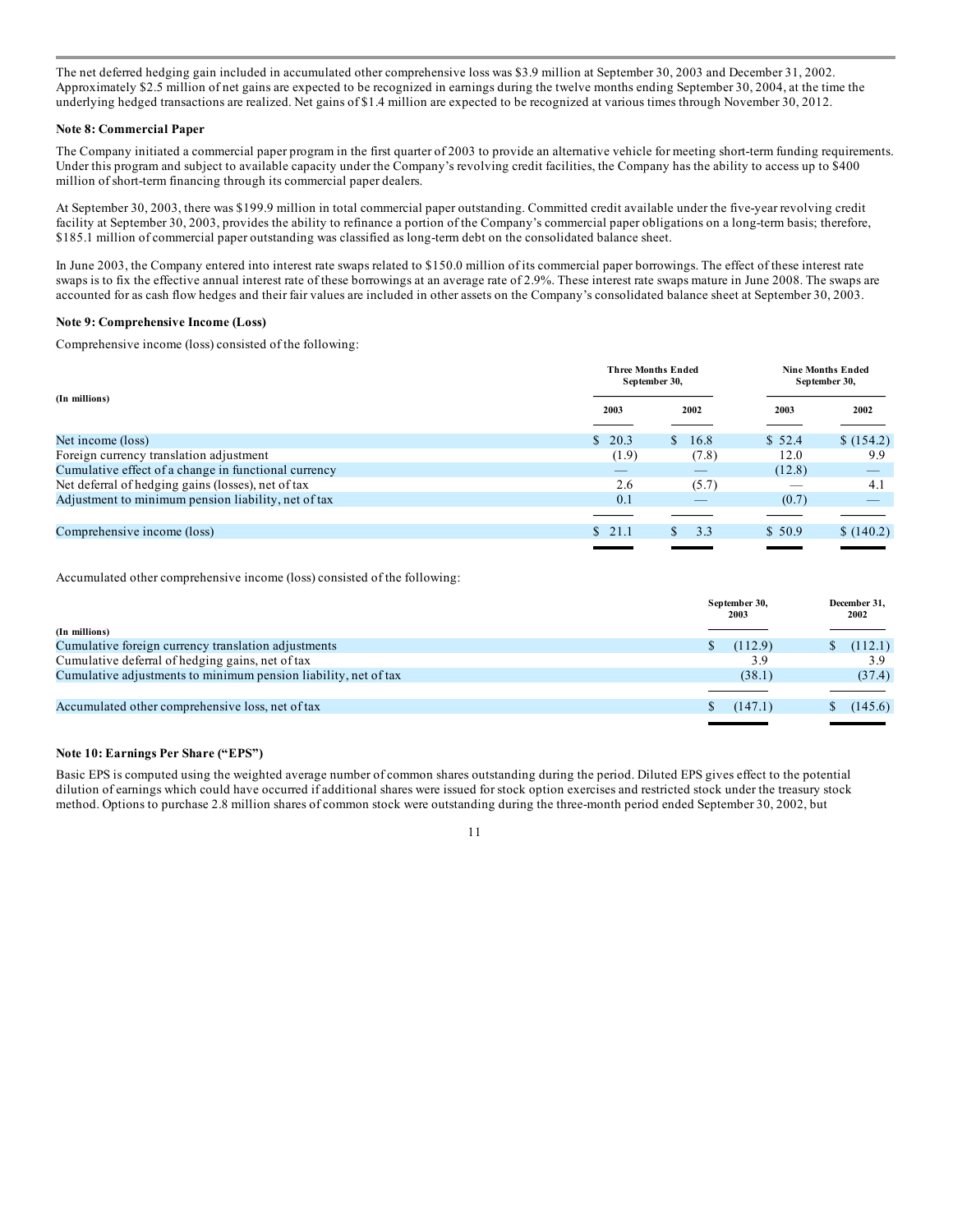The net deferred hedging gain included in accumulated other comprehensive loss was $3.9 million at September 30, 2003 and December 31, 2002. Approximately $2.5 million of net gains are expected to be recognized in earnings during the twelve months ending September 30, 2004, at the time the underlying hedged transactions are realized. Net gains of $1.4 million are expected to be recognized at various times through November 30, 2012.

**Note 8: Commercial Paper**

The Company initiated a commercial paper program in the first quarter of 2003 to provide an alternative vehicle for meeting short-term funding requirements. Under this program and subject to available capacity under the Company's revolving credit facilities, the Company has the ability to access up to $400 million of short-term financing through its commercial paper dealers.

At September 30, 2003, there was $199.9 million in total commercial paper outstanding. Committed credit available under the five-year revolving credit facility at September 30, 2003, provides the ability to refinance a portion of the Company's commercial paper obligations on a long-term basis; therefore, $185.1 million of commercial paper outstanding was classified as long-term debt on the consolidated balance sheet.

In June 2003, the Company entered into interest rate swaps related to $150.0 million of its commercial paper borrowings. The effect of these interest rate swaps is to fix the effective annual interest rate of these borrowings at an average rate of 2.9%. These interest rate swaps mature in June 2008. The swaps are accounted for as cash flow hedges and their fair values are included in other assets on the Company's consolidated balance sheet at September 30, 2003.

**Note 9: Comprehensive Income (Loss)**

Comprehensive income (loss) consisted of the following:

| (In millions) | Three Months Ended September 30, 2003 | Three Months Ended September 30, 2002 | Nine Months Ended September 30, 2003 | Nine Months Ended September 30, 2002 |
|---|---|---|---|---|
| Net income (loss) | $ 20.3 | $ 16.8 | $ 52.4 | $ (154.2) |
| Foreign currency translation adjustment | (1.9) | (7.8) | 12.0 | 9.9 |
| Cumulative effect of a change in functional currency | — | — | (12.8) | — |
| Net deferral of hedging gains (losses), net of tax | 2.6 | (5.7) | — | 4.1 |
| Adjustment to minimum pension liability, net of tax | 0.1 | — | (0.7) | — |
| Comprehensive income (loss) | $ 21.1 | $ 3.3 | $ 50.9 | $ (140.2) |

Accumulated other comprehensive income (loss) consisted of the following:

| (In millions) | September 30, 2003 | December 31, 2002 |
|---|---|---|
| Cumulative foreign currency translation adjustments | $ (112.9) | $ (112.1) |
| Cumulative deferral of hedging gains, net of tax | 3.9 | 3.9 |
| Cumulative adjustments to minimum pension liability, net of tax | (38.1) | (37.4) |
| Accumulated other comprehensive loss, net of tax | $ (147.1) | $ (145.6) |

**Note 10: Earnings Per Share ("EPS")**

Basic EPS is computed using the weighted average number of common shares outstanding during the period. Diluted EPS gives effect to the potential dilution of earnings which could have occurred if additional shares were issued for stock option exercises and restricted stock under the treasury stock method. Options to purchase 2.8 million shares of common stock were outstanding during the three-month period ended September 30, 2002, but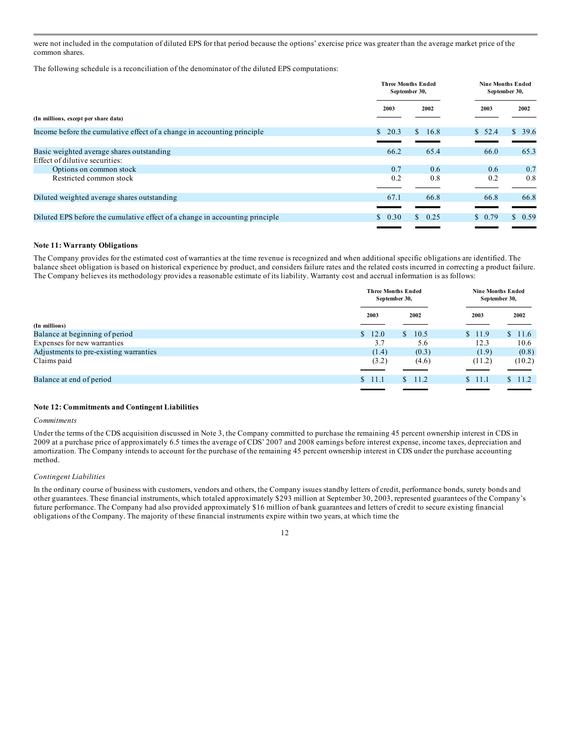were not included in the computation of diluted EPS for that period because the options' exercise price was greater than the average market price of the common shares.

The following schedule is a reconciliation of the denominator of the diluted EPS computations:

| (In millions, except per share data) | Three Months Ended September 30, 2003 | Three Months Ended September 30, 2002 | Nine Months Ended September 30, 2003 | Nine Months Ended September 30, 2002 |
|---|---|---|---|---|
| Income before the cumulative effect of a change in accounting principle | $ 20.3 | $ 16.8 | $ 52.4 | $ 39.6 |
| Basic weighted average shares outstanding | 66.2 | 65.4 | 66.0 | 65.3 |
| Effect of dilutive securities: | | | | |
| Options on common stock | 0.7 | 0.6 | 0.6 | 0.7 |
| Restricted common stock | 0.2 | 0.8 | 0.2 | 0.8 |
| Diluted weighted average shares outstanding | 67.1 | 66.8 | 66.8 | 66.8 |
| Diluted EPS before the cumulative effect of a change in accounting principle | $ 0.30 | $ 0.25 | $ 0.79 | $ 0.59 |

**Note 11: Warranty Obligations**

The Company provides for the estimated cost of warranties at the time revenue is recognized and when additional specific obligations are identified. The balance sheet obligation is based on historical experience by product, and considers failure rates and the related costs incurred in correcting a product failure. The Company believes its methodology provides a reasonable estimate of its liability. Warranty cost and accrual information is as follows:

| (In millions) | Three Months Ended September 30, 2003 | Three Months Ended September 30, 2002 | Nine Months Ended September 30, 2003 | Nine Months Ended September 30, 2002 |
|---|---|---|---|---|
| Balance at beginning of period | $ 12.0 | $ 10.5 | $ 11.9 | $ 11.6 |
| Expenses for new warranties | 3.7 | 5.6 | 12.3 | 10.6 |
| Adjustments to pre-existing warranties | (1.4) | (0.3) | (1.9) | (0.8) |
| Claims paid | (3.2) | (4.6) | (11.2) | (10.2) |
| Balance at end of period | $ 11.1 | $ 11.2 | $ 11.1 | $ 11.2 |

**Note 12: Commitments and Contingent Liabilities**

*Commitments*

Under the terms of the CDS acquisition discussed in Note 3, the Company committed to purchase the remaining 45 percent ownership interest in CDS in 2009 at a purchase price of approximately 6.5 times the average of CDS' 2007 and 2008 earnings before interest expense, income taxes, depreciation and amortization. The Company intends to account for the purchase of the remaining 45 percent ownership interest in CDS under the purchase accounting method.

*Contingent Liabilities*

In the ordinary course of business with customers, vendors and others, the Company issues standby letters of credit, performance bonds, surety bonds and other guarantees. These financial instruments, which totaled approximately $293 million at September 30, 2003, represented guarantees of the Company's future performance. The Company had also provided approximately $16 million of bank guarantees and letters of credit to secure existing financial obligations of the Company. The majority of these financial instruments expire within two years, at which time the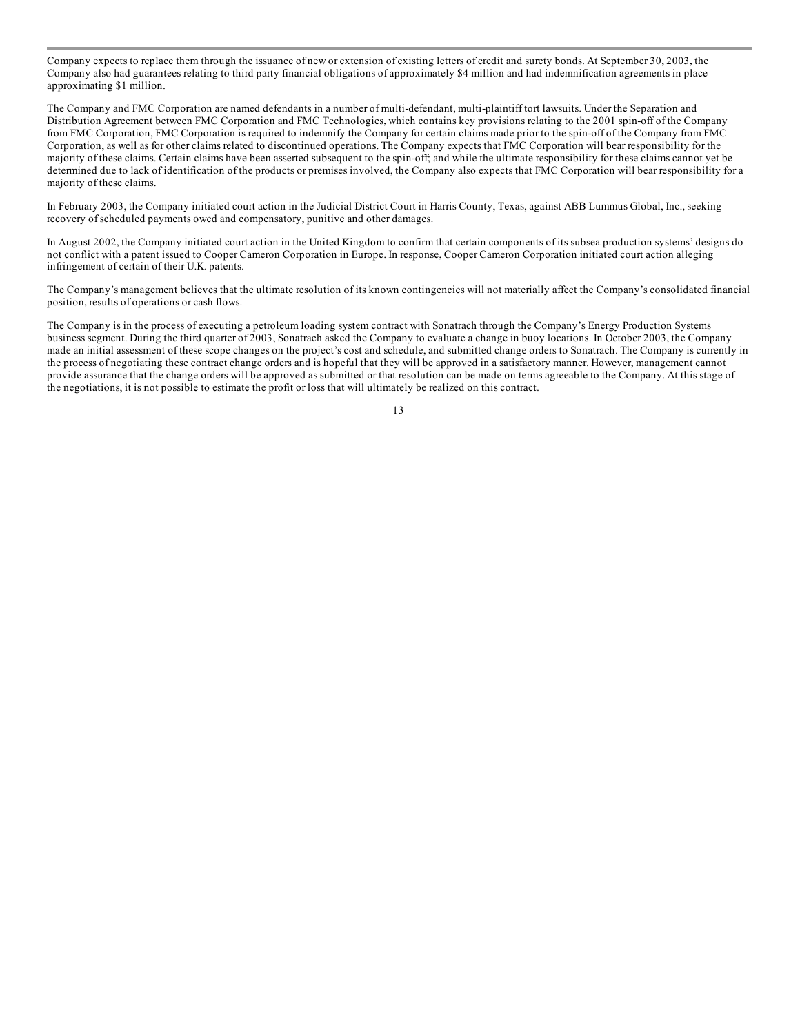Company expects to replace them through the issuance of new or extension of existing letters of credit and surety bonds. At September 30, 2003, the Company also had guarantees relating to third party financial obligations of approximately $4 million and had indemnification agreements in place approximating $1 million.

The Company and FMC Corporation are named defendants in a number of multi-defendant, multi-plaintiff tort lawsuits. Under the Separation and Distribution Agreement between FMC Corporation and FMC Technologies, which contains key provisions relating to the 2001 spin-off of the Company from FMC Corporation, FMC Corporation is required to indemnify the Company for certain claims made prior to the spin-off of the Company from FMC Corporation, as well as for other claims related to discontinued operations. The Company expects that FMC Corporation will bear responsibility for the majority of these claims. Certain claims have been asserted subsequent to the spin-off; and while the ultimate responsibility for these claims cannot yet be determined due to lack of identification of the products or premises involved, the Company also expects that FMC Corporation will bear responsibility for a majority of these claims.

In February 2003, the Company initiated court action in the Judicial District Court in Harris County, Texas, against ABB Lummus Global, Inc., seeking recovery of scheduled payments owed and compensatory, punitive and other damages.

In August 2002, the Company initiated court action in the United Kingdom to confirm that certain components of its subsea production systems' designs do not conflict with a patent issued to Cooper Cameron Corporation in Europe. In response, Cooper Cameron Corporation initiated court action alleging infringement of certain of their U.K. patents.

The Company's management believes that the ultimate resolution of its known contingencies will not materially affect the Company's consolidated financial position, results of operations or cash flows.

The Company is in the process of executing a petroleum loading system contract with Sonatrach through the Company's Energy Production Systems business segment. During the third quarter of 2003, Sonatrach asked the Company to evaluate a change in buoy locations. In October 2003, the Company made an initial assessment of these scope changes on the project's cost and schedule, and submitted change orders to Sonatrach. The Company is currently in the process of negotiating these contract change orders and is hopeful that they will be approved in a satisfactory manner. However, management cannot provide assurance that the change orders will be approved as submitted or that resolution can be made on terms agreeable to the Company. At this stage of the negotiations, it is not possible to estimate the profit or loss that will ultimately be realized on this contract.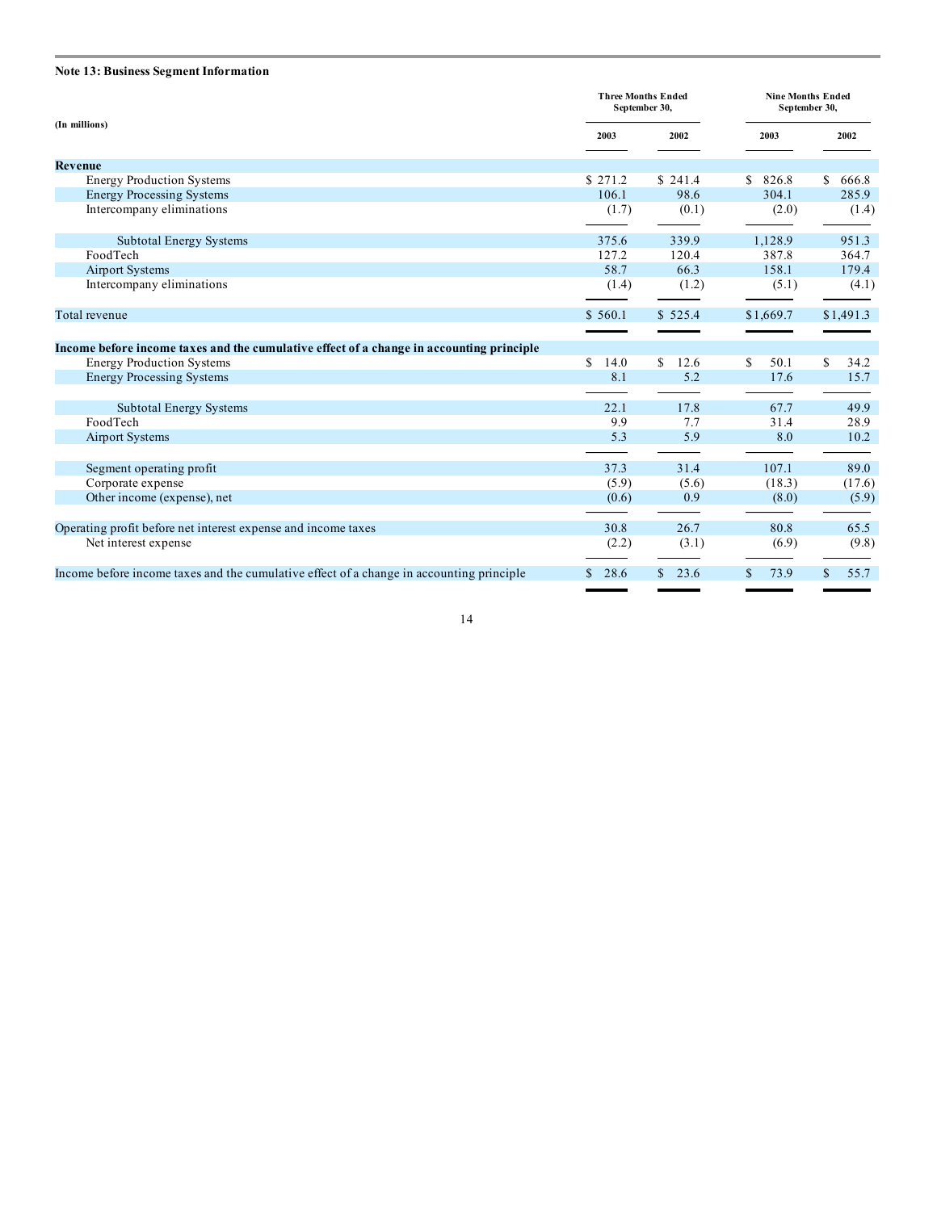**Note 13: Business Segment Information**

| (In millions) | Three Months Ended September 30, | | Nine Months Ended September 30, | |
|---|---|---|---|---|
| | 2003 | 2002 | 2003 | 2002 |
| **Revenue** | | | | |
| Energy Production Systems | $ 271.2 | $ 241.4 | $ 826.8 | $ 666.8 |
| Energy Processing Systems | 106.1 | 98.6 | 304.1 | 285.9 |
| Intercompany eliminations | (1.7) | (0.1) | (2.0) | (1.4) |
| Subtotal Energy Systems | 375.6 | 339.9 | 1,128.9 | 951.3 |
| FoodTech | 127.2 | 120.4 | 387.8 | 364.7 |
| Airport Systems | 58.7 | 66.3 | 158.1 | 179.4 |
| Intercompany eliminations | (1.4) | (1.2) | (5.1) | (4.1) |
| Total revenue | $ 560.1 | $ 525.4 | $1,669.7 | $1,491.3 |
| **Income before income taxes and the cumulative effect of a change in accounting principle** | | | | |
| Energy Production Systems | $ 14.0 | $ 12.6 | $ 50.1 | $ 34.2 |
| Energy Processing Systems | 8.1 | 5.2 | 17.6 | 15.7 |
| Subtotal Energy Systems | 22.1 | 17.8 | 67.7 | 49.9 |
| FoodTech | 9.9 | 7.7 | 31.4 | 28.9 |
| Airport Systems | 5.3 | 5.9 | 8.0 | 10.2 |
| Segment operating profit | 37.3 | 31.4 | 107.1 | 89.0 |
| Corporate expense | (5.9) | (5.6) | (18.3) | (17.6) |
| Other income (expense), net | (0.6) | 0.9 | (8.0) | (5.9) |
| Operating profit before net interest expense and income taxes | 30.8 | 26.7 | 80.8 | 65.5 |
| Net interest expense | (2.2) | (3.1) | (6.9) | (9.8) |
| Income before income taxes and the cumulative effect of a change in accounting principle | $ 28.6 | $ 23.6 | $ 73.9 | $ 55.7 |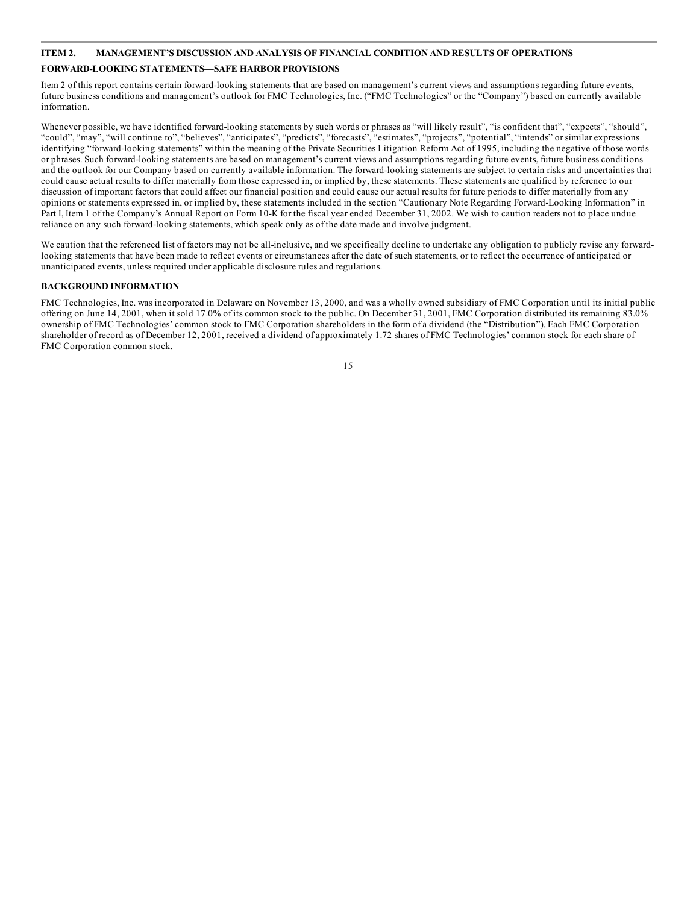## ITEM 2. MANAGEMENT'S DISCUSSION AND ANALYSIS OF FINANCIAL CONDITION AND RESULTS OF OPERATIONS

### FORWARD-LOOKING STATEMENTS—SAFE HARBOR PROVISIONS

Item 2 of this report contains certain forward-looking statements that are based on management's current views and assumptions regarding future events, future business conditions and management's outlook for FMC Technologies, Inc. ("FMC Technologies" or the "Company") based on currently available information.

Whenever possible, we have identified forward-looking statements by such words or phrases as "will likely result", "is confident that", "expects", "should", "could", "may", "will continue to", "believes", "anticipates", "predicts", "forecasts", "estimates", "projects", "potential", "intends" or similar expressions identifying "forward-looking statements" within the meaning of the Private Securities Litigation Reform Act of 1995, including the negative of those words or phrases. Such forward-looking statements are based on management's current views and assumptions regarding future events, future business conditions and the outlook for our Company based on currently available information. The forward-looking statements are subject to certain risks and uncertainties that could cause actual results to differ materially from those expressed in, or implied by, these statements. These statements are qualified by reference to our discussion of important factors that could affect our financial position and could cause our actual results for future periods to differ materially from any opinions or statements expressed in, or implied by, these statements included in the section "Cautionary Note Regarding Forward-Looking Information" in Part I, Item 1 of the Company's Annual Report on Form 10-K for the fiscal year ended December 31, 2002. We wish to caution readers not to place undue reliance on any such forward-looking statements, which speak only as of the date made and involve judgment.

We caution that the referenced list of factors may not be all-inclusive, and we specifically decline to undertake any obligation to publicly revise any forward-looking statements that have been made to reflect events or circumstances after the date of such statements, or to reflect the occurrence of anticipated or unanticipated events, unless required under applicable disclosure rules and regulations.

### BACKGROUND INFORMATION

FMC Technologies, Inc. was incorporated in Delaware on November 13, 2000, and was a wholly owned subsidiary of FMC Corporation until its initial public offering on June 14, 2001, when it sold 17.0% of its common stock to the public. On December 31, 2001, FMC Corporation distributed its remaining 83.0% ownership of FMC Technologies' common stock to FMC Corporation shareholders in the form of a dividend (the "Distribution"). Each FMC Corporation shareholder of record as of December 12, 2001, received a dividend of approximately 1.72 shares of FMC Technologies' common stock for each share of FMC Corporation common stock.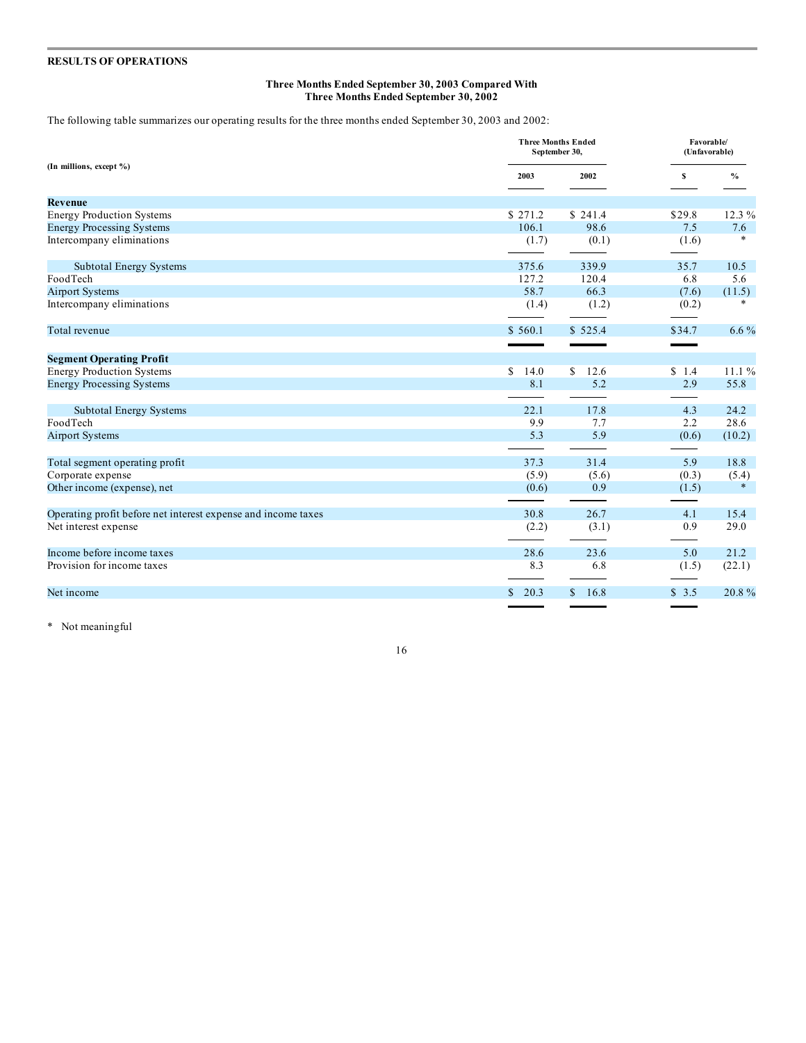## RESULTS OF OPERATIONS

**Three Months Ended September 30, 2003 Compared With**
**Three Months Ended September 30, 2002**

The following table summarizes our operating results for the three months ended September 30, 2003 and 2002:

| (In millions, except %) | Three Months Ended September 30, 2003 | 2002 | Favorable/ (Unfavorable) $ | % |
|---|---|---|---|---|
| **Revenue** | | | | |
| Energy Production Systems | $ 271.2 | $ 241.4 | $29.8 | 12.3 % |
| Energy Processing Systems | 106.1 | 98.6 | 7.5 | 7.6 |
| Intercompany eliminations | (1.7) | (0.1) | (1.6) | * |
| Subtotal Energy Systems | 375.6 | 339.9 | 35.7 | 10.5 |
| FoodTech | 127.2 | 120.4 | 6.8 | 5.6 |
| Airport Systems | 58.7 | 66.3 | (7.6) | (11.5) |
| Intercompany eliminations | (1.4) | (1.2) | (0.2) | * |
| Total revenue | $ 560.1 | $ 525.4 | $34.7 | 6.6 % |
| **Segment Operating Profit** | | | | |
| Energy Production Systems | $ 14.0 | $ 12.6 | $ 1.4 | 11.1 % |
| Energy Processing Systems | 8.1 | 5.2 | 2.9 | 55.8 |
| Subtotal Energy Systems | 22.1 | 17.8 | 4.3 | 24.2 |
| FoodTech | 9.9 | 7.7 | 2.2 | 28.6 |
| Airport Systems | 5.3 | 5.9 | (0.6) | (10.2) |
| Total segment operating profit | 37.3 | 31.4 | 5.9 | 18.8 |
| Corporate expense | (5.9) | (5.6) | (0.3) | (5.4) |
| Other income (expense), net | (0.6) | 0.9 | (1.5) | * |
| Operating profit before net interest expense and income taxes | 30.8 | 26.7 | 4.1 | 15.4 |
| Net interest expense | (2.2) | (3.1) | 0.9 | 29.0 |
| Income before income taxes | 28.6 | 23.6 | 5.0 | 21.2 |
| Provision for income taxes | 8.3 | 6.8 | (1.5) | (22.1) |
| Net income | $ 20.3 | $ 16.8 | $ 3.5 | 20.8 % |

\* Not meaningful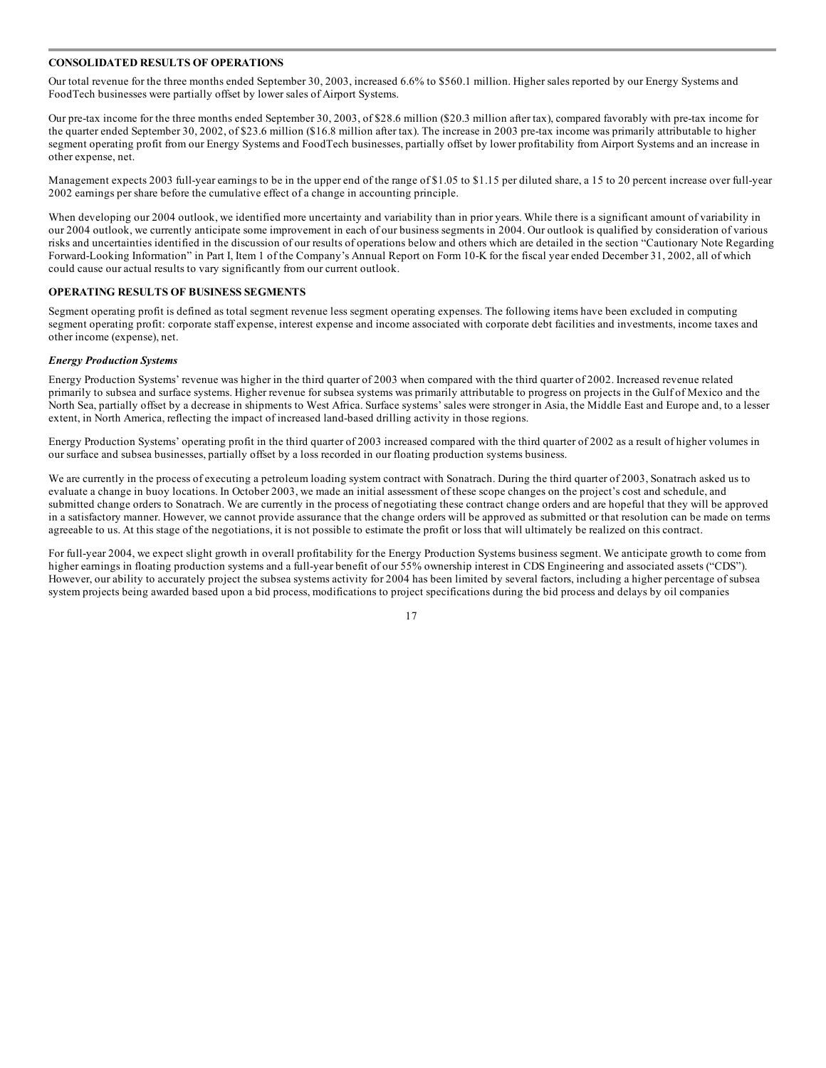## CONSOLIDATED RESULTS OF OPERATIONS

Our total revenue for the three months ended September 30, 2003, increased 6.6% to $560.1 million. Higher sales reported by our Energy Systems and FoodTech businesses were partially offset by lower sales of Airport Systems.

Our pre-tax income for the three months ended September 30, 2003, of $28.6 million ($20.3 million after tax), compared favorably with pre-tax income for the quarter ended September 30, 2002, of $23.6 million ($16.8 million after tax). The increase in 2003 pre-tax income was primarily attributable to higher segment operating profit from our Energy Systems and FoodTech businesses, partially offset by lower profitability from Airport Systems and an increase in other expense, net.

Management expects 2003 full-year earnings to be in the upper end of the range of $1.05 to $1.15 per diluted share, a 15 to 20 percent increase over full-year 2002 earnings per share before the cumulative effect of a change in accounting principle.

When developing our 2004 outlook, we identified more uncertainty and variability than in prior years. While there is a significant amount of variability in our 2004 outlook, we currently anticipate some improvement in each of our business segments in 2004. Our outlook is qualified by consideration of various risks and uncertainties identified in the discussion of our results of operations below and others which are detailed in the section "Cautionary Note Regarding Forward-Looking Information" in Part I, Item 1 of the Company's Annual Report on Form 10-K for the fiscal year ended December 31, 2002, all of which could cause our actual results to vary significantly from our current outlook.

## OPERATING RESULTS OF BUSINESS SEGMENTS

Segment operating profit is defined as total segment revenue less segment operating expenses. The following items have been excluded in computing segment operating profit: corporate staff expense, interest expense and income associated with corporate debt facilities and investments, income taxes and other income (expense), net.

### *Energy Production Systems*

Energy Production Systems' revenue was higher in the third quarter of 2003 when compared with the third quarter of 2002. Increased revenue related primarily to subsea and surface systems. Higher revenue for subsea systems was primarily attributable to progress on projects in the Gulf of Mexico and the North Sea, partially offset by a decrease in shipments to West Africa. Surface systems' sales were stronger in Asia, the Middle East and Europe and, to a lesser extent, in North America, reflecting the impact of increased land-based drilling activity in those regions.

Energy Production Systems' operating profit in the third quarter of 2003 increased compared with the third quarter of 2002 as a result of higher volumes in our surface and subsea businesses, partially offset by a loss recorded in our floating production systems business.

We are currently in the process of executing a petroleum loading system contract with Sonatrach. During the third quarter of 2003, Sonatrach asked us to evaluate a change in buoy locations. In October 2003, we made an initial assessment of these scope changes on the project's cost and schedule, and submitted change orders to Sonatrach. We are currently in the process of negotiating these contract change orders and are hopeful that they will be approved in a satisfactory manner. However, we cannot provide assurance that the change orders will be approved as submitted or that resolution can be made on terms agreeable to us. At this stage of the negotiations, it is not possible to estimate the profit or loss that will ultimately be realized on this contract.

For full-year 2004, we expect slight growth in overall profitability for the Energy Production Systems business segment. We anticipate growth to come from higher earnings in floating production systems and a full-year benefit of our 55% ownership interest in CDS Engineering and associated assets ("CDS"). However, our ability to accurately project the subsea systems activity for 2004 has been limited by several factors, including a higher percentage of subsea system projects being awarded based upon a bid process, modifications to project specifications during the bid process and delays by oil companies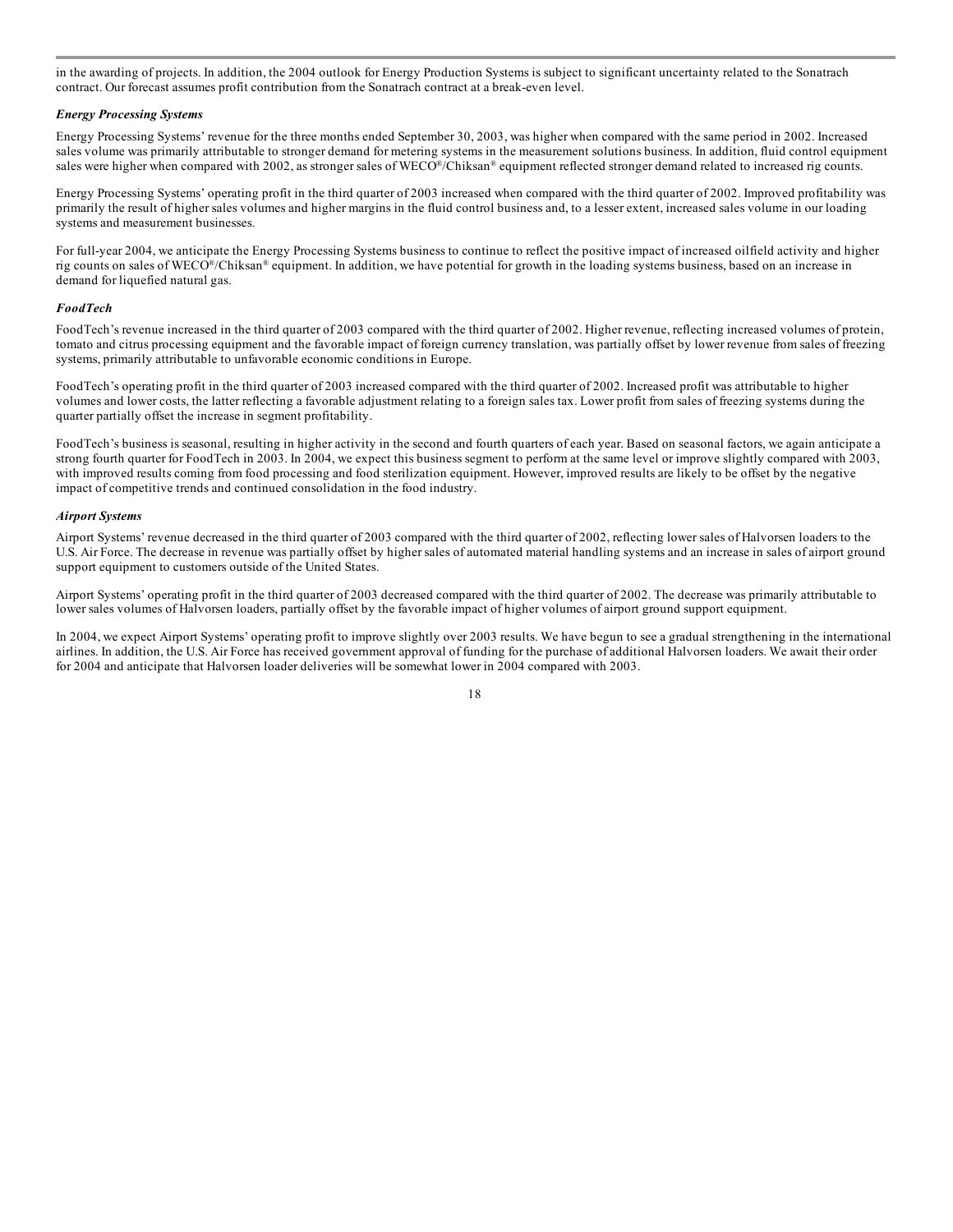in the awarding of projects. In addition, the 2004 outlook for Energy Production Systems is subject to significant uncertainty related to the Sonatrach contract. Our forecast assumes profit contribution from the Sonatrach contract at a break-even level.

***Energy Processing Systems***

Energy Processing Systems' revenue for the three months ended September 30, 2003, was higher when compared with the same period in 2002. Increased sales volume was primarily attributable to stronger demand for metering systems in the measurement solutions business. In addition, fluid control equipment sales were higher when compared with 2002, as stronger sales of WECO®/Chiksan® equipment reflected stronger demand related to increased rig counts.

Energy Processing Systems' operating profit in the third quarter of 2003 increased when compared with the third quarter of 2002. Improved profitability was primarily the result of higher sales volumes and higher margins in the fluid control business and, to a lesser extent, increased sales volume in our loading systems and measurement businesses.

For full-year 2004, we anticipate the Energy Processing Systems business to continue to reflect the positive impact of increased oilfield activity and higher rig counts on sales of WECO®/Chiksan® equipment. In addition, we have potential for growth in the loading systems business, based on an increase in demand for liquefied natural gas.

***FoodTech***

FoodTech's revenue increased in the third quarter of 2003 compared with the third quarter of 2002. Higher revenue, reflecting increased volumes of protein, tomato and citrus processing equipment and the favorable impact of foreign currency translation, was partially offset by lower revenue from sales of freezing systems, primarily attributable to unfavorable economic conditions in Europe.

FoodTech's operating profit in the third quarter of 2003 increased compared with the third quarter of 2002. Increased profit was attributable to higher volumes and lower costs, the latter reflecting a favorable adjustment relating to a foreign sales tax. Lower profit from sales of freezing systems during the quarter partially offset the increase in segment profitability.

FoodTech's business is seasonal, resulting in higher activity in the second and fourth quarters of each year. Based on seasonal factors, we again anticipate a strong fourth quarter for FoodTech in 2003. In 2004, we expect this business segment to perform at the same level or improve slightly compared with 2003, with improved results coming from food processing and food sterilization equipment. However, improved results are likely to be offset by the negative impact of competitive trends and continued consolidation in the food industry.

***Airport Systems***

Airport Systems' revenue decreased in the third quarter of 2003 compared with the third quarter of 2002, reflecting lower sales of Halvorsen loaders to the U.S. Air Force. The decrease in revenue was partially offset by higher sales of automated material handling systems and an increase in sales of airport ground support equipment to customers outside of the United States.

Airport Systems' operating profit in the third quarter of 2003 decreased compared with the third quarter of 2002. The decrease was primarily attributable to lower sales volumes of Halvorsen loaders, partially offset by the favorable impact of higher volumes of airport ground support equipment.

In 2004, we expect Airport Systems' operating profit to improve slightly over 2003 results. We have begun to see a gradual strengthening in the international airlines. In addition, the U.S. Air Force has received government approval of funding for the purchase of additional Halvorsen loaders. We await their order for 2004 and anticipate that Halvorsen loader deliveries will be somewhat lower in 2004 compared with 2003.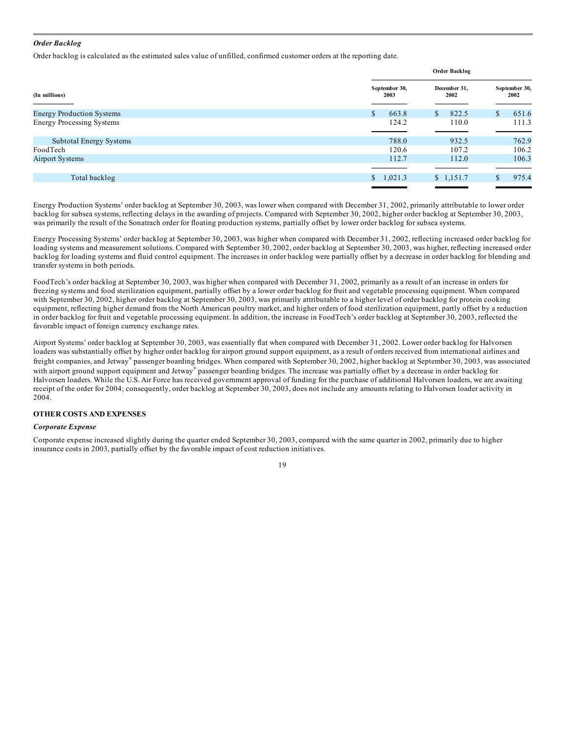### *Order Backlog*

Order backlog is calculated as the estimated sales value of unfilled, confirmed customer orders at the reporting date.

| (In millions) | Order Backlog | | |
|---|---|---|---|
| | September 30, 2003 | December 31, 2002 | September 30, 2002 |
| Energy Production Systems | $ 663.8 | $ 822.5 | $ 651.6 |
| Energy Processing Systems | 124.2 | 110.0 | 111.3 |
| Subtotal Energy Systems | 788.0 | 932.5 | 762.9 |
| FoodTech | 120.6 | 107.2 | 106.2 |
| Airport Systems | 112.7 | 112.0 | 106.3 |
| Total backlog | $ 1,021.3 | $ 1,151.7 | $ 975.4 |

Energy Production Systems' order backlog at September 30, 2003, was lower when compared with December 31, 2002, primarily attributable to lower order backlog for subsea systems, reflecting delays in the awarding of projects. Compared with September 30, 2002, higher order backlog at September 30, 2003, was primarily the result of the Sonatrach order for floating production systems, partially offset by lower order backlog for subsea systems.

Energy Processing Systems' order backlog at September 30, 2003, was higher when compared with December 31, 2002, reflecting increased order backlog for loading systems and measurement solutions. Compared with September 30, 2002, order backlog at September 30, 2003, was higher, reflecting increased order backlog for loading systems and fluid control equipment. The increases in order backlog were partially offset by a decrease in order backlog for blending and transfer systems in both periods.

FoodTech's order backlog at September 30, 2003, was higher when compared with December 31, 2002, primarily as a result of an increase in orders for freezing systems and food sterilization equipment, partially offset by a lower order backlog for fruit and vegetable processing equipment. When compared with September 30, 2002, higher order backlog at September 30, 2003, was primarily attributable to a higher level of order backlog for protein cooking equipment, reflecting higher demand from the North American poultry market, and higher orders of food sterilization equipment, partly offset by a reduction in order backlog for fruit and vegetable processing equipment. In addition, the increase in FoodTech's order backlog at September 30, 2003, reflected the favorable impact of foreign currency exchange rates.

Airport Systems' order backlog at September 30, 2003, was essentially flat when compared with December 31, 2002. Lower order backlog for Halvorsen loaders was substantially offset by higher order backlog for airport ground support equipment, as a result of orders received from international airlines and freight companies, and Jetway® passenger boarding bridges. When compared with September 30, 2002, higher backlog at September 30, 2003, was associated with airport ground support equipment and Jetway® passenger boarding bridges. The increase was partially offset by a decrease in order backlog for Halvorsen loaders. While the U.S. Air Force has received government approval of funding for the purchase of additional Halvorsen loaders, we are awaiting receipt of the order for 2004; consequently, order backlog at September 30, 2003, does not include any amounts relating to Halvorsen loader activity in 2004.

### OTHER COSTS AND EXPENSES

#### *Corporate Expense*

Corporate expense increased slightly during the quarter ended September 30, 2003, compared with the same quarter in 2002, primarily due to higher insurance costs in 2003, partially offset by the favorable impact of cost reduction initiatives.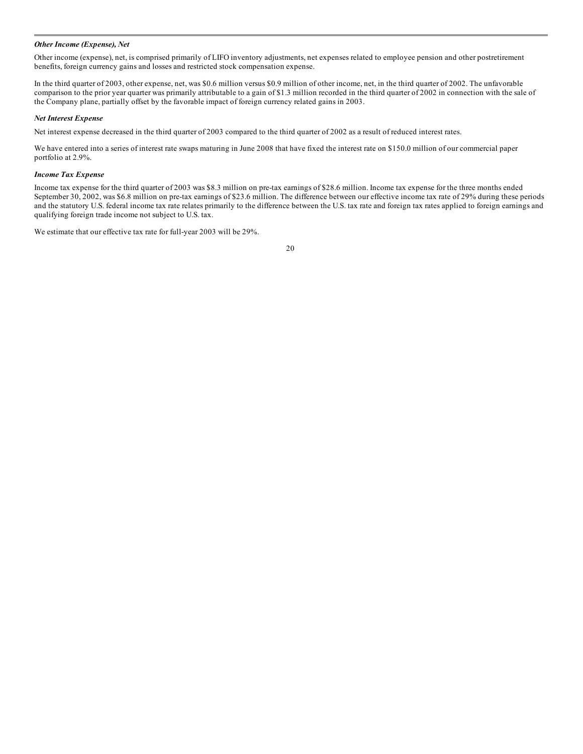***Other Income (Expense), Net***

Other income (expense), net, is comprised primarily of LIFO inventory adjustments, net expenses related to employee pension and other postretirement benefits, foreign currency gains and losses and restricted stock compensation expense.

In the third quarter of 2003, other expense, net, was $0.6 million versus $0.9 million of other income, net, in the third quarter of 2002. The unfavorable comparison to the prior year quarter was primarily attributable to a gain of $1.3 million recorded in the third quarter of 2002 in connection with the sale of the Company plane, partially offset by the favorable impact of foreign currency related gains in 2003.

***Net Interest Expense***

Net interest expense decreased in the third quarter of 2003 compared to the third quarter of 2002 as a result of reduced interest rates.

We have entered into a series of interest rate swaps maturing in June 2008 that have fixed the interest rate on $150.0 million of our commercial paper portfolio at 2.9%.

***Income Tax Expense***

Income tax expense for the third quarter of 2003 was $8.3 million on pre-tax earnings of $28.6 million. Income tax expense for the three months ended September 30, 2002, was $6.8 million on pre-tax earnings of $23.6 million. The difference between our effective income tax rate of 29% during these periods and the statutory U.S. federal income tax rate relates primarily to the difference between the U.S. tax rate and foreign tax rates applied to foreign earnings and qualifying foreign trade income not subject to U.S. tax.

We estimate that our effective tax rate for full-year 2003 will be 29%.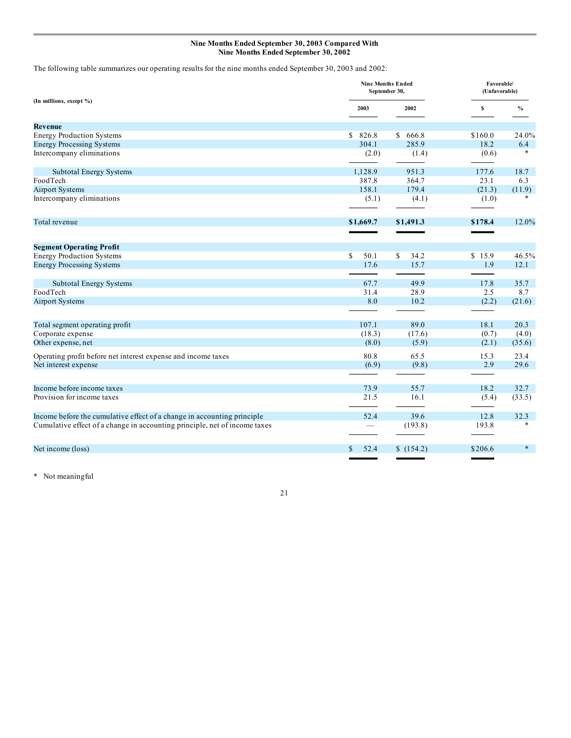### Nine Months Ended September 30, 2003 Compared With Nine Months Ended September 30, 2002

The following table summarizes our operating results for the nine months ended September 30, 2003 and 2002:

| (In millions, except %) | Nine Months Ended September 30, | | Favorable/ (Unfavorable) | |
|---|---|---|---|---|
| | 2003 | 2002 | $ | % |
| **Revenue** | | | | |
| Energy Production Systems | $ 826.8 | $ 666.8 | $160.0 | 24.0% |
| Energy Processing Systems | 304.1 | 285.9 | 18.2 | 6.4 |
| Intercompany eliminations | (2.0) | (1.4) | (0.6) | * |
| Subtotal Energy Systems | 1,128.9 | 951.3 | 177.6 | 18.7 |
| FoodTech | 387.8 | 364.7 | 23.1 | 6.3 |
| Airport Systems | 158.1 | 179.4 | (21.3) | (11.9) |
| Intercompany eliminations | (5.1) | (4.1) | (1.0) | * |
| Total revenue | **$1,669.7** | **$1,491.3** | **$178.4** | 12.0% |
| **Segment Operating Profit** | | | | |
| Energy Production Systems | $ 50.1 | $ 34.2 | $ 15.9 | 46.5% |
| Energy Processing Systems | 17.6 | 15.7 | 1.9 | 12.1 |
| Subtotal Energy Systems | 67.7 | 49.9 | 17.8 | 35.7 |
| FoodTech | 31.4 | 28.9 | 2.5 | 8.7 |
| Airport Systems | 8.0 | 10.2 | (2.2) | (21.6) |
| Total segment operating profit | 107.1 | 89.0 | 18.1 | 20.3 |
| Corporate expense | (18.3) | (17.6) | (0.7) | (4.0) |
| Other expense, net | (8.0) | (5.9) | (2.1) | (35.6) |
| Operating profit before net interest expense and income taxes | 80.8 | 65.5 | 15.3 | 23.4 |
| Net interest expense | (6.9) | (9.8) | 2.9 | 29.6 |
| Income before income taxes | 73.9 | 55.7 | 18.2 | 32.7 |
| Provision for income taxes | 21.5 | 16.1 | (5.4) | (33.5) |
| Income before the cumulative effect of a change in accounting principle | 52.4 | 39.6 | 12.8 | 32.3 |
| Cumulative effect of a change in accounting principle, net of income taxes | — | (193.8) | 193.8 | * |
| Net income (loss) | $ 52.4 | $ (154.2) | $206.6 | * |

\* Not meaningful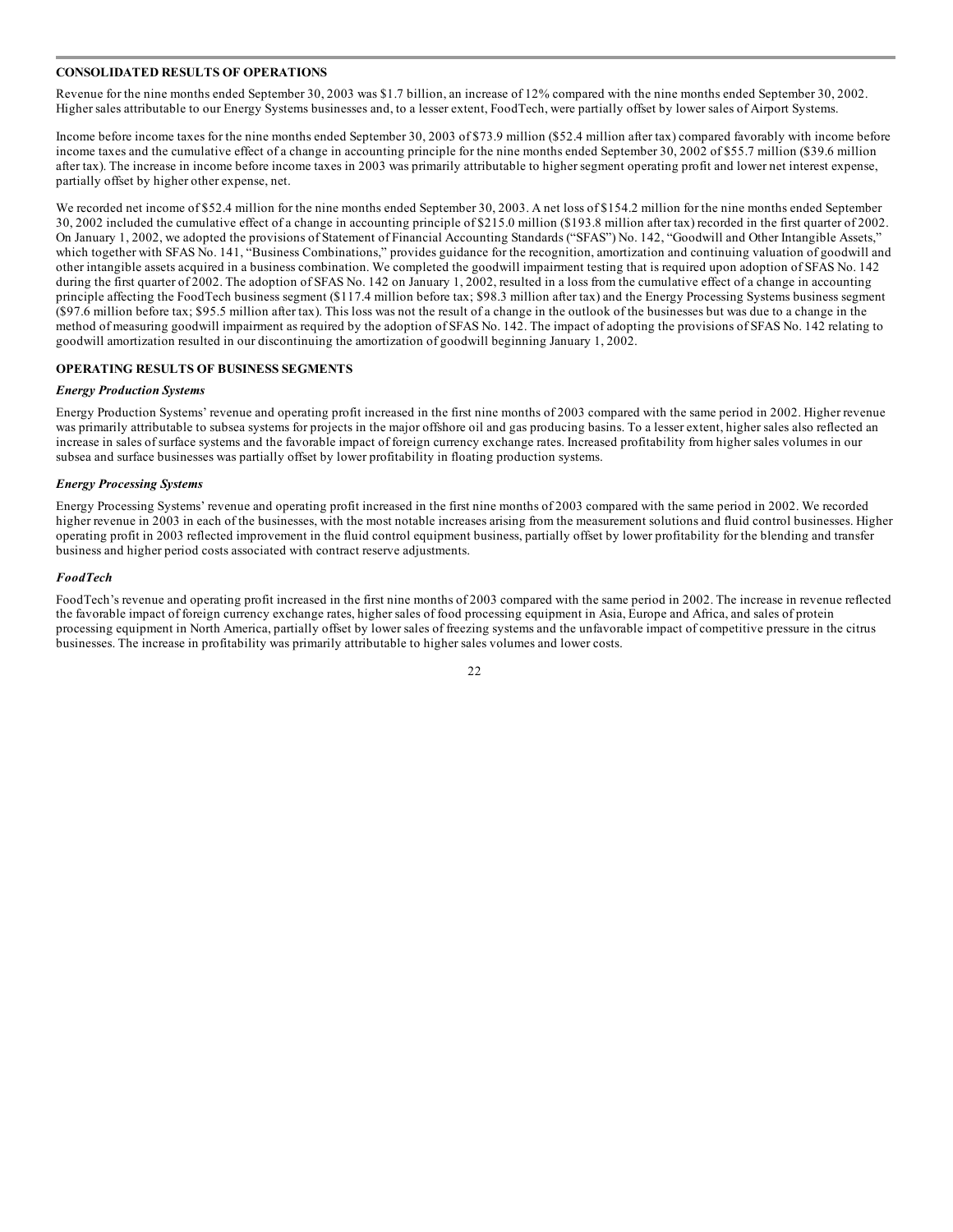## CONSOLIDATED RESULTS OF OPERATIONS

Revenue for the nine months ended September 30, 2003 was $1.7 billion, an increase of 12% compared with the nine months ended September 30, 2002. Higher sales attributable to our Energy Systems businesses and, to a lesser extent, FoodTech, were partially offset by lower sales of Airport Systems.

Income before income taxes for the nine months ended September 30, 2003 of $73.9 million ($52.4 million after tax) compared favorably with income before income taxes and the cumulative effect of a change in accounting principle for the nine months ended September 30, 2002 of $55.7 million ($39.6 million after tax). The increase in income before income taxes in 2003 was primarily attributable to higher segment operating profit and lower net interest expense, partially offset by higher other expense, net.

We recorded net income of $52.4 million for the nine months ended September 30, 2003. A net loss of $154.2 million for the nine months ended September 30, 2002 included the cumulative effect of a change in accounting principle of $215.0 million ($193.8 million after tax) recorded in the first quarter of 2002. On January 1, 2002, we adopted the provisions of Statement of Financial Accounting Standards ("SFAS") No. 142, "Goodwill and Other Intangible Assets," which together with SFAS No. 141, "Business Combinations," provides guidance for the recognition, amortization and continuing valuation of goodwill and other intangible assets acquired in a business combination. We completed the goodwill impairment testing that is required upon adoption of SFAS No. 142 during the first quarter of 2002. The adoption of SFAS No. 142 on January 1, 2002, resulted in a loss from the cumulative effect of a change in accounting principle affecting the FoodTech business segment ($117.4 million before tax; $98.3 million after tax) and the Energy Processing Systems business segment ($97.6 million before tax; $95.5 million after tax). This loss was not the result of a change in the outlook of the businesses but was due to a change in the method of measuring goodwill impairment as required by the adoption of SFAS No. 142. The impact of adopting the provisions of SFAS No. 142 relating to goodwill amortization resulted in our discontinuing the amortization of goodwill beginning January 1, 2002.

## OPERATING RESULTS OF BUSINESS SEGMENTS

### *Energy Production Systems*

Energy Production Systems' revenue and operating profit increased in the first nine months of 2003 compared with the same period in 2002. Higher revenue was primarily attributable to subsea systems for projects in the major offshore oil and gas producing basins. To a lesser extent, higher sales also reflected an increase in sales of surface systems and the favorable impact of foreign currency exchange rates. Increased profitability from higher sales volumes in our subsea and surface businesses was partially offset by lower profitability in floating production systems.

### *Energy Processing Systems*

Energy Processing Systems' revenue and operating profit increased in the first nine months of 2003 compared with the same period in 2002. We recorded higher revenue in 2003 in each of the businesses, with the most notable increases arising from the measurement solutions and fluid control businesses. Higher operating profit in 2003 reflected improvement in the fluid control equipment business, partially offset by lower profitability for the blending and transfer business and higher period costs associated with contract reserve adjustments.

### *FoodTech*

FoodTech's revenue and operating profit increased in the first nine months of 2003 compared with the same period in 2002. The increase in revenue reflected the favorable impact of foreign currency exchange rates, higher sales of food processing equipment in Asia, Europe and Africa, and sales of protein processing equipment in North America, partially offset by lower sales of freezing systems and the unfavorable impact of competitive pressure in the citrus businesses. The increase in profitability was primarily attributable to higher sales volumes and lower costs.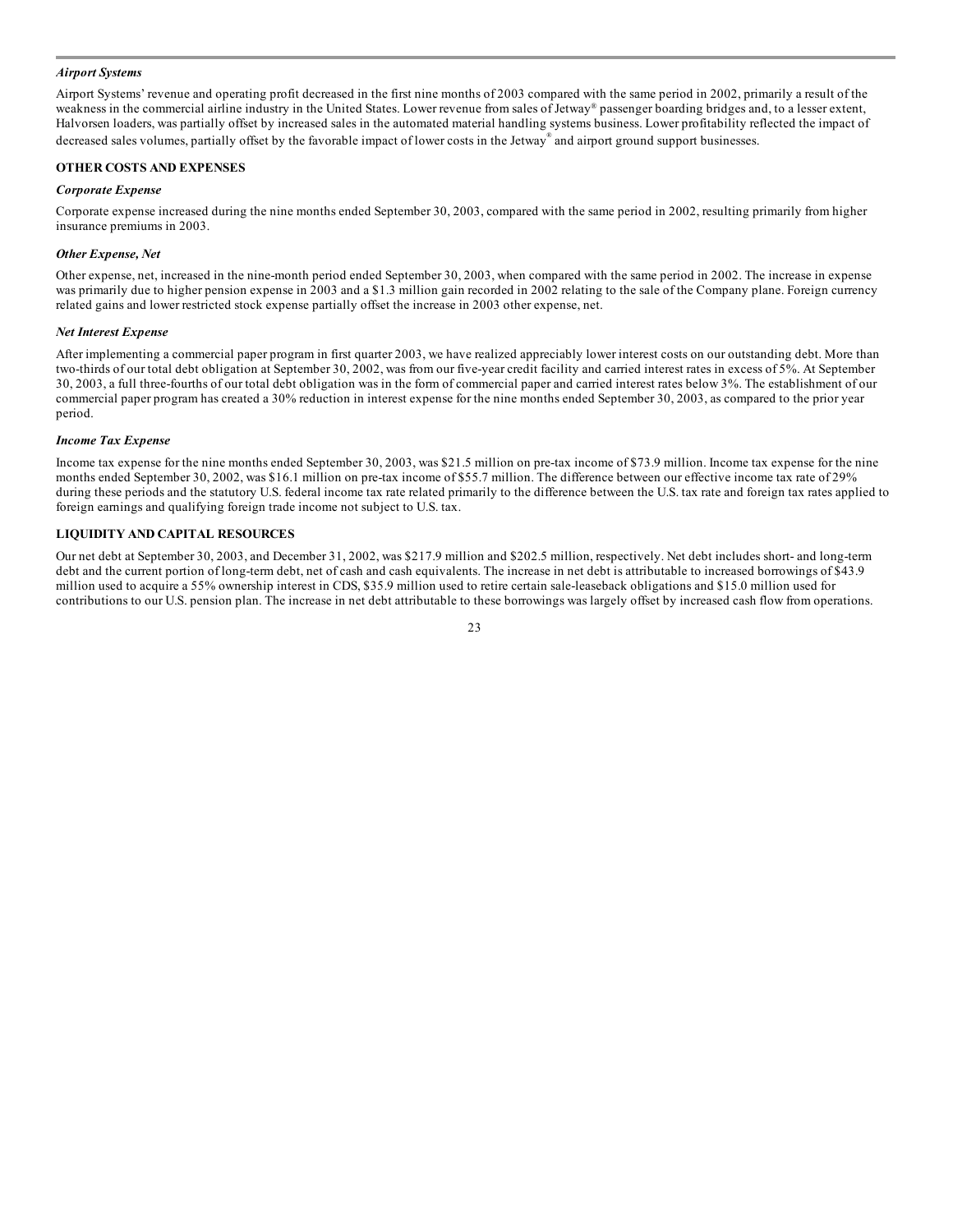### *Airport Systems*

Airport Systems' revenue and operating profit decreased in the first nine months of 2003 compared with the same period in 2002, primarily a result of the weakness in the commercial airline industry in the United States. Lower revenue from sales of Jetway® passenger boarding bridges and, to a lesser extent, Halvorsen loaders, was partially offset by increased sales in the automated material handling systems business. Lower profitability reflected the impact of decreased sales volumes, partially offset by the favorable impact of lower costs in the Jetway® and airport ground support businesses.

## OTHER COSTS AND EXPENSES

### *Corporate Expense*

Corporate expense increased during the nine months ended September 30, 2003, compared with the same period in 2002, resulting primarily from higher insurance premiums in 2003.

### *Other Expense, Net*

Other expense, net, increased in the nine-month period ended September 30, 2003, when compared with the same period in 2002. The increase in expense was primarily due to higher pension expense in 2003 and a $1.3 million gain recorded in 2002 relating to the sale of the Company plane. Foreign currency related gains and lower restricted stock expense partially offset the increase in 2003 other expense, net.

### *Net Interest Expense*

After implementing a commercial paper program in first quarter 2003, we have realized appreciably lower interest costs on our outstanding debt. More than two-thirds of our total debt obligation at September 30, 2002, was from our five-year credit facility and carried interest rates in excess of 5%. At September 30, 2003, a full three-fourths of our total debt obligation was in the form of commercial paper and carried interest rates below 3%. The establishment of our commercial paper program has created a 30% reduction in interest expense for the nine months ended September 30, 2003, as compared to the prior year period.

### *Income Tax Expense*

Income tax expense for the nine months ended September 30, 2003, was $21.5 million on pre-tax income of $73.9 million. Income tax expense for the nine months ended September 30, 2002, was $16.1 million on pre-tax income of $55.7 million. The difference between our effective income tax rate of 29% during these periods and the statutory U.S. federal income tax rate related primarily to the difference between the U.S. tax rate and foreign tax rates applied to foreign earnings and qualifying foreign trade income not subject to U.S. tax.

## LIQUIDITY AND CAPITAL RESOURCES

Our net debt at September 30, 2003, and December 31, 2002, was $217.9 million and $202.5 million, respectively. Net debt includes short- and long-term debt and the current portion of long-term debt, net of cash and cash equivalents. The increase in net debt is attributable to increased borrowings of $43.9 million used to acquire a 55% ownership interest in CDS, $35.9 million used to retire certain sale-leaseback obligations and $15.0 million used for contributions to our U.S. pension plan. The increase in net debt attributable to these borrowings was largely offset by increased cash flow from operations.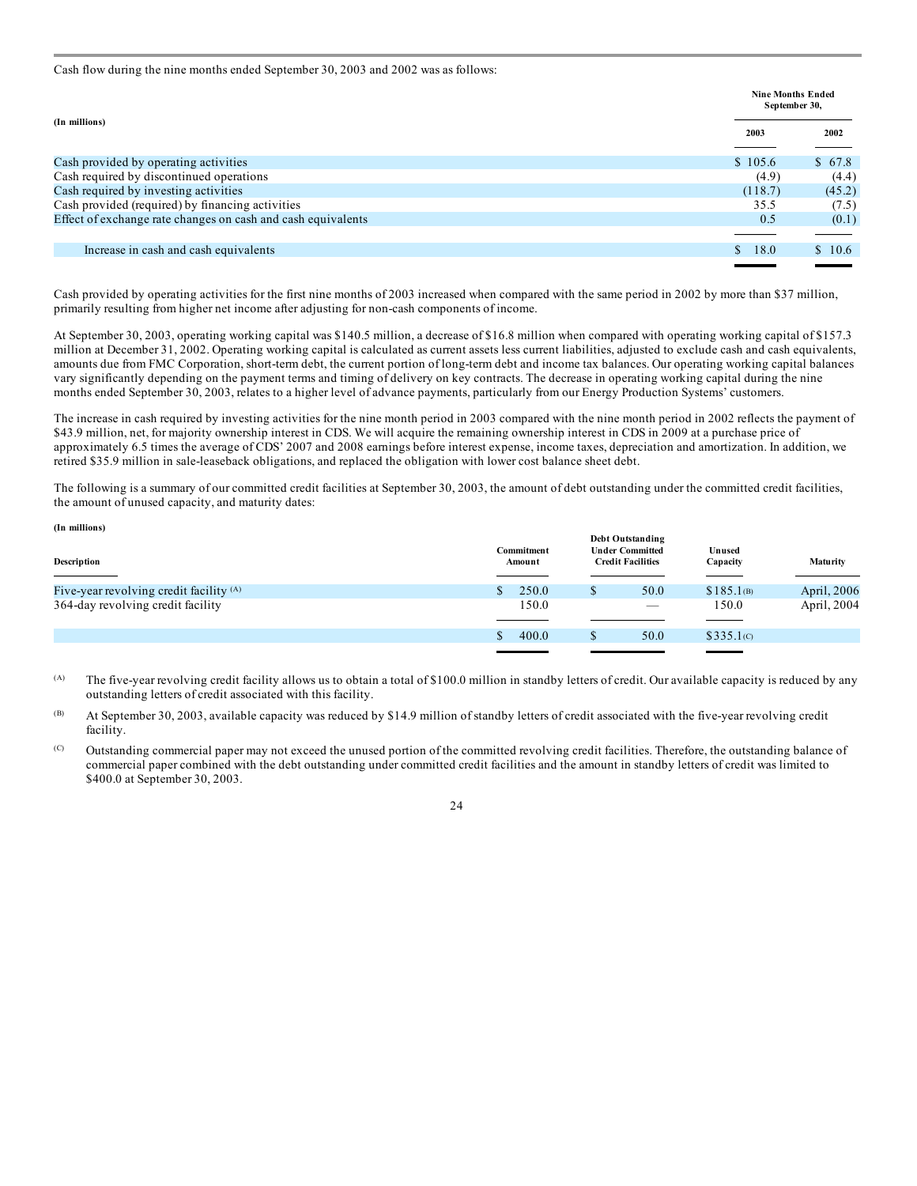Cash flow during the nine months ended September 30, 2003 and 2002 was as follows:

| (In millions) | Nine Months Ended September 30, 2003 | Nine Months Ended September 30, 2002 |
|---|---|---|
| Cash provided by operating activities | $ 105.6 | $ 67.8 |
| Cash required by discontinued operations | (4.9) | (4.4) |
| Cash required by investing activities | (118.7) | (45.2) |
| Cash provided (required) by financing activities | 35.5 | (7.5) |
| Effect of exchange rate changes on cash and cash equivalents | 0.5 | (0.1) |
| Increase in cash and cash equivalents | $ 18.0 | $ 10.6 |

Cash provided by operating activities for the first nine months of 2003 increased when compared with the same period in 2002 by more than $37 million, primarily resulting from higher net income after adjusting for non-cash components of income.

At September 30, 2003, operating working capital was $140.5 million, a decrease of $16.8 million when compared with operating working capital of $157.3 million at December 31, 2002. Operating working capital is calculated as current assets less current liabilities, adjusted to exclude cash and cash equivalents, amounts due from FMC Corporation, short-term debt, the current portion of long-term debt and income tax balances. Our operating working capital balances vary significantly depending on the payment terms and timing of delivery on key contracts. The decrease in operating working capital during the nine months ended September 30, 2003, relates to a higher level of advance payments, particularly from our Energy Production Systems' customers.

The increase in cash required by investing activities for the nine month period in 2003 compared with the nine month period in 2002 reflects the payment of $43.9 million, net, for majority ownership interest in CDS. We will acquire the remaining ownership interest in CDS in 2009 at a purchase price of approximately 6.5 times the average of CDS' 2007 and 2008 earnings before interest expense, income taxes, depreciation and amortization. In addition, we retired $35.9 million in sale-leaseback obligations, and replaced the obligation with lower cost balance sheet debt.

The following is a summary of our committed credit facilities at September 30, 2003, the amount of debt outstanding under the committed credit facilities, the amount of unused capacity, and maturity dates:

(In millions)

| Description | Commitment Amount | Debt Outstanding Under Committed Credit Facilities | Unused Capacity | Maturity |
|---|---|---|---|---|
| Five-year revolving credit facility (A) | $ 250.0 | $ 50.0 | $185.1 (B) | April, 2006 |
| 364-day revolving credit facility | 150.0 | — | 150.0 | April, 2004 |
| | $ 400.0 | $ 50.0 | $335.1 (C) | |

(A) The five-year revolving credit facility allows us to obtain a total of $100.0 million in standby letters of credit. Our available capacity is reduced by any outstanding letters of credit associated with this facility.

(B) At September 30, 2003, available capacity was reduced by $14.9 million of standby letters of credit associated with the five-year revolving credit facility.

(C) Outstanding commercial paper may not exceed the unused portion of the committed revolving credit facilities. Therefore, the outstanding balance of commercial paper combined with the debt outstanding under committed credit facilities and the amount in standby letters of credit was limited to $400.0 at September 30, 2003.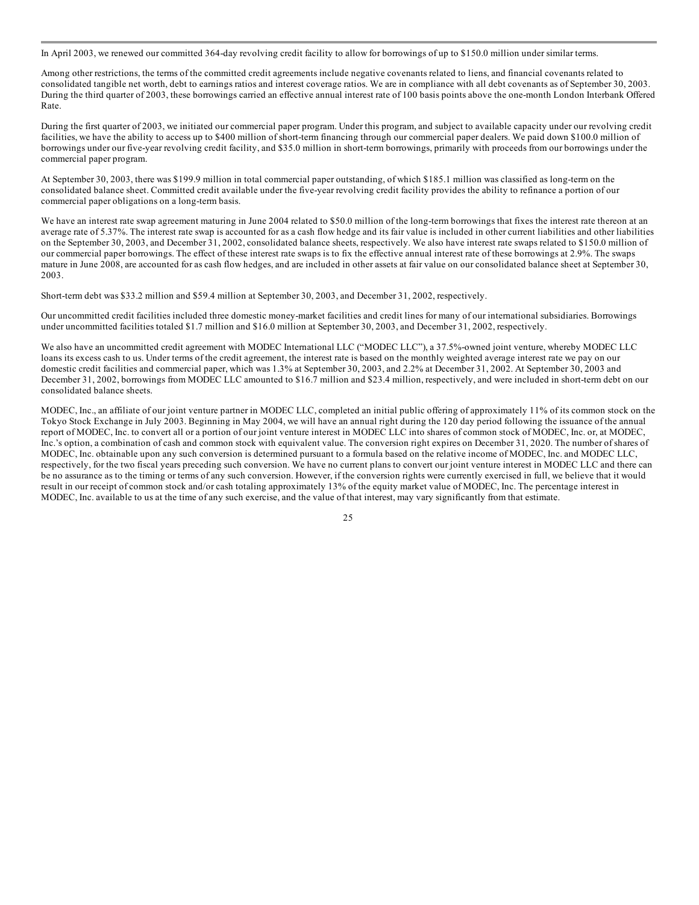In April 2003, we renewed our committed 364-day revolving credit facility to allow for borrowings of up to $150.0 million under similar terms.

Among other restrictions, the terms of the committed credit agreements include negative covenants related to liens, and financial covenants related to consolidated tangible net worth, debt to earnings ratios and interest coverage ratios. We are in compliance with all debt covenants as of September 30, 2003. During the third quarter of 2003, these borrowings carried an effective annual interest rate of 100 basis points above the one-month London Interbank Offered Rate.

During the first quarter of 2003, we initiated our commercial paper program. Under this program, and subject to available capacity under our revolving credit facilities, we have the ability to access up to $400 million of short-term financing through our commercial paper dealers. We paid down $100.0 million of borrowings under our five-year revolving credit facility, and $35.0 million in short-term borrowings, primarily with proceeds from our borrowings under the commercial paper program.

At September 30, 2003, there was $199.9 million in total commercial paper outstanding, of which $185.1 million was classified as long-term on the consolidated balance sheet. Committed credit available under the five-year revolving credit facility provides the ability to refinance a portion of our commercial paper obligations on a long-term basis.

We have an interest rate swap agreement maturing in June 2004 related to $50.0 million of the long-term borrowings that fixes the interest rate thereon at an average rate of 5.37%. The interest rate swap is accounted for as a cash flow hedge and its fair value is included in other current liabilities and other liabilities on the September 30, 2003, and December 31, 2002, consolidated balance sheets, respectively. We also have interest rate swaps related to $150.0 million of our commercial paper borrowings. The effect of these interest rate swaps is to fix the effective annual interest rate of these borrowings at 2.9%. The swaps mature in June 2008, are accounted for as cash flow hedges, and are included in other assets at fair value on our consolidated balance sheet at September 30, 2003.

Short-term debt was $33.2 million and $59.4 million at September 30, 2003, and December 31, 2002, respectively.

Our uncommitted credit facilities included three domestic money-market facilities and credit lines for many of our international subsidiaries. Borrowings under uncommitted facilities totaled $1.7 million and $16.0 million at September 30, 2003, and December 31, 2002, respectively.

We also have an uncommitted credit agreement with MODEC International LLC ("MODEC LLC"), a 37.5%-owned joint venture, whereby MODEC LLC loans its excess cash to us. Under terms of the credit agreement, the interest rate is based on the monthly weighted average interest rate we pay on our domestic credit facilities and commercial paper, which was 1.3% at September 30, 2003, and 2.2% at December 31, 2002. At September 30, 2003 and December 31, 2002, borrowings from MODEC LLC amounted to $16.7 million and $23.4 million, respectively, and were included in short-term debt on our consolidated balance sheets.

MODEC, Inc., an affiliate of our joint venture partner in MODEC LLC, completed an initial public offering of approximately 11% of its common stock on the Tokyo Stock Exchange in July 2003. Beginning in May 2004, we will have an annual right during the 120 day period following the issuance of the annual report of MODEC, Inc. to convert all or a portion of our joint venture interest in MODEC LLC into shares of common stock of MODEC, Inc. or, at MODEC, Inc.'s option, a combination of cash and common stock with equivalent value. The conversion right expires on December 31, 2020. The number of shares of MODEC, Inc. obtainable upon any such conversion is determined pursuant to a formula based on the relative income of MODEC, Inc. and MODEC LLC, respectively, for the two fiscal years preceding such conversion. We have no current plans to convert our joint venture interest in MODEC LLC and there can be no assurance as to the timing or terms of any such conversion. However, if the conversion rights were currently exercised in full, we believe that it would result in our receipt of common stock and/or cash totaling approximately 13% of the equity market value of MODEC, Inc. The percentage interest in MODEC, Inc. available to us at the time of any such exercise, and the value of that interest, may vary significantly from that estimate.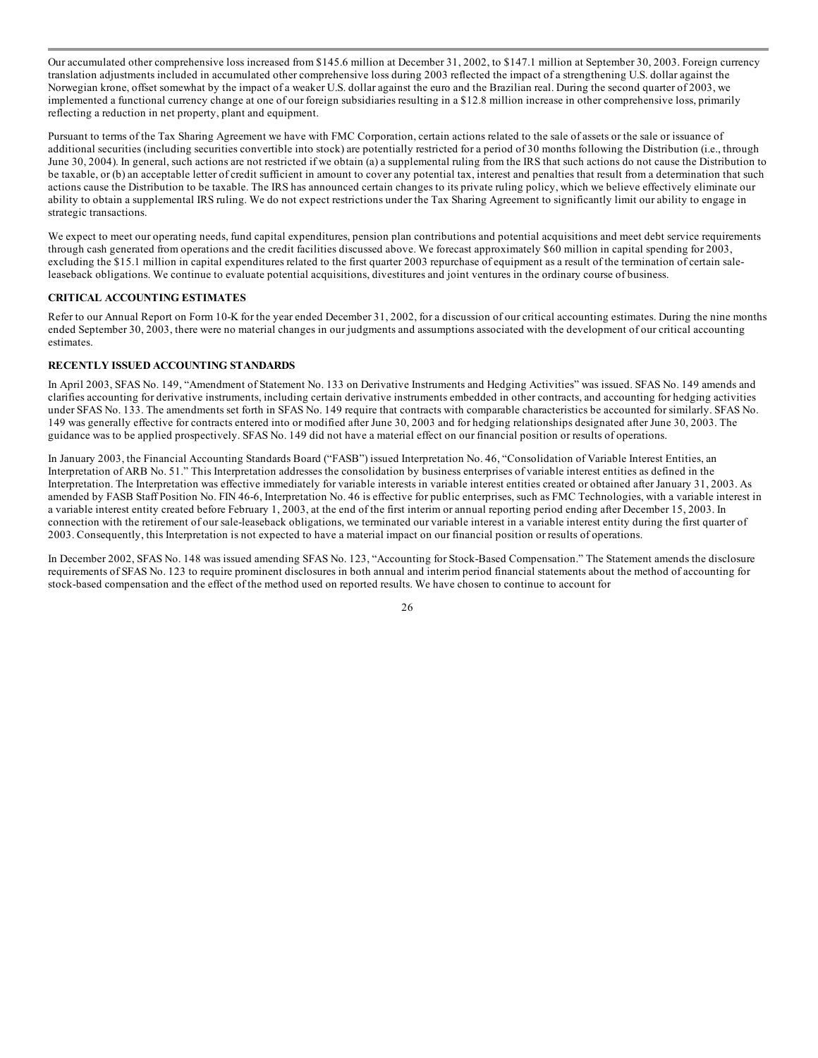Our accumulated other comprehensive loss increased from $145.6 million at December 31, 2002, to $147.1 million at September 30, 2003. Foreign currency translation adjustments included in accumulated other comprehensive loss during 2003 reflected the impact of a strengthening U.S. dollar against the Norwegian krone, offset somewhat by the impact of a weaker U.S. dollar against the euro and the Brazilian real. During the second quarter of 2003, we implemented a functional currency change at one of our foreign subsidiaries resulting in a $12.8 million increase in other comprehensive loss, primarily reflecting a reduction in net property, plant and equipment.

Pursuant to terms of the Tax Sharing Agreement we have with FMC Corporation, certain actions related to the sale of assets or the sale or issuance of additional securities (including securities convertible into stock) are potentially restricted for a period of 30 months following the Distribution (i.e., through June 30, 2004). In general, such actions are not restricted if we obtain (a) a supplemental ruling from the IRS that such actions do not cause the Distribution to be taxable, or (b) an acceptable letter of credit sufficient in amount to cover any potential tax, interest and penalties that result from a determination that such actions cause the Distribution to be taxable. The IRS has announced certain changes to its private ruling policy, which we believe effectively eliminate our ability to obtain a supplemental IRS ruling. We do not expect restrictions under the Tax Sharing Agreement to significantly limit our ability to engage in strategic transactions.

We expect to meet our operating needs, fund capital expenditures, pension plan contributions and potential acquisitions and meet debt service requirements through cash generated from operations and the credit facilities discussed above. We forecast approximately $60 million in capital spending for 2003, excluding the $15.1 million in capital expenditures related to the first quarter 2003 repurchase of equipment as a result of the termination of certain sale-leaseback obligations. We continue to evaluate potential acquisitions, divestitures and joint ventures in the ordinary course of business.

**CRITICAL ACCOUNTING ESTIMATES**

Refer to our Annual Report on Form 10-K for the year ended December 31, 2002, for a discussion of our critical accounting estimates. During the nine months ended September 30, 2003, there were no material changes in our judgments and assumptions associated with the development of our critical accounting estimates.

**RECENTLY ISSUED ACCOUNTING STANDARDS**

In April 2003, SFAS No. 149, "Amendment of Statement No. 133 on Derivative Instruments and Hedging Activities" was issued. SFAS No. 149 amends and clarifies accounting for derivative instruments, including certain derivative instruments embedded in other contracts, and accounting for hedging activities under SFAS No. 133. The amendments set forth in SFAS No. 149 require that contracts with comparable characteristics be accounted for similarly. SFAS No. 149 was generally effective for contracts entered into or modified after June 30, 2003 and for hedging relationships designated after June 30, 2003. The guidance was to be applied prospectively. SFAS No. 149 did not have a material effect on our financial position or results of operations.

In January 2003, the Financial Accounting Standards Board ("FASB") issued Interpretation No. 46, "Consolidation of Variable Interest Entities, an Interpretation of ARB No. 51." This Interpretation addresses the consolidation by business enterprises of variable interest entities as defined in the Interpretation. The Interpretation was effective immediately for variable interests in variable interest entities created or obtained after January 31, 2003. As amended by FASB Staff Position No. FIN 46-6, Interpretation No. 46 is effective for public enterprises, such as FMC Technologies, with a variable interest in a variable interest entity created before February 1, 2003, at the end of the first interim or annual reporting period ending after December 15, 2003. In connection with the retirement of our sale-leaseback obligations, we terminated our variable interest in a variable interest entity during the first quarter of 2003. Consequently, this Interpretation is not expected to have a material impact on our financial position or results of operations.

In December 2002, SFAS No. 148 was issued amending SFAS No. 123, "Accounting for Stock-Based Compensation." The Statement amends the disclosure requirements of SFAS No. 123 to require prominent disclosures in both annual and interim period financial statements about the method of accounting for stock-based compensation and the effect of the method used on reported results. We have chosen to continue to account for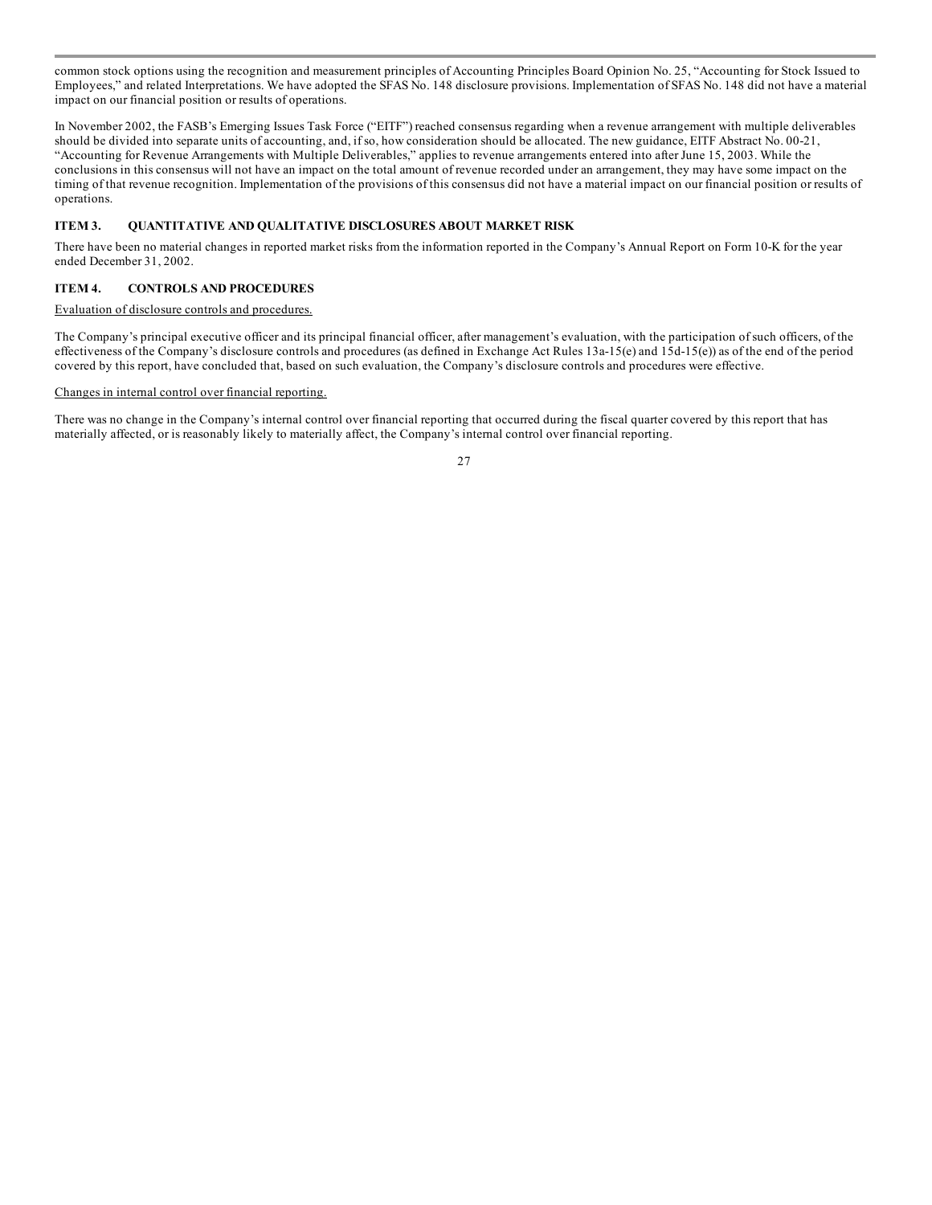common stock options using the recognition and measurement principles of Accounting Principles Board Opinion No. 25, "Accounting for Stock Issued to Employees," and related Interpretations. We have adopted the SFAS No. 148 disclosure provisions. Implementation of SFAS No. 148 did not have a material impact on our financial position or results of operations.

In November 2002, the FASB's Emerging Issues Task Force ("EITF") reached consensus regarding when a revenue arrangement with multiple deliverables should be divided into separate units of accounting, and, if so, how consideration should be allocated. The new guidance, EITF Abstract No. 00-21, "Accounting for Revenue Arrangements with Multiple Deliverables," applies to revenue arrangements entered into after June 15, 2003. While the conclusions in this consensus will not have an impact on the total amount of revenue recorded under an arrangement, they may have some impact on the timing of that revenue recognition. Implementation of the provisions of this consensus did not have a material impact on our financial position or results of operations.

## ITEM 3. QUANTITATIVE AND QUALITATIVE DISCLOSURES ABOUT MARKET RISK

There have been no material changes in reported market risks from the information reported in the Company's Annual Report on Form 10-K for the year ended December 31, 2002.

## ITEM 4. CONTROLS AND PROCEDURES

Evaluation of disclosure controls and procedures.

The Company's principal executive officer and its principal financial officer, after management's evaluation, with the participation of such officers, of the effectiveness of the Company's disclosure controls and procedures (as defined in Exchange Act Rules 13a-15(e) and 15d-15(e)) as of the end of the period covered by this report, have concluded that, based on such evaluation, the Company's disclosure controls and procedures were effective.

Changes in internal control over financial reporting.

There was no change in the Company's internal control over financial reporting that occurred during the fiscal quarter covered by this report that has materially affected, or is reasonably likely to materially affect, the Company's internal control over financial reporting.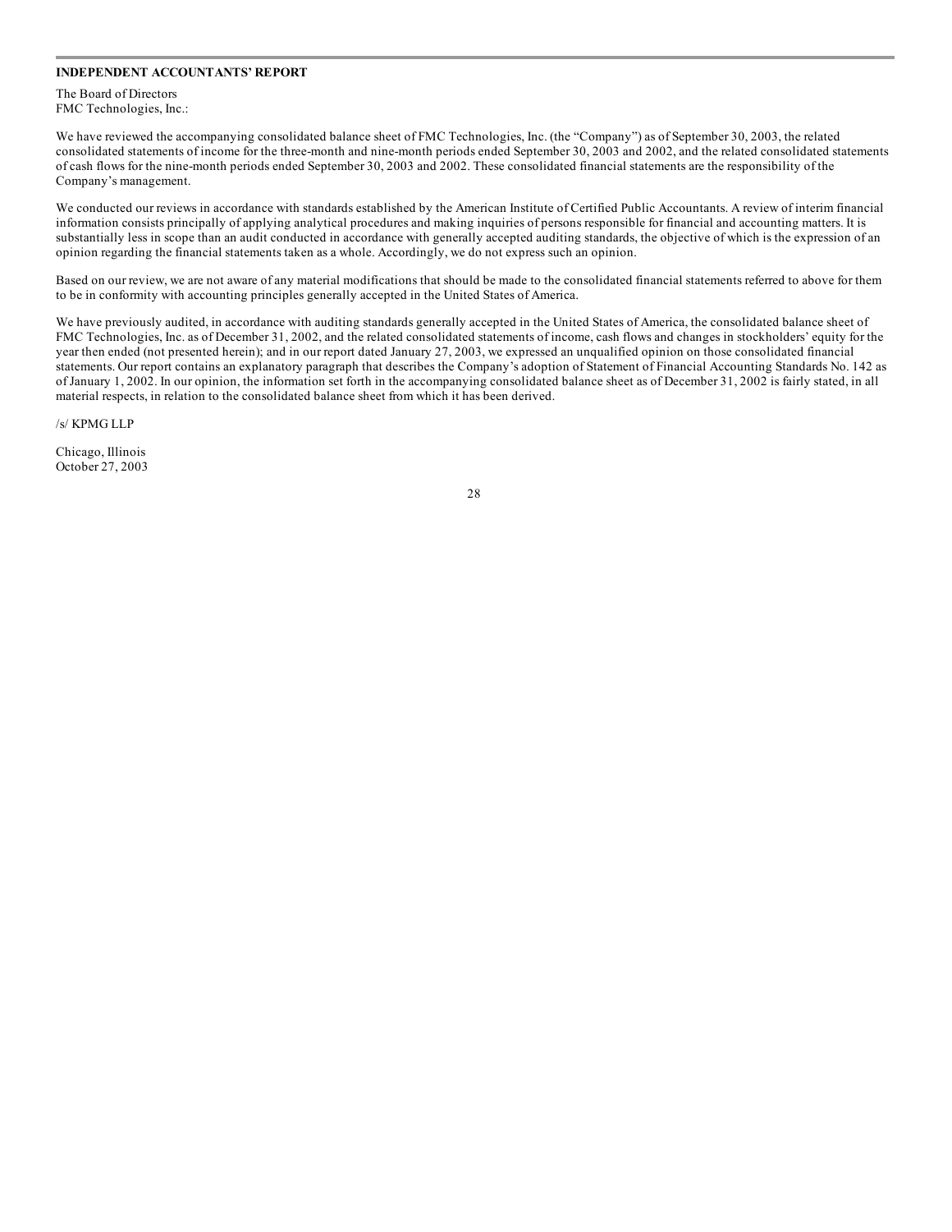## INDEPENDENT ACCOUNTANTS' REPORT

The Board of Directors
FMC Technologies, Inc.:

We have reviewed the accompanying consolidated balance sheet of FMC Technologies, Inc. (the "Company") as of September 30, 2003, the related consolidated statements of income for the three-month and nine-month periods ended September 30, 2003 and 2002, and the related consolidated statements of cash flows for the nine-month periods ended September 30, 2003 and 2002. These consolidated financial statements are the responsibility of the Company's management.

We conducted our reviews in accordance with standards established by the American Institute of Certified Public Accountants. A review of interim financial information consists principally of applying analytical procedures and making inquiries of persons responsible for financial and accounting matters. It is substantially less in scope than an audit conducted in accordance with generally accepted auditing standards, the objective of which is the expression of an opinion regarding the financial statements taken as a whole. Accordingly, we do not express such an opinion.

Based on our review, we are not aware of any material modifications that should be made to the consolidated financial statements referred to above for them to be in conformity with accounting principles generally accepted in the United States of America.

We have previously audited, in accordance with auditing standards generally accepted in the United States of America, the consolidated balance sheet of FMC Technologies, Inc. as of December 31, 2002, and the related consolidated statements of income, cash flows and changes in stockholders' equity for the year then ended (not presented herein); and in our report dated January 27, 2003, we expressed an unqualified opinion on those consolidated financial statements. Our report contains an explanatory paragraph that describes the Company's adoption of Statement of Financial Accounting Standards No. 142 as of January 1, 2002. In our opinion, the information set forth in the accompanying consolidated balance sheet as of December 31, 2002 is fairly stated, in all material respects, in relation to the consolidated balance sheet from which it has been derived.

/s/ KPMG LLP

Chicago, Illinois
October 27, 2003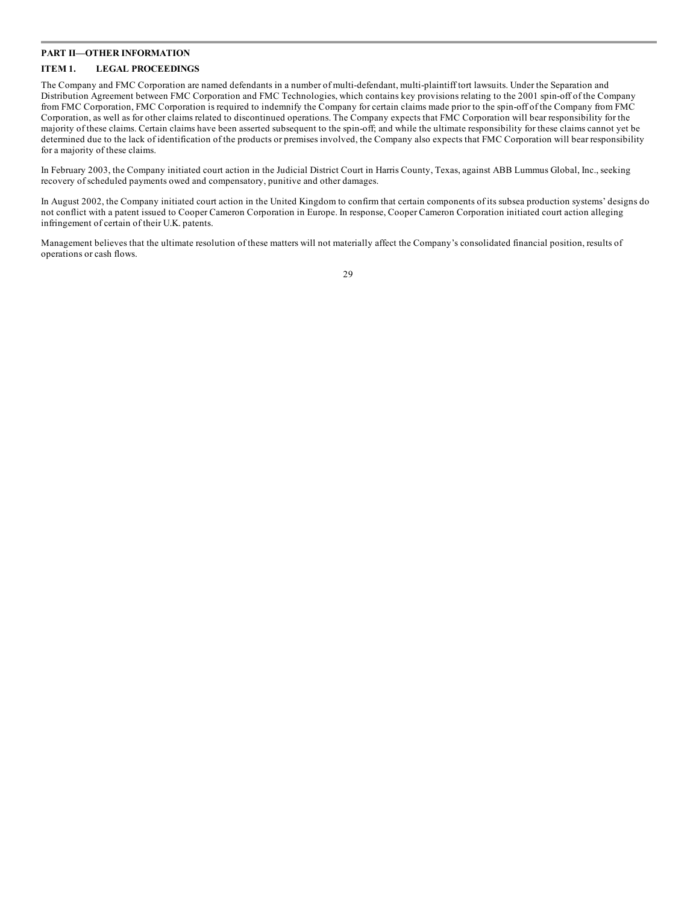## PART II—OTHER INFORMATION

### ITEM 1. LEGAL PROCEEDINGS

The Company and FMC Corporation are named defendants in a number of multi-defendant, multi-plaintiff tort lawsuits. Under the Separation and Distribution Agreement between FMC Corporation and FMC Technologies, which contains key provisions relating to the 2001 spin-off of the Company from FMC Corporation, FMC Corporation is required to indemnify the Company for certain claims made prior to the spin-off of the Company from FMC Corporation, as well as for other claims related to discontinued operations. The Company expects that FMC Corporation will bear responsibility for the majority of these claims. Certain claims have been asserted subsequent to the spin-off; and while the ultimate responsibility for these claims cannot yet be determined due to the lack of identification of the products or premises involved, the Company also expects that FMC Corporation will bear responsibility for a majority of these claims.

In February 2003, the Company initiated court action in the Judicial District Court in Harris County, Texas, against ABB Lummus Global, Inc., seeking recovery of scheduled payments owed and compensatory, punitive and other damages.

In August 2002, the Company initiated court action in the United Kingdom to confirm that certain components of its subsea production systems' designs do not conflict with a patent issued to Cooper Cameron Corporation in Europe. In response, Cooper Cameron Corporation initiated court action alleging infringement of certain of their U.K. patents.

Management believes that the ultimate resolution of these matters will not materially affect the Company's consolidated financial position, results of operations or cash flows.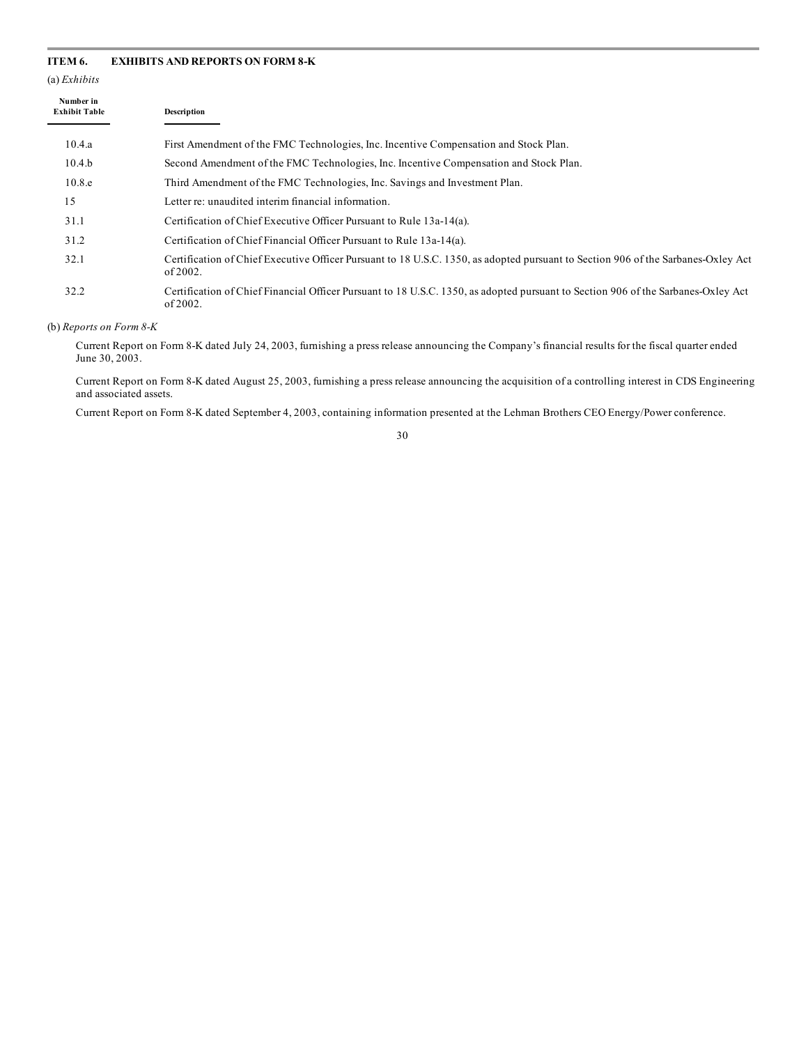## ITEM 6. EXHIBITS AND REPORTS ON FORM 8-K

(a) *Exhibits*

| Number in Exhibit Table | Description |
|---|---|
| 10.4.a | First Amendment of the FMC Technologies, Inc. Incentive Compensation and Stock Plan. |
| 10.4.b | Second Amendment of the FMC Technologies, Inc. Incentive Compensation and Stock Plan. |
| 10.8.e | Third Amendment of the FMC Technologies, Inc. Savings and Investment Plan. |
| 15 | Letter re: unaudited interim financial information. |
| 31.1 | Certification of Chief Executive Officer Pursuant to Rule 13a-14(a). |
| 31.2 | Certification of Chief Financial Officer Pursuant to Rule 13a-14(a). |
| 32.1 | Certification of Chief Executive Officer Pursuant to 18 U.S.C. 1350, as adopted pursuant to Section 906 of the Sarbanes-Oxley Act of 2002. |
| 32.2 | Certification of Chief Financial Officer Pursuant to 18 U.S.C. 1350, as adopted pursuant to Section 906 of the Sarbanes-Oxley Act of 2002. |

(b) *Reports on Form 8-K*

Current Report on Form 8-K dated July 24, 2003, furnishing a press release announcing the Company's financial results for the fiscal quarter ended June 30, 2003.

Current Report on Form 8-K dated August 25, 2003, furnishing a press release announcing the acquisition of a controlling interest in CDS Engineering and associated assets.

Current Report on Form 8-K dated September 4, 2003, containing information presented at the Lehman Brothers CEO Energy/Power conference.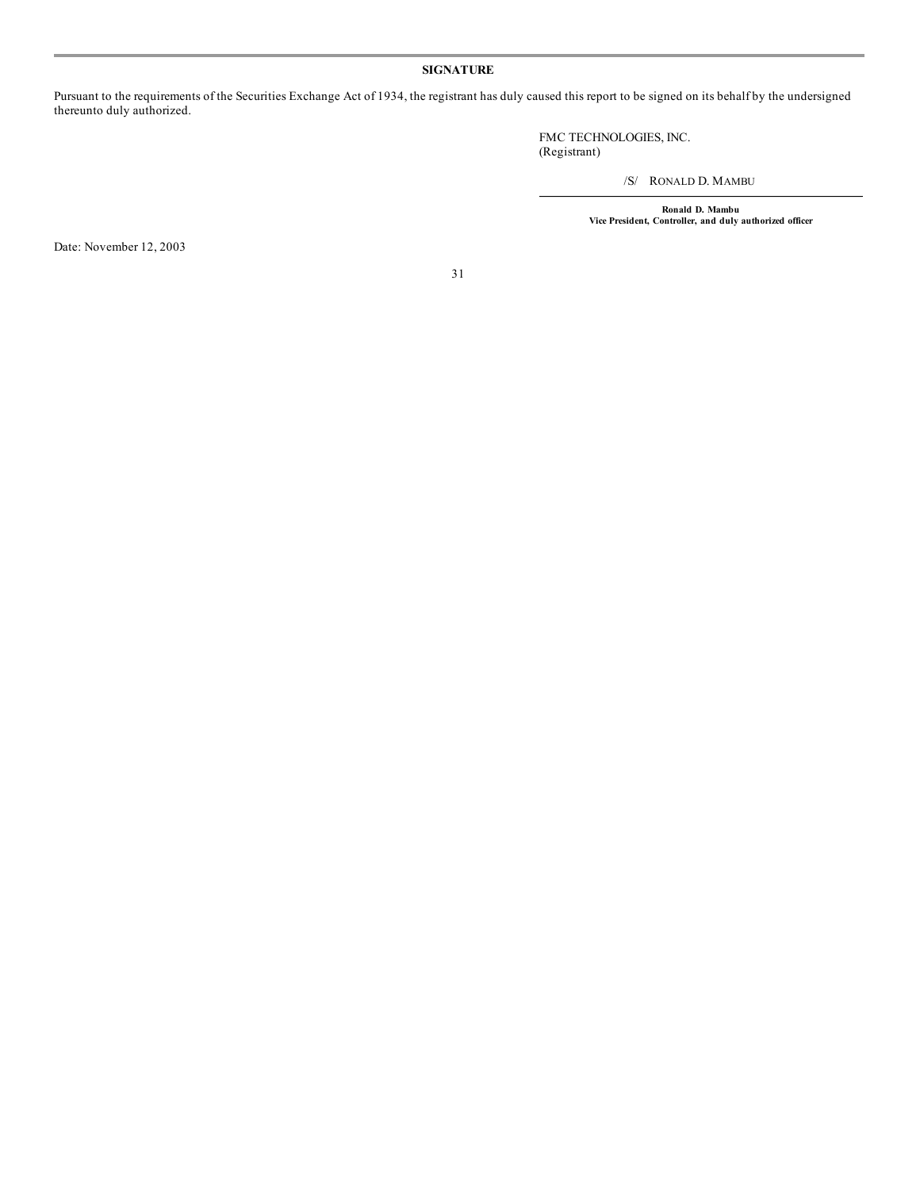## SIGNATURE

Pursuant to the requirements of the Securities Exchange Act of 1934, the registrant has duly caused this report to be signed on its behalf by the undersigned thereunto duly authorized.

FMC TECHNOLOGIES, INC.
(Registrant)

/S/ RONALD D. MAMBU

**Ronald D. Mambu**
**Vice President, Controller, and duly authorized officer**

Date: November 12, 2003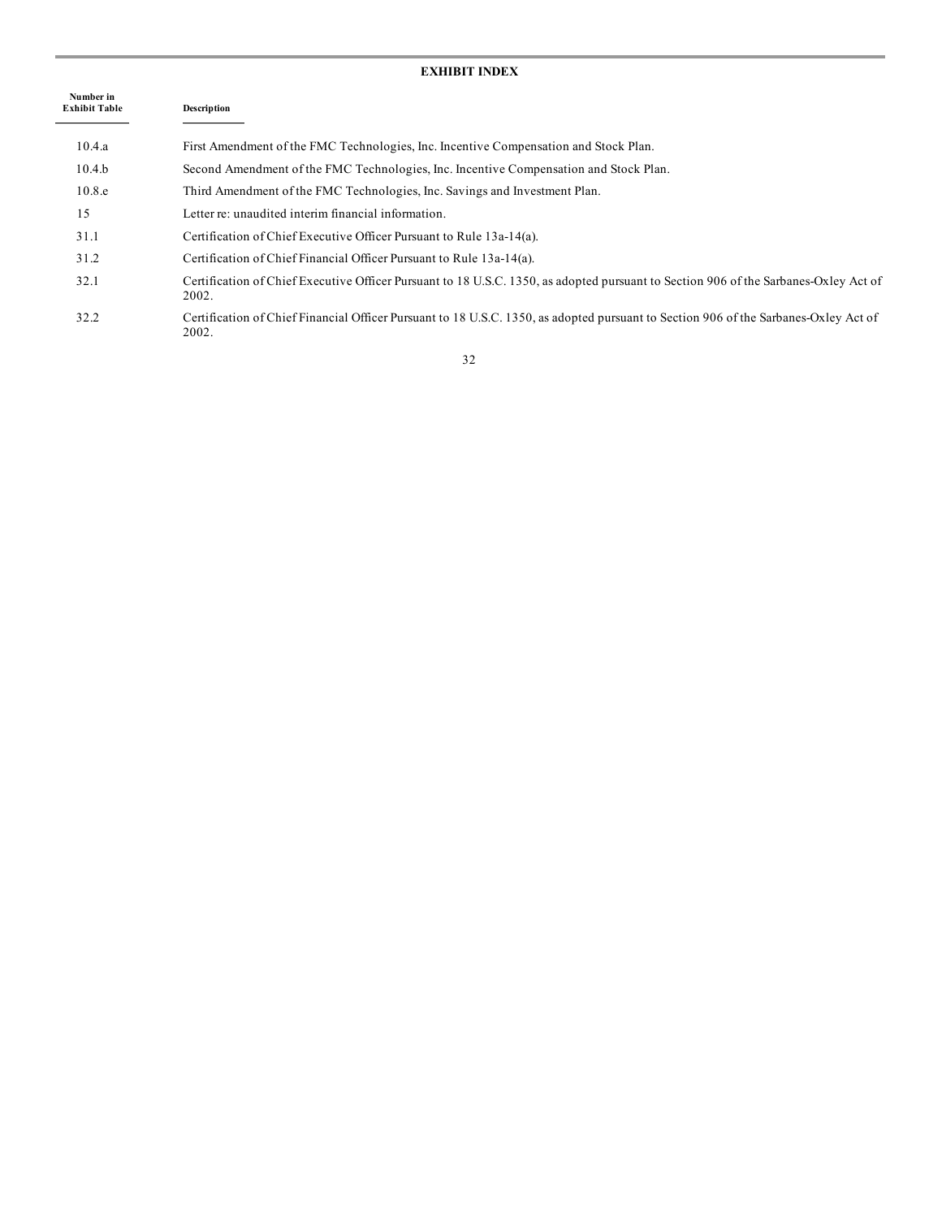## EXHIBIT INDEX

| Number in Exhibit Table | Description |
|---|---|
| 10.4.a | First Amendment of the FMC Technologies, Inc. Incentive Compensation and Stock Plan. |
| 10.4.b | Second Amendment of the FMC Technologies, Inc. Incentive Compensation and Stock Plan. |
| 10.8.e | Third Amendment of the FMC Technologies, Inc. Savings and Investment Plan. |
| 15 | Letter re: unaudited interim financial information. |
| 31.1 | Certification of Chief Executive Officer Pursuant to Rule 13a-14(a). |
| 31.2 | Certification of Chief Financial Officer Pursuant to Rule 13a-14(a). |
| 32.1 | Certification of Chief Executive Officer Pursuant to 18 U.S.C. 1350, as adopted pursuant to Section 906 of the Sarbanes-Oxley Act of 2002. |
| 32.2 | Certification of Chief Financial Officer Pursuant to 18 U.S.C. 1350, as adopted pursuant to Section 906 of the Sarbanes-Oxley Act of 2002. |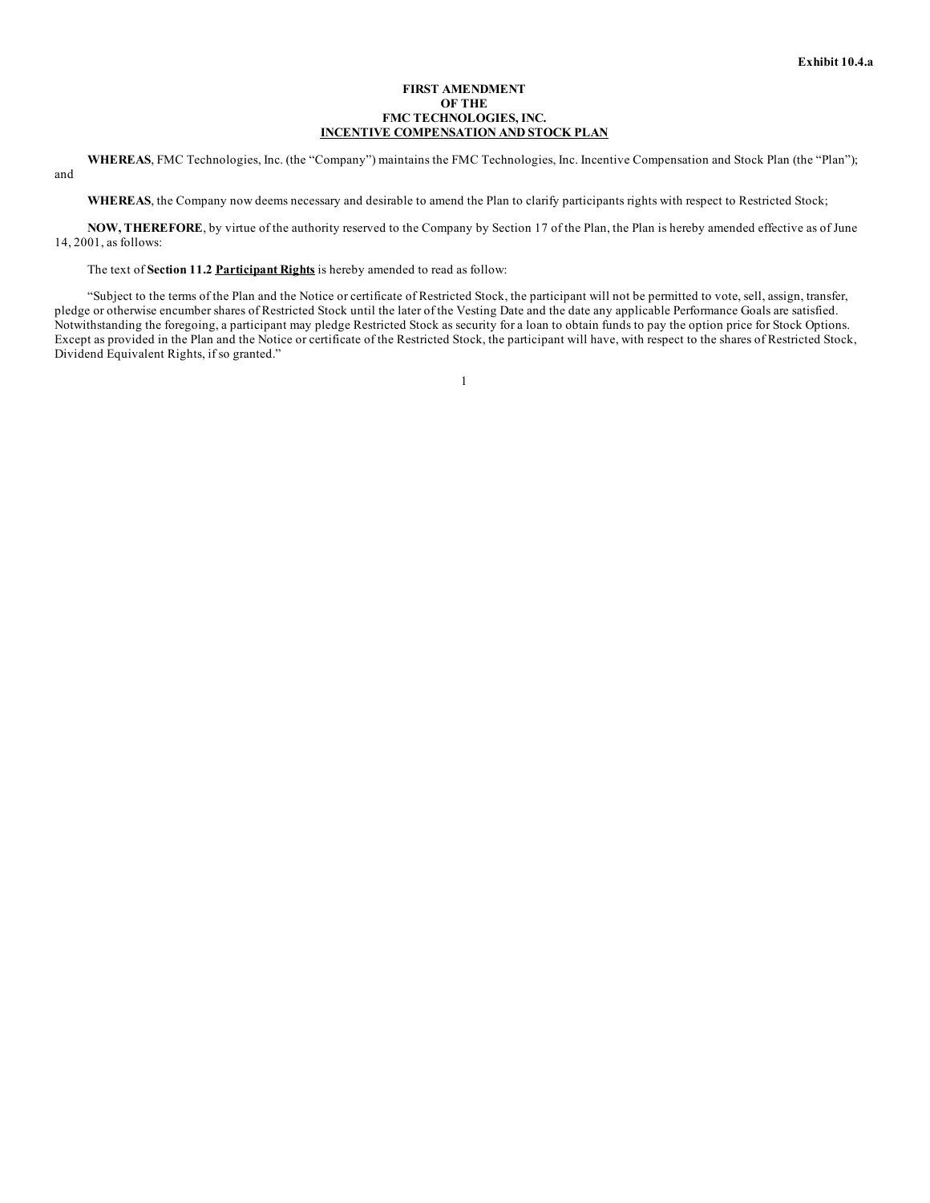Exhibit 10.4.a

# FIRST AMENDMENT OF THE FMC TECHNOLOGIES, INC. INCENTIVE COMPENSATION AND STOCK PLAN

**WHEREAS**, FMC Technologies, Inc. (the "Company") maintains the FMC Technologies, Inc. Incentive Compensation and Stock Plan (the "Plan"); and

**WHEREAS**, the Company now deems necessary and desirable to amend the Plan to clarify participants rights with respect to Restricted Stock;

**NOW, THEREFORE**, by virtue of the authority reserved to the Company by Section 17 of the Plan, the Plan is hereby amended effective as of June 14, 2001, as follows:

The text of **Section 11.2 Participant Rights** is hereby amended to read as follow:

"Subject to the terms of the Plan and the Notice or certificate of Restricted Stock, the participant will not be permitted to vote, sell, assign, transfer, pledge or otherwise encumber shares of Restricted Stock until the later of the Vesting Date and the date any applicable Performance Goals are satisfied. Notwithstanding the foregoing, a participant may pledge Restricted Stock as security for a loan to obtain funds to pay the option price for Stock Options. Except as provided in the Plan and the Notice or certificate of the Restricted Stock, the participant will have, with respect to the shares of Restricted Stock, Dividend Equivalent Rights, if so granted."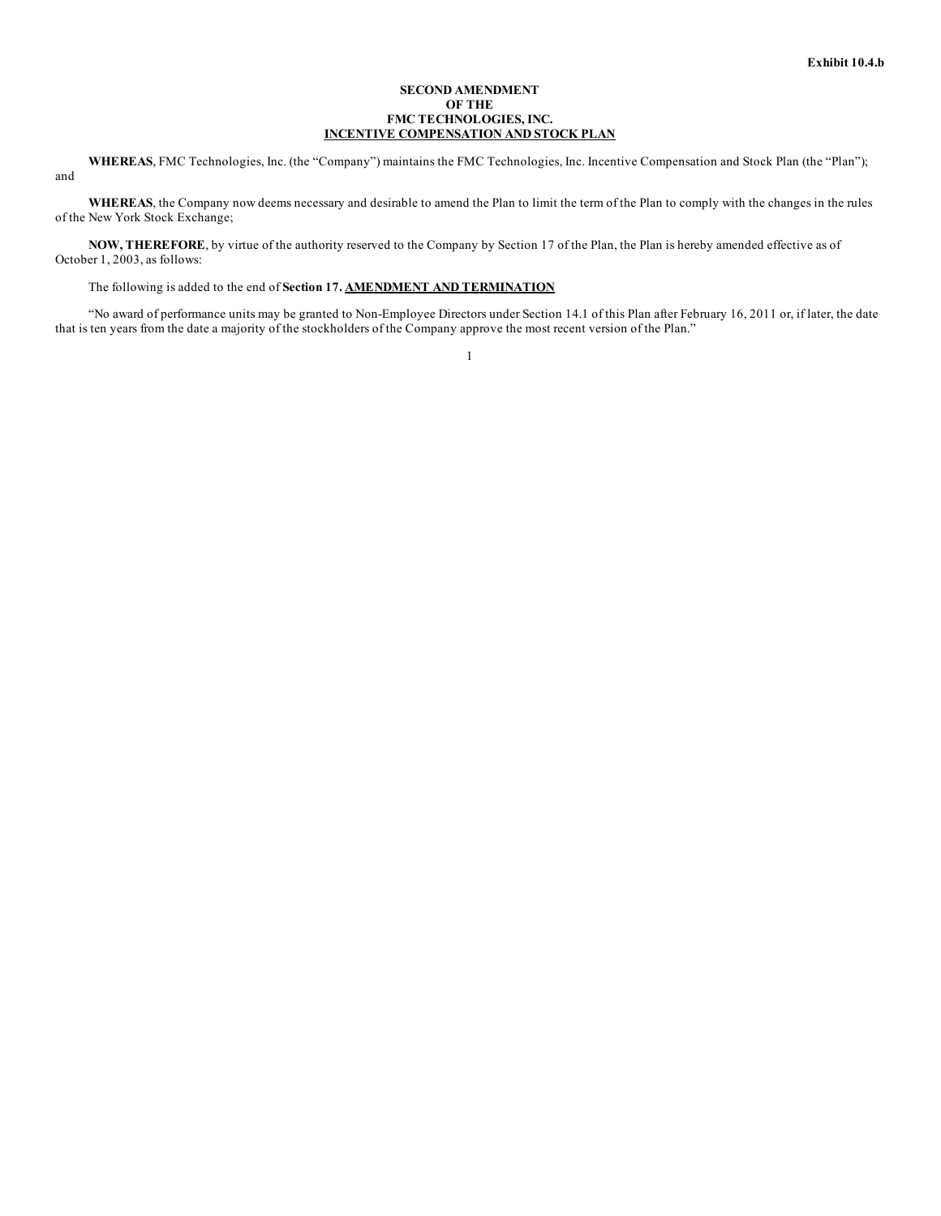Exhibit 10.4.b

# SECOND AMENDMENT OF THE FMC TECHNOLOGIES, INC. INCENTIVE COMPENSATION AND STOCK PLAN

**WHEREAS**, FMC Technologies, Inc. (the "Company") maintains the FMC Technologies, Inc. Incentive Compensation and Stock Plan (the "Plan"); and

**WHEREAS**, the Company now deems necessary and desirable to amend the Plan to limit the term of the Plan to comply with the changes in the rules of the New York Stock Exchange;

**NOW, THEREFORE**, by virtue of the authority reserved to the Company by Section 17 of the Plan, the Plan is hereby amended effective as of October 1, 2003, as follows:

The following is added to the end of **Section 17. AMENDMENT AND TERMINATION**

"No award of performance units may be granted to Non-Employee Directors under Section 14.1 of this Plan after February 16, 2011 or, if later, the date that is ten years from the date a majority of the stockholders of the Company approve the most recent version of the Plan."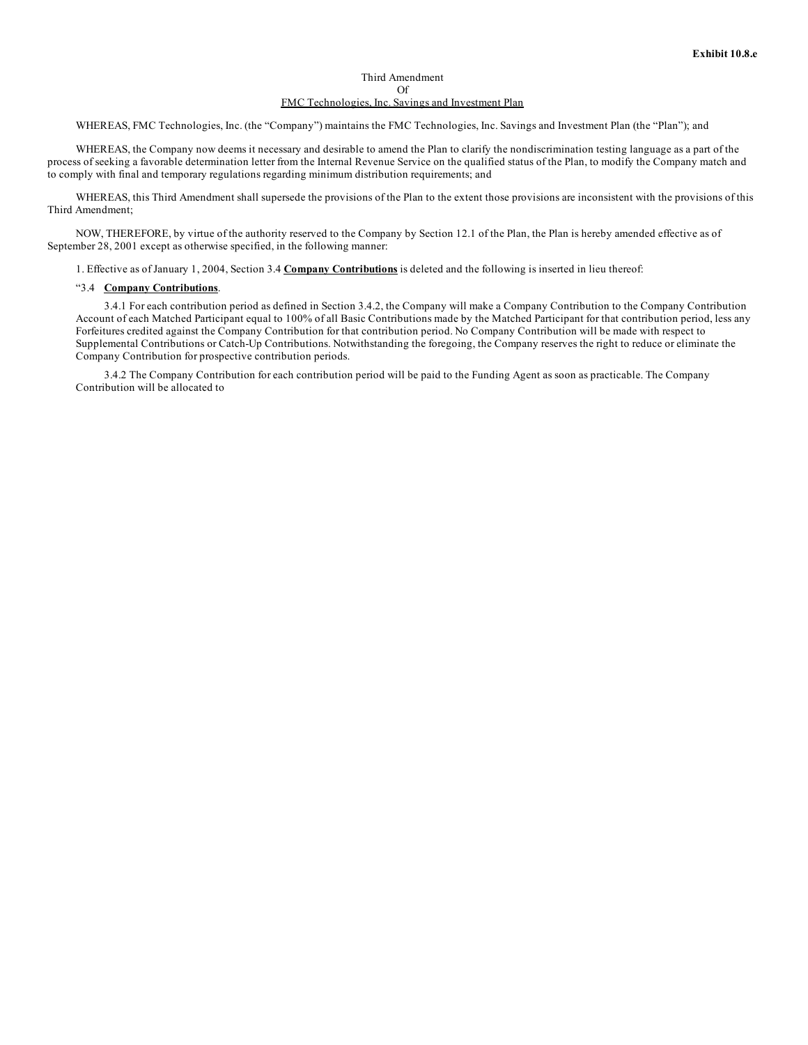**Exhibit 10.8.e**

Third Amendment
Of
FMC Technologies, Inc. Savings and Investment Plan

WHEREAS, FMC Technologies, Inc. (the "Company") maintains the FMC Technologies, Inc. Savings and Investment Plan (the "Plan"); and

WHEREAS, the Company now deems it necessary and desirable to amend the Plan to clarify the nondiscrimination testing language as a part of the process of seeking a favorable determination letter from the Internal Revenue Service on the qualified status of the Plan, to modify the Company match and to comply with final and temporary regulations regarding minimum distribution requirements; and

WHEREAS, this Third Amendment shall supersede the provisions of the Plan to the extent those provisions are inconsistent with the provisions of this Third Amendment;

NOW, THEREFORE, by virtue of the authority reserved to the Company by Section 12.1 of the Plan, the Plan is hereby amended effective as of September 28, 2001 except as otherwise specified, in the following manner:

1. Effective as of January 1, 2004, Section 3.4 **Company Contributions** is deleted and the following is inserted in lieu thereof:

"3.4 **Company Contributions**.

3.4.1 For each contribution period as defined in Section 3.4.2, the Company will make a Company Contribution to the Company Contribution Account of each Matched Participant equal to 100% of all Basic Contributions made by the Matched Participant for that contribution period, less any Forfeitures credited against the Company Contribution for that contribution period. No Company Contribution will be made with respect to Supplemental Contributions or Catch-Up Contributions. Notwithstanding the foregoing, the Company reserves the right to reduce or eliminate the Company Contribution for prospective contribution periods.

3.4.2 The Company Contribution for each contribution period will be paid to the Funding Agent as soon as practicable. The Company Contribution will be allocated to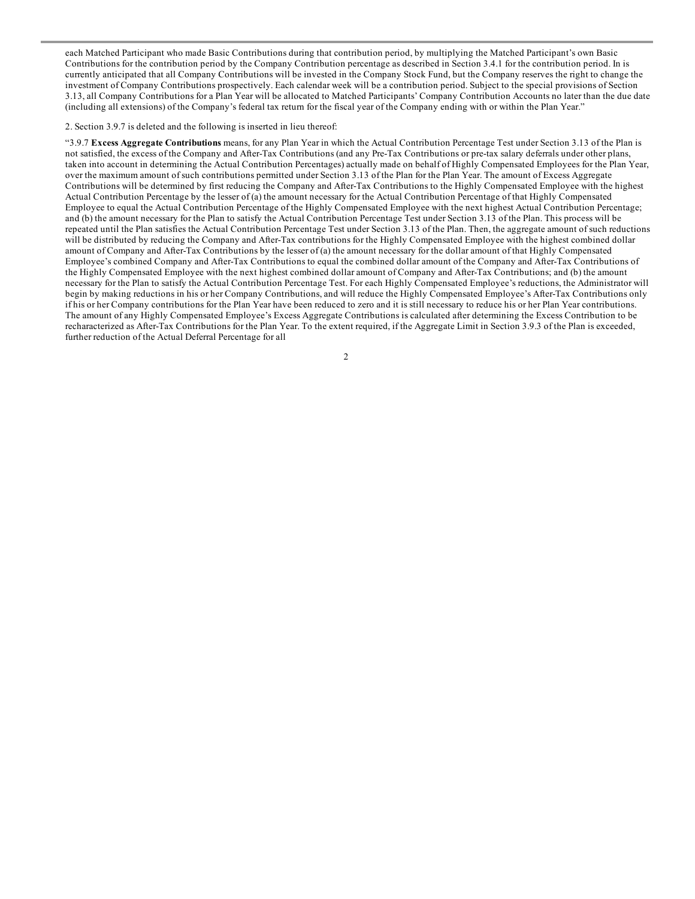each Matched Participant who made Basic Contributions during that contribution period, by multiplying the Matched Participant's own Basic Contributions for the contribution period by the Company Contribution percentage as described in Section 3.4.1 for the contribution period. In is currently anticipated that all Company Contributions will be invested in the Company Stock Fund, but the Company reserves the right to change the investment of Company Contributions prospectively. Each calendar week will be a contribution period. Subject to the special provisions of Section 3.13, all Company Contributions for a Plan Year will be allocated to Matched Participants' Company Contribution Accounts no later than the due date (including all extensions) of the Company's federal tax return for the fiscal year of the Company ending with or within the Plan Year."

2. Section 3.9.7 is deleted and the following is inserted in lieu thereof:

"3.9.7 **Excess Aggregate Contributions** means, for any Plan Year in which the Actual Contribution Percentage Test under Section 3.13 of the Plan is not satisfied, the excess of the Company and After-Tax Contributions (and any Pre-Tax Contributions or pre-tax salary deferrals under other plans, taken into account in determining the Actual Contribution Percentages) actually made on behalf of Highly Compensated Employees for the Plan Year, over the maximum amount of such contributions permitted under Section 3.13 of the Plan for the Plan Year. The amount of Excess Aggregate Contributions will be determined by first reducing the Company and After-Tax Contributions to the Highly Compensated Employee with the highest Actual Contribution Percentage by the lesser of (a) the amount necessary for the Actual Contribution Percentage of that Highly Compensated Employee to equal the Actual Contribution Percentage of the Highly Compensated Employee with the next highest Actual Contribution Percentage; and (b) the amount necessary for the Plan to satisfy the Actual Contribution Percentage Test under Section 3.13 of the Plan. This process will be repeated until the Plan satisfies the Actual Contribution Percentage Test under Section 3.13 of the Plan. Then, the aggregate amount of such reductions will be distributed by reducing the Company and After-Tax contributions for the Highly Compensated Employee with the highest combined dollar amount of Company and After-Tax Contributions by the lesser of (a) the amount necessary for the dollar amount of that Highly Compensated Employee's combined Company and After-Tax Contributions to equal the combined dollar amount of the Company and After-Tax Contributions of the Highly Compensated Employee with the next highest combined dollar amount of Company and After-Tax Contributions; and (b) the amount necessary for the Plan to satisfy the Actual Contribution Percentage Test. For each Highly Compensated Employee's reductions, the Administrator will begin by making reductions in his or her Company Contributions, and will reduce the Highly Compensated Employee's After-Tax Contributions only if his or her Company contributions for the Plan Year have been reduced to zero and it is still necessary to reduce his or her Plan Year contributions. The amount of any Highly Compensated Employee's Excess Aggregate Contributions is calculated after determining the Excess Contribution to be recharacterized as After-Tax Contributions for the Plan Year. To the extent required, if the Aggregate Limit in Section 3.9.3 of the Plan is exceeded, further reduction of the Actual Deferral Percentage for all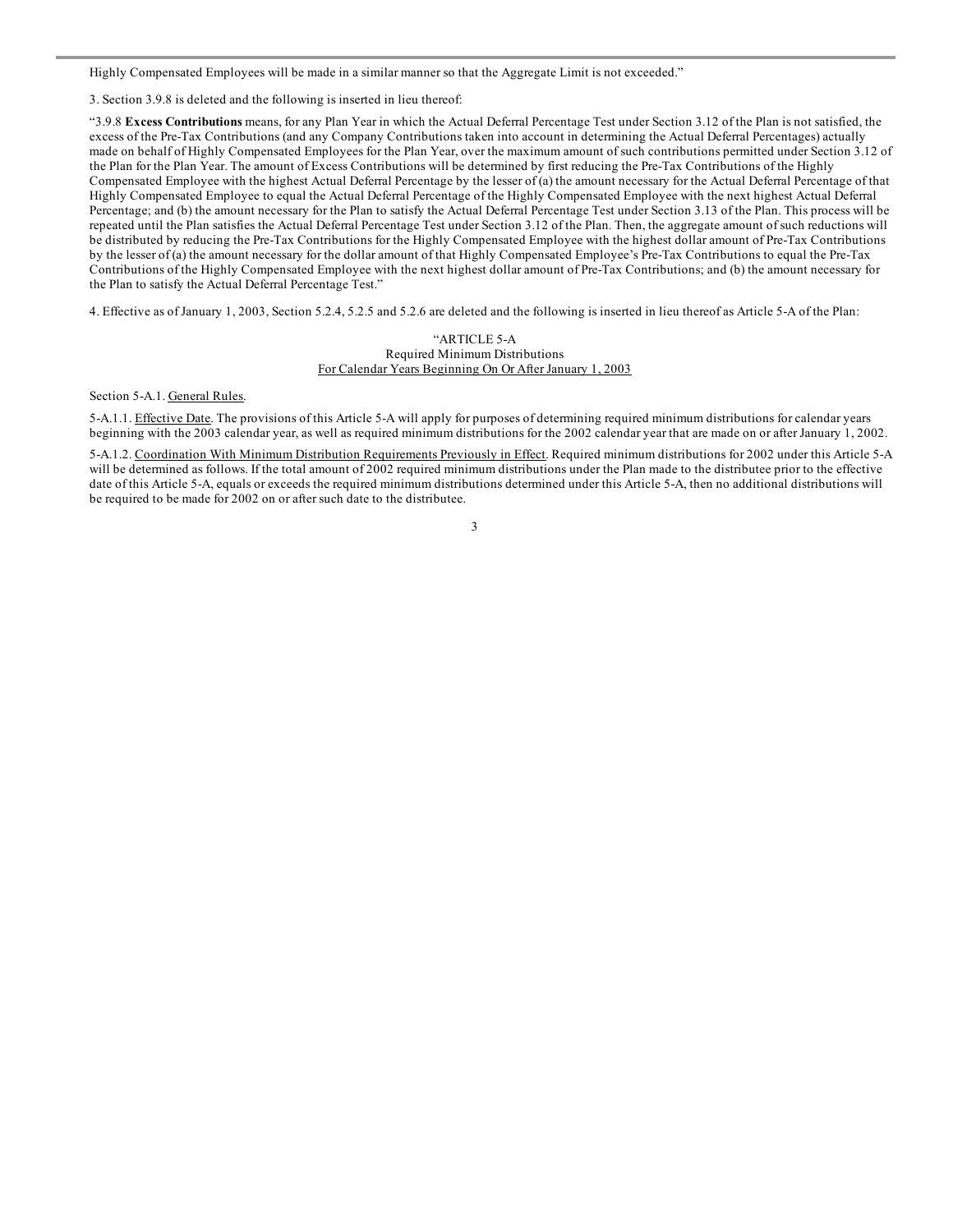Highly Compensated Employees will be made in a similar manner so that the Aggregate Limit is not exceeded."

3. Section 3.9.8 is deleted and the following is inserted in lieu thereof:

"3.9.8 **Excess Contributions** means, for any Plan Year in which the Actual Deferral Percentage Test under Section 3.12 of the Plan is not satisfied, the excess of the Pre-Tax Contributions (and any Company Contributions taken into account in determining the Actual Deferral Percentages) actually made on behalf of Highly Compensated Employees for the Plan Year, over the maximum amount of such contributions permitted under Section 3.12 of the Plan for the Plan Year. The amount of Excess Contributions will be determined by first reducing the Pre-Tax Contributions of the Highly Compensated Employee with the highest Actual Deferral Percentage by the lesser of (a) the amount necessary for the Actual Deferral Percentage of that Highly Compensated Employee to equal the Actual Deferral Percentage of the Highly Compensated Employee with the next highest Actual Deferral Percentage; and (b) the amount necessary for the Plan to satisfy the Actual Deferral Percentage Test under Section 3.13 of the Plan. This process will be repeated until the Plan satisfies the Actual Deferral Percentage Test under Section 3.12 of the Plan. Then, the aggregate amount of such reductions will be distributed by reducing the Pre-Tax Contributions for the Highly Compensated Employee with the highest dollar amount of Pre-Tax Contributions by the lesser of (a) the amount necessary for the dollar amount of that Highly Compensated Employee's Pre-Tax Contributions to equal the Pre-Tax Contributions of the Highly Compensated Employee with the next highest dollar amount of Pre-Tax Contributions; and (b) the amount necessary for the Plan to satisfy the Actual Deferral Percentage Test."

4. Effective as of January 1, 2003, Section 5.2.4, 5.2.5 and 5.2.6 are deleted and the following is inserted in lieu thereof as Article 5-A of the Plan:

"ARTICLE 5-A
Required Minimum Distributions
For Calendar Years Beginning On Or After January 1, 2003

Section 5-A.1. General Rules.

5-A.1.1. Effective Date. The provisions of this Article 5-A will apply for purposes of determining required minimum distributions for calendar years beginning with the 2003 calendar year, as well as required minimum distributions for the 2002 calendar year that are made on or after January 1, 2002.

5-A.1.2. Coordination With Minimum Distribution Requirements Previously in Effect. Required minimum distributions for 2002 under this Article 5-A will be determined as follows. If the total amount of 2002 required minimum distributions under the Plan made to the distributee prior to the effective date of this Article 5-A, equals or exceeds the required minimum distributions determined under this Article 5-A, then no additional distributions will be required to be made for 2002 on or after such date to the distributee.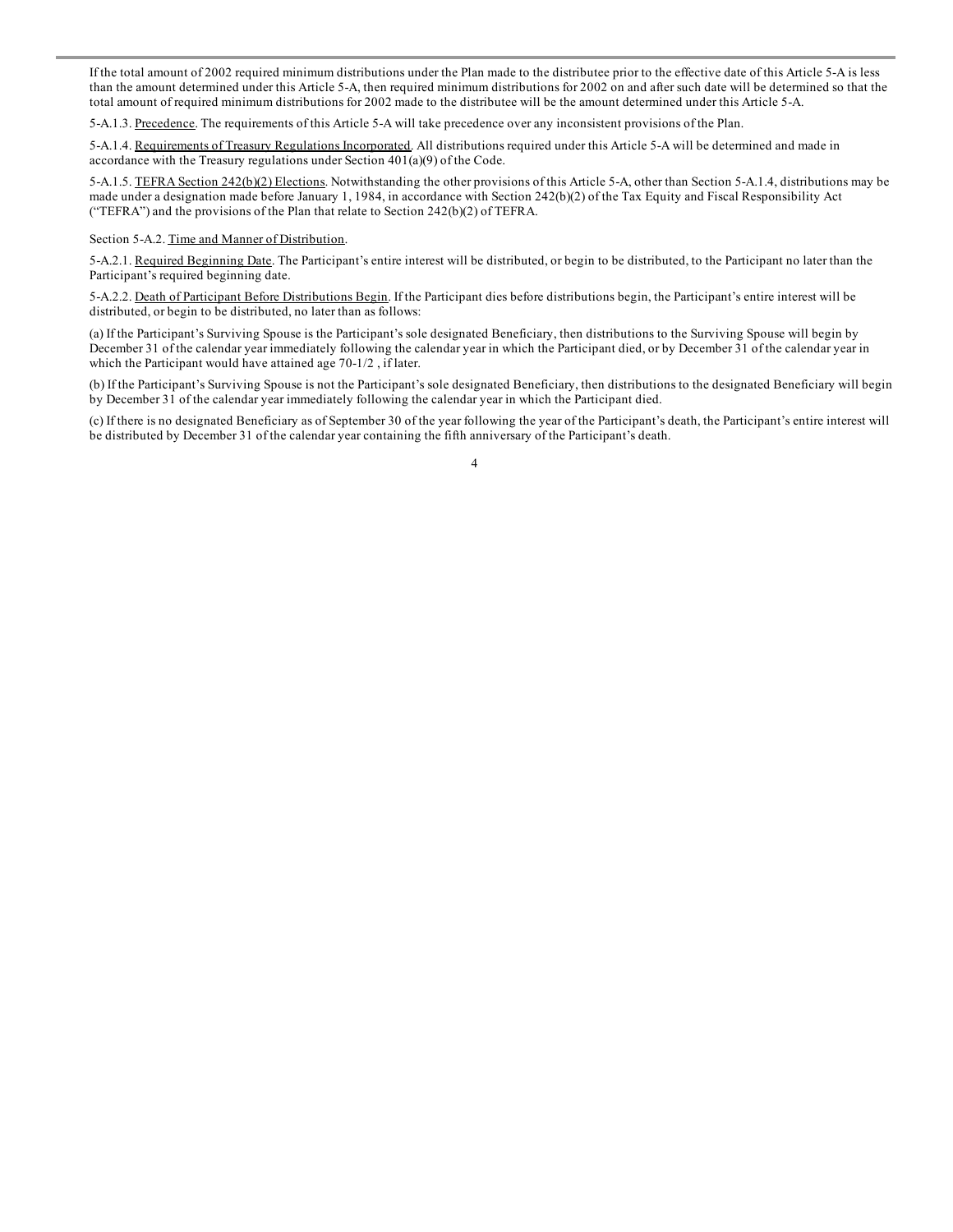If the total amount of 2002 required minimum distributions under the Plan made to the distributee prior to the effective date of this Article 5-A is less than the amount determined under this Article 5-A, then required minimum distributions for 2002 on and after such date will be determined so that the total amount of required minimum distributions for 2002 made to the distributee will be the amount determined under this Article 5-A.

5-A.1.3. Precedence. The requirements of this Article 5-A will take precedence over any inconsistent provisions of the Plan.

5-A.1.4. Requirements of Treasury Regulations Incorporated. All distributions required under this Article 5-A will be determined and made in accordance with the Treasury regulations under Section 401(a)(9) of the Code.

5-A.1.5. TEFRA Section 242(b)(2) Elections. Notwithstanding the other provisions of this Article 5-A, other than Section 5-A.1.4, distributions may be made under a designation made before January 1, 1984, in accordance with Section 242(b)(2) of the Tax Equity and Fiscal Responsibility Act ("TEFRA") and the provisions of the Plan that relate to Section 242(b)(2) of TEFRA.

Section 5-A.2. Time and Manner of Distribution.

5-A.2.1. Required Beginning Date. The Participant's entire interest will be distributed, or begin to be distributed, to the Participant no later than the Participant's required beginning date.

5-A.2.2. Death of Participant Before Distributions Begin. If the Participant dies before distributions begin, the Participant's entire interest will be distributed, or begin to be distributed, no later than as follows:

(a) If the Participant's Surviving Spouse is the Participant's sole designated Beneficiary, then distributions to the Surviving Spouse will begin by December 31 of the calendar year immediately following the calendar year in which the Participant died, or by December 31 of the calendar year in which the Participant would have attained age 70-1/2 , if later.

(b) If the Participant's Surviving Spouse is not the Participant's sole designated Beneficiary, then distributions to the designated Beneficiary will begin by December 31 of the calendar year immediately following the calendar year in which the Participant died.

(c) If there is no designated Beneficiary as of September 30 of the year following the year of the Participant's death, the Participant's entire interest will be distributed by December 31 of the calendar year containing the fifth anniversary of the Participant's death.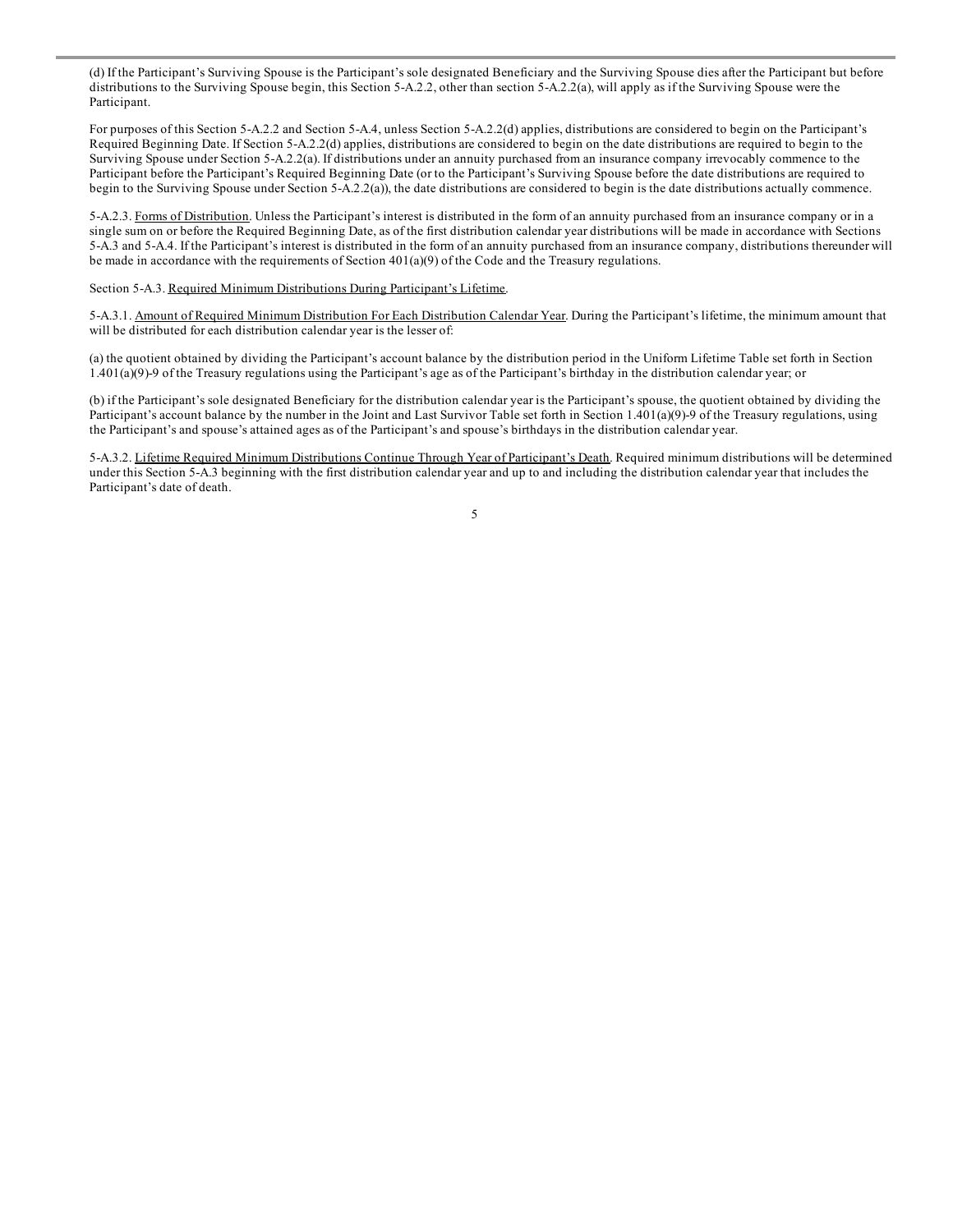(d) If the Participant's Surviving Spouse is the Participant's sole designated Beneficiary and the Surviving Spouse dies after the Participant but before distributions to the Surviving Spouse begin, this Section 5-A.2.2, other than section 5-A.2.2(a), will apply as if the Surviving Spouse were the Participant.

For purposes of this Section 5-A.2.2 and Section 5-A.4, unless Section 5-A.2.2(d) applies, distributions are considered to begin on the Participant's Required Beginning Date. If Section 5-A.2.2(d) applies, distributions are considered to begin on the date distributions are required to begin to the Surviving Spouse under Section 5-A.2.2(a). If distributions under an annuity purchased from an insurance company irrevocably commence to the Participant before the Participant's Required Beginning Date (or to the Participant's Surviving Spouse before the date distributions are required to begin to the Surviving Spouse under Section 5-A.2.2(a)), the date distributions are considered to begin is the date distributions actually commence.

5-A.2.3. Forms of Distribution. Unless the Participant's interest is distributed in the form of an annuity purchased from an insurance company or in a single sum on or before the Required Beginning Date, as of the first distribution calendar year distributions will be made in accordance with Sections 5-A.3 and 5-A.4. If the Participant's interest is distributed in the form of an annuity purchased from an insurance company, distributions thereunder will be made in accordance with the requirements of Section 401(a)(9) of the Code and the Treasury regulations.

Section 5-A.3. Required Minimum Distributions During Participant's Lifetime.

5-A.3.1. Amount of Required Minimum Distribution For Each Distribution Calendar Year. During the Participant's lifetime, the minimum amount that will be distributed for each distribution calendar year is the lesser of:

(a) the quotient obtained by dividing the Participant's account balance by the distribution period in the Uniform Lifetime Table set forth in Section 1.401(a)(9)-9 of the Treasury regulations using the Participant's age as of the Participant's birthday in the distribution calendar year; or

(b) if the Participant's sole designated Beneficiary for the distribution calendar year is the Participant's spouse, the quotient obtained by dividing the Participant's account balance by the number in the Joint and Last Survivor Table set forth in Section 1.401(a)(9)-9 of the Treasury regulations, using the Participant's and spouse's attained ages as of the Participant's and spouse's birthdays in the distribution calendar year.

5-A.3.2. Lifetime Required Minimum Distributions Continue Through Year of Participant's Death. Required minimum distributions will be determined under this Section 5-A.3 beginning with the first distribution calendar year and up to and including the distribution calendar year that includes the Participant's date of death.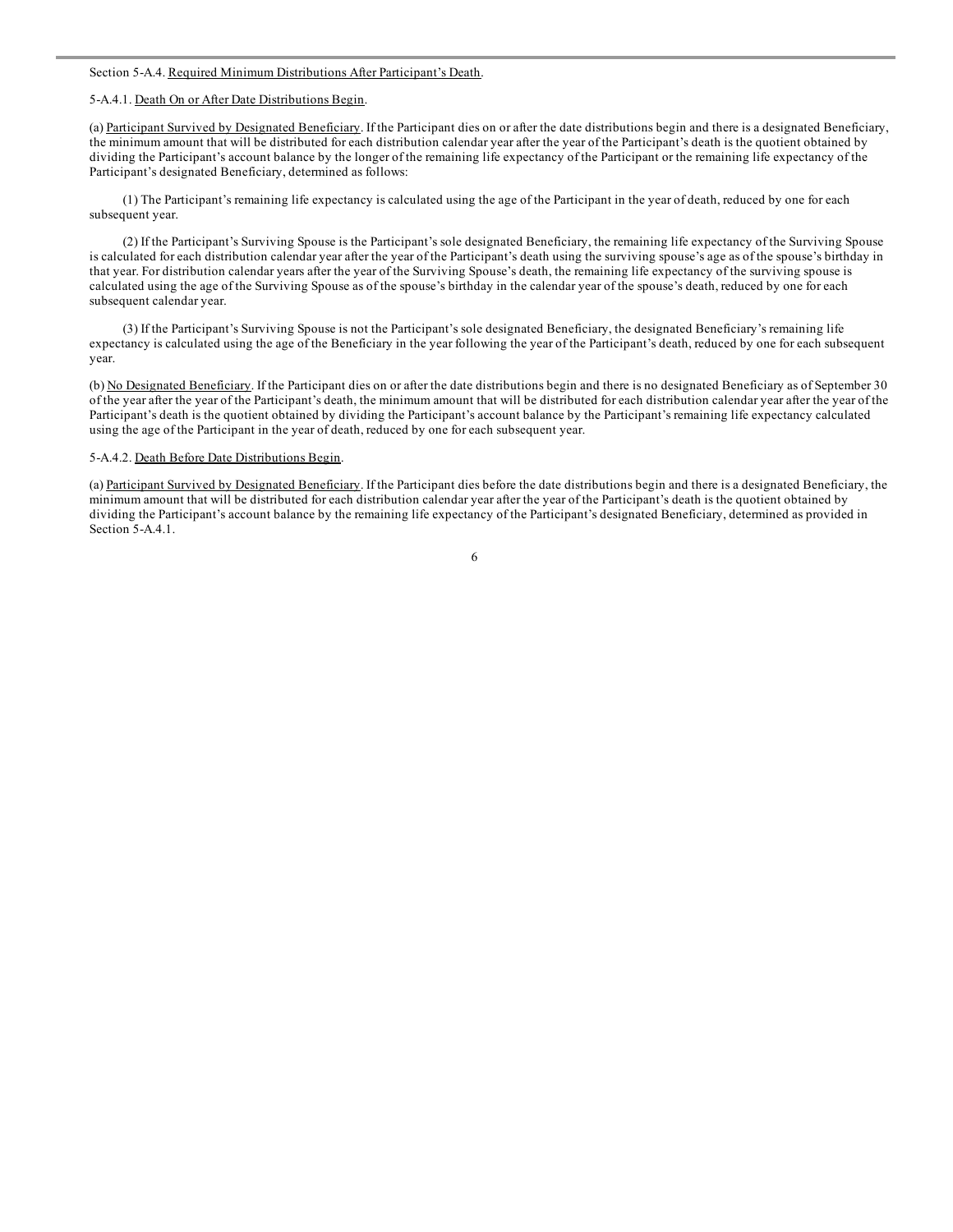Section 5-A.4. Required Minimum Distributions After Participant's Death.

5-A.4.1. Death On or After Date Distributions Begin.

(a) Participant Survived by Designated Beneficiary. If the Participant dies on or after the date distributions begin and there is a designated Beneficiary, the minimum amount that will be distributed for each distribution calendar year after the year of the Participant's death is the quotient obtained by dividing the Participant's account balance by the longer of the remaining life expectancy of the Participant or the remaining life expectancy of the Participant's designated Beneficiary, determined as follows:

(1) The Participant's remaining life expectancy is calculated using the age of the Participant in the year of death, reduced by one for each subsequent year.

(2) If the Participant's Surviving Spouse is the Participant's sole designated Beneficiary, the remaining life expectancy of the Surviving Spouse is calculated for each distribution calendar year after the year of the Participant's death using the surviving spouse's age as of the spouse's birthday in that year. For distribution calendar years after the year of the Surviving Spouse's death, the remaining life expectancy of the surviving spouse is calculated using the age of the Surviving Spouse as of the spouse's birthday in the calendar year of the spouse's death, reduced by one for each subsequent calendar year.

(3) If the Participant's Surviving Spouse is not the Participant's sole designated Beneficiary, the designated Beneficiary's remaining life expectancy is calculated using the age of the Beneficiary in the year following the year of the Participant's death, reduced by one for each subsequent year.

(b) No Designated Beneficiary. If the Participant dies on or after the date distributions begin and there is no designated Beneficiary as of September 30 of the year after the year of the Participant's death, the minimum amount that will be distributed for each distribution calendar year after the year of the Participant's death is the quotient obtained by dividing the Participant's account balance by the Participant's remaining life expectancy calculated using the age of the Participant in the year of death, reduced by one for each subsequent year.

5-A.4.2. Death Before Date Distributions Begin.

(a) Participant Survived by Designated Beneficiary. If the Participant dies before the date distributions begin and there is a designated Beneficiary, the minimum amount that will be distributed for each distribution calendar year after the year of the Participant's death is the quotient obtained by dividing the Participant's account balance by the remaining life expectancy of the Participant's designated Beneficiary, determined as provided in Section 5-A.4.1.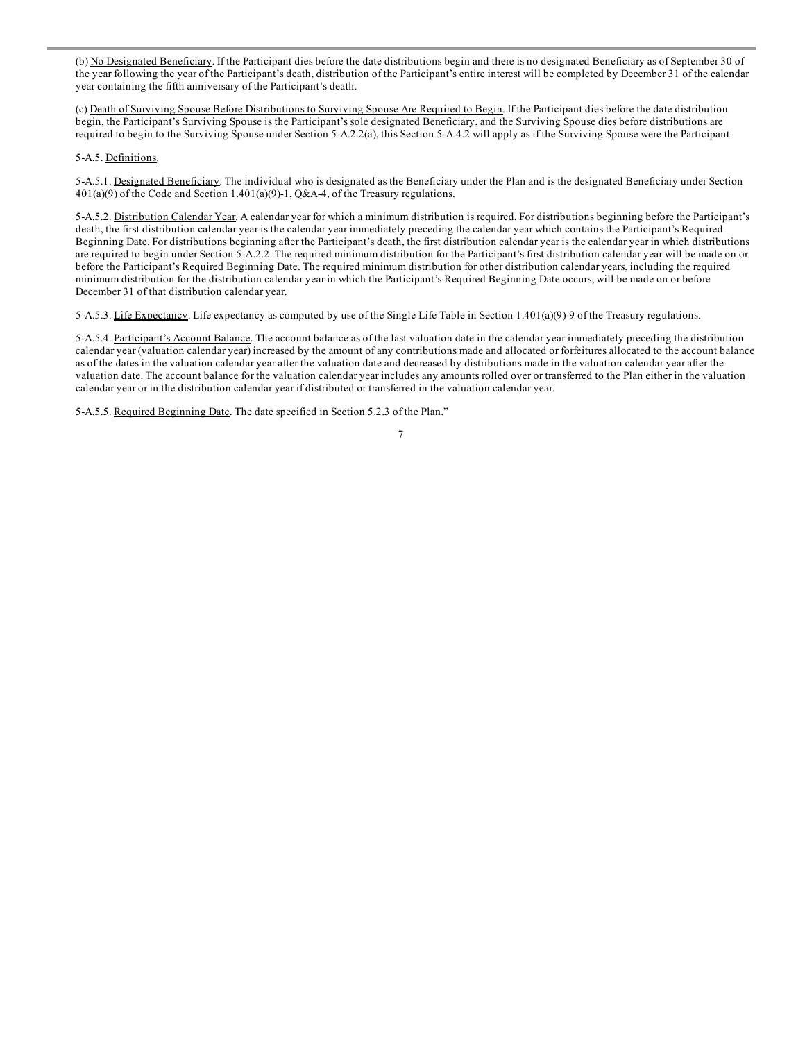(b) No Designated Beneficiary. If the Participant dies before the date distributions begin and there is no designated Beneficiary as of September 30 of the year following the year of the Participant's death, distribution of the Participant's entire interest will be completed by December 31 of the calendar year containing the fifth anniversary of the Participant's death.

(c) Death of Surviving Spouse Before Distributions to Surviving Spouse Are Required to Begin. If the Participant dies before the date distribution begin, the Participant's Surviving Spouse is the Participant's sole designated Beneficiary, and the Surviving Spouse dies before distributions are required to begin to the Surviving Spouse under Section 5-A.2.2(a), this Section 5-A.4.2 will apply as if the Surviving Spouse were the Participant.

5-A.5. Definitions.

5-A.5.1. Designated Beneficiary. The individual who is designated as the Beneficiary under the Plan and is the designated Beneficiary under Section 401(a)(9) of the Code and Section 1.401(a)(9)-1, Q&A-4, of the Treasury regulations.

5-A.5.2. Distribution Calendar Year. A calendar year for which a minimum distribution is required. For distributions beginning before the Participant's death, the first distribution calendar year is the calendar year immediately preceding the calendar year which contains the Participant's Required Beginning Date. For distributions beginning after the Participant's death, the first distribution calendar year is the calendar year in which distributions are required to begin under Section 5-A.2.2. The required minimum distribution for the Participant's first distribution calendar year will be made on or before the Participant's Required Beginning Date. The required minimum distribution for other distribution calendar years, including the required minimum distribution for the distribution calendar year in which the Participant's Required Beginning Date occurs, will be made on or before December 31 of that distribution calendar year.

5-A.5.3. Life Expectancy. Life expectancy as computed by use of the Single Life Table in Section 1.401(a)(9)-9 of the Treasury regulations.

5-A.5.4. Participant's Account Balance. The account balance as of the last valuation date in the calendar year immediately preceding the distribution calendar year (valuation calendar year) increased by the amount of any contributions made and allocated or forfeitures allocated to the account balance as of the dates in the valuation calendar year after the valuation date and decreased by distributions made in the valuation calendar year after the valuation date. The account balance for the valuation calendar year includes any amounts rolled over or transferred to the Plan either in the valuation calendar year or in the distribution calendar year if distributed or transferred in the valuation calendar year.

5-A.5.5. Required Beginning Date. The date specified in Section 5.2.3 of the Plan."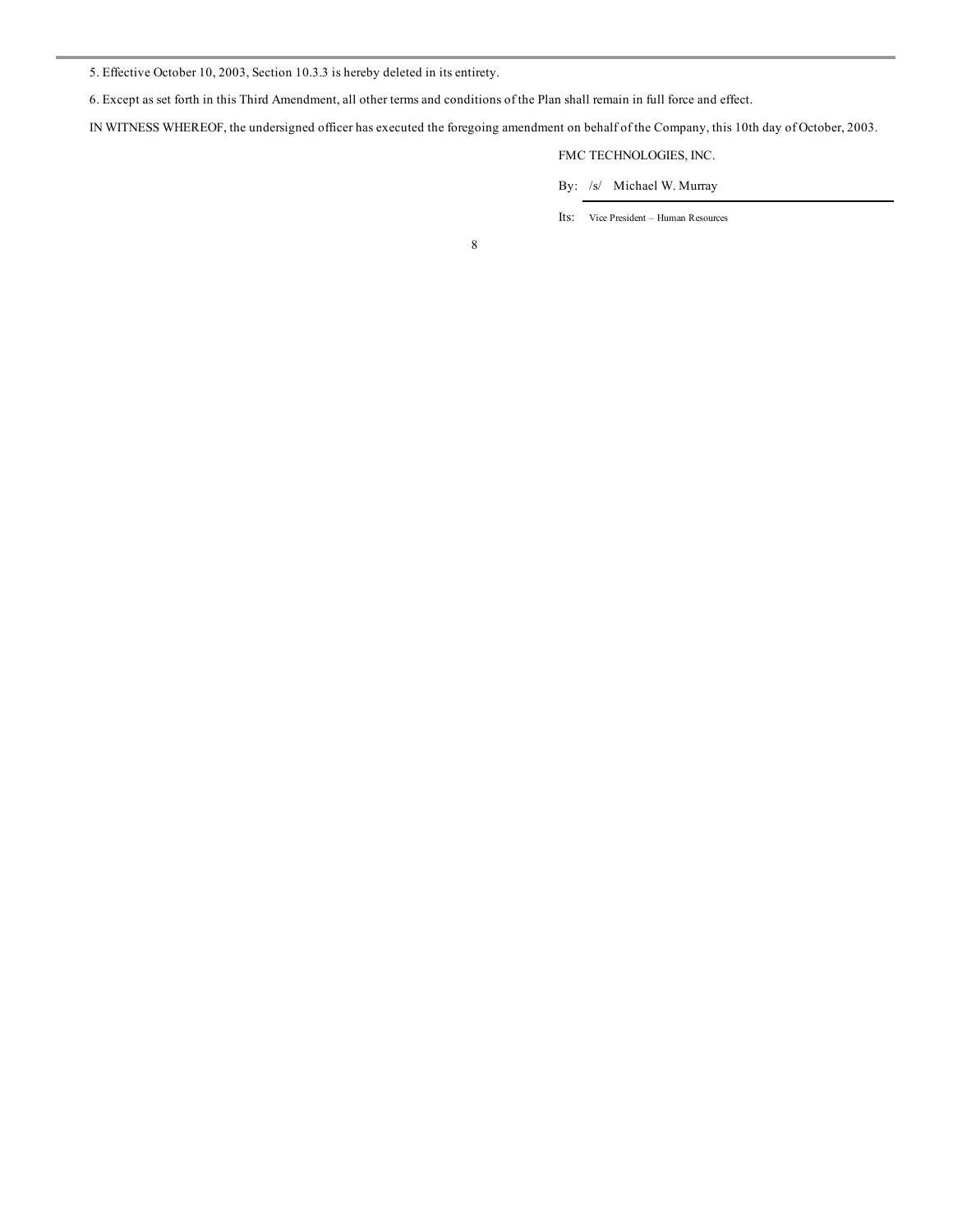5. Effective October 10, 2003, Section 10.3.3 is hereby deleted in its entirety.

6. Except as set forth in this Third Amendment, all other terms and conditions of the Plan shall remain in full force and effect.

IN WITNESS WHEREOF, the undersigned officer has executed the foregoing amendment on behalf of the Company, this 10th day of October, 2003.

FMC TECHNOLOGIES, INC.

By: /s/ Michael W. Murray

Its: Vice President – Human Resources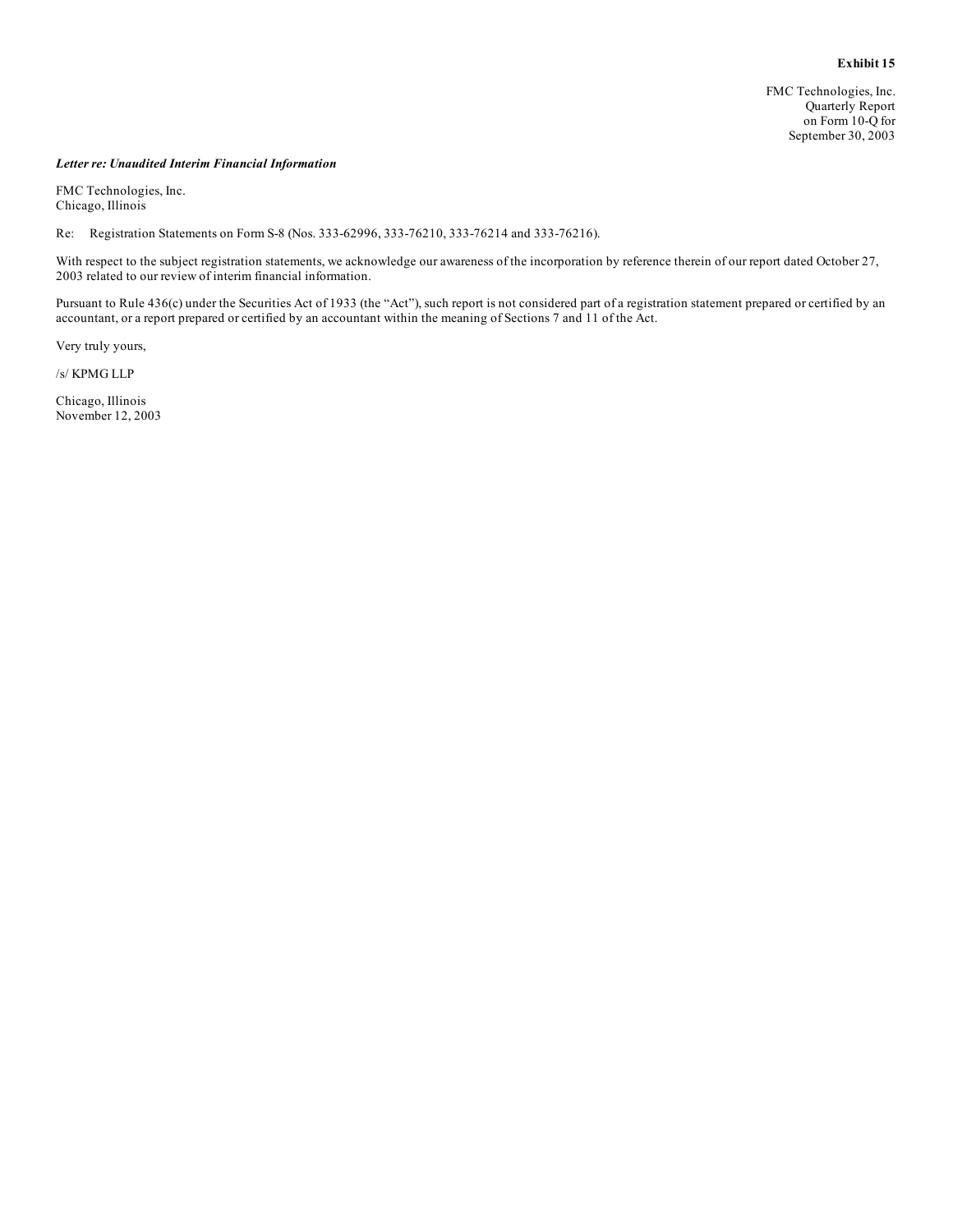**Exhibit 15**

FMC Technologies, Inc.
Quarterly Report
on Form 10-Q for
September 30, 2003

***Letter re: Unaudited Interim Financial Information***

FMC Technologies, Inc.
Chicago, Illinois

Re: Registration Statements on Form S-8 (Nos. 333-62996, 333-76210, 333-76214 and 333-76216).

With respect to the subject registration statements, we acknowledge our awareness of the incorporation by reference therein of our report dated October 27, 2003 related to our review of interim financial information.

Pursuant to Rule 436(c) under the Securities Act of 1933 (the "Act"), such report is not considered part of a registration statement prepared or certified by an accountant, or a report prepared or certified by an accountant within the meaning of Sections 7 and 11 of the Act.

Very truly yours,

/s/ KPMG LLP

Chicago, Illinois
November 12, 2003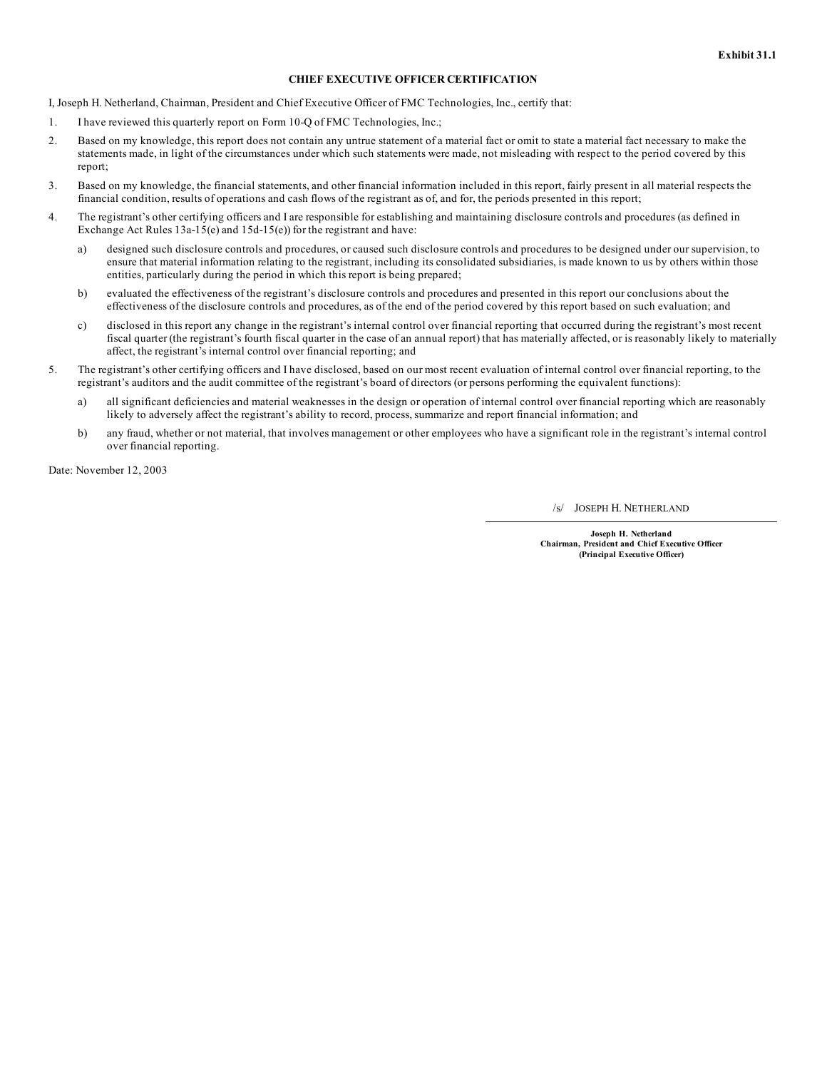**Exhibit 31.1**

# CHIEF EXECUTIVE OFFICER CERTIFICATION

I, Joseph H. Netherland, Chairman, President and Chief Executive Officer of FMC Technologies, Inc., certify that:

1. I have reviewed this quarterly report on Form 10-Q of FMC Technologies, Inc.;

2. Based on my knowledge, this report does not contain any untrue statement of a material fact or omit to state a material fact necessary to make the statements made, in light of the circumstances under which such statements were made, not misleading with respect to the period covered by this report;

3. Based on my knowledge, the financial statements, and other financial information included in this report, fairly present in all material respects the financial condition, results of operations and cash flows of the registrant as of, and for, the periods presented in this report;

4. The registrant's other certifying officers and I are responsible for establishing and maintaining disclosure controls and procedures (as defined in Exchange Act Rules 13a-15(e) and 15d-15(e)) for the registrant and have:

   a) designed such disclosure controls and procedures, or caused such disclosure controls and procedures to be designed under our supervision, to ensure that material information relating to the registrant, including its consolidated subsidiaries, is made known to us by others within those entities, particularly during the period in which this report is being prepared;

   b) evaluated the effectiveness of the registrant's disclosure controls and procedures and presented in this report our conclusions about the effectiveness of the disclosure controls and procedures, as of the end of the period covered by this report based on such evaluation; and

   c) disclosed in this report any change in the registrant's internal control over financial reporting that occurred during the registrant's most recent fiscal quarter (the registrant's fourth fiscal quarter in the case of an annual report) that has materially affected, or is reasonably likely to materially affect, the registrant's internal control over financial reporting; and

5. The registrant's other certifying officers and I have disclosed, based on our most recent evaluation of internal control over financial reporting, to the registrant's auditors and the audit committee of the registrant's board of directors (or persons performing the equivalent functions):

   a) all significant deficiencies and material weaknesses in the design or operation of internal control over financial reporting which are reasonably likely to adversely affect the registrant's ability to record, process, summarize and report financial information; and

   b) any fraud, whether or not material, that involves management or other employees who have a significant role in the registrant's internal control over financial reporting.

Date: November 12, 2003

/s/ JOSEPH H. NETHERLAND

**Joseph H. Netherland**
**Chairman, President and Chief Executive Officer**
**(Principal Executive Officer)**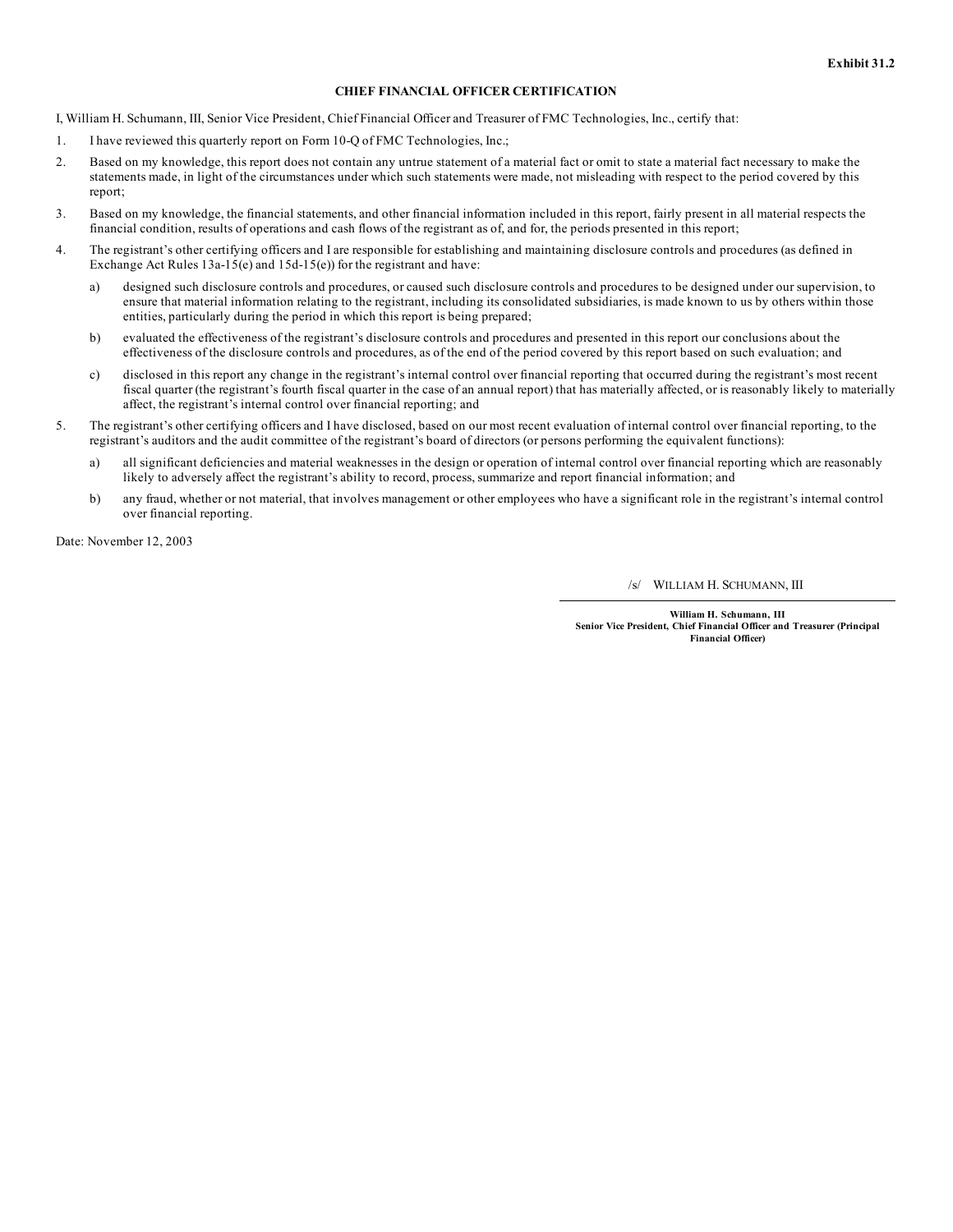Exhibit 31.2

## CHIEF FINANCIAL OFFICER CERTIFICATION

I, William H. Schumann, III, Senior Vice President, Chief Financial Officer and Treasurer of FMC Technologies, Inc., certify that:

1. I have reviewed this quarterly report on Form 10-Q of FMC Technologies, Inc.;
2. Based on my knowledge, this report does not contain any untrue statement of a material fact or omit to state a material fact necessary to make the statements made, in light of the circumstances under which such statements were made, not misleading with respect to the period covered by this report;
3. Based on my knowledge, the financial statements, and other financial information included in this report, fairly present in all material respects the financial condition, results of operations and cash flows of the registrant as of, and for, the periods presented in this report;
4. The registrant's other certifying officers and I are responsible for establishing and maintaining disclosure controls and procedures (as defined in Exchange Act Rules 13a-15(e) and 15d-15(e)) for the registrant and have:
   a) designed such disclosure controls and procedures, or caused such disclosure controls and procedures to be designed under our supervision, to ensure that material information relating to the registrant, including its consolidated subsidiaries, is made known to us by others within those entities, particularly during the period in which this report is being prepared;
   b) evaluated the effectiveness of the registrant's disclosure controls and procedures and presented in this report our conclusions about the effectiveness of the disclosure controls and procedures, as of the end of the period covered by this report based on such evaluation; and
   c) disclosed in this report any change in the registrant's internal control over financial reporting that occurred during the registrant's most recent fiscal quarter (the registrant's fourth fiscal quarter in the case of an annual report) that has materially affected, or is reasonably likely to materially affect, the registrant's internal control over financial reporting; and
5. The registrant's other certifying officers and I have disclosed, based on our most recent evaluation of internal control over financial reporting, to the registrant's auditors and the audit committee of the registrant's board of directors (or persons performing the equivalent functions):
   a) all significant deficiencies and material weaknesses in the design or operation of internal control over financial reporting which are reasonably likely to adversely affect the registrant's ability to record, process, summarize and report financial information; and
   b) any fraud, whether or not material, that involves management or other employees who have a significant role in the registrant's internal control over financial reporting.

Date: November 12, 2003

/s/ WILLIAM H. SCHUMANN, III

**William H. Schumann, III**
**Senior Vice President, Chief Financial Officer and Treasurer (Principal Financial Officer)**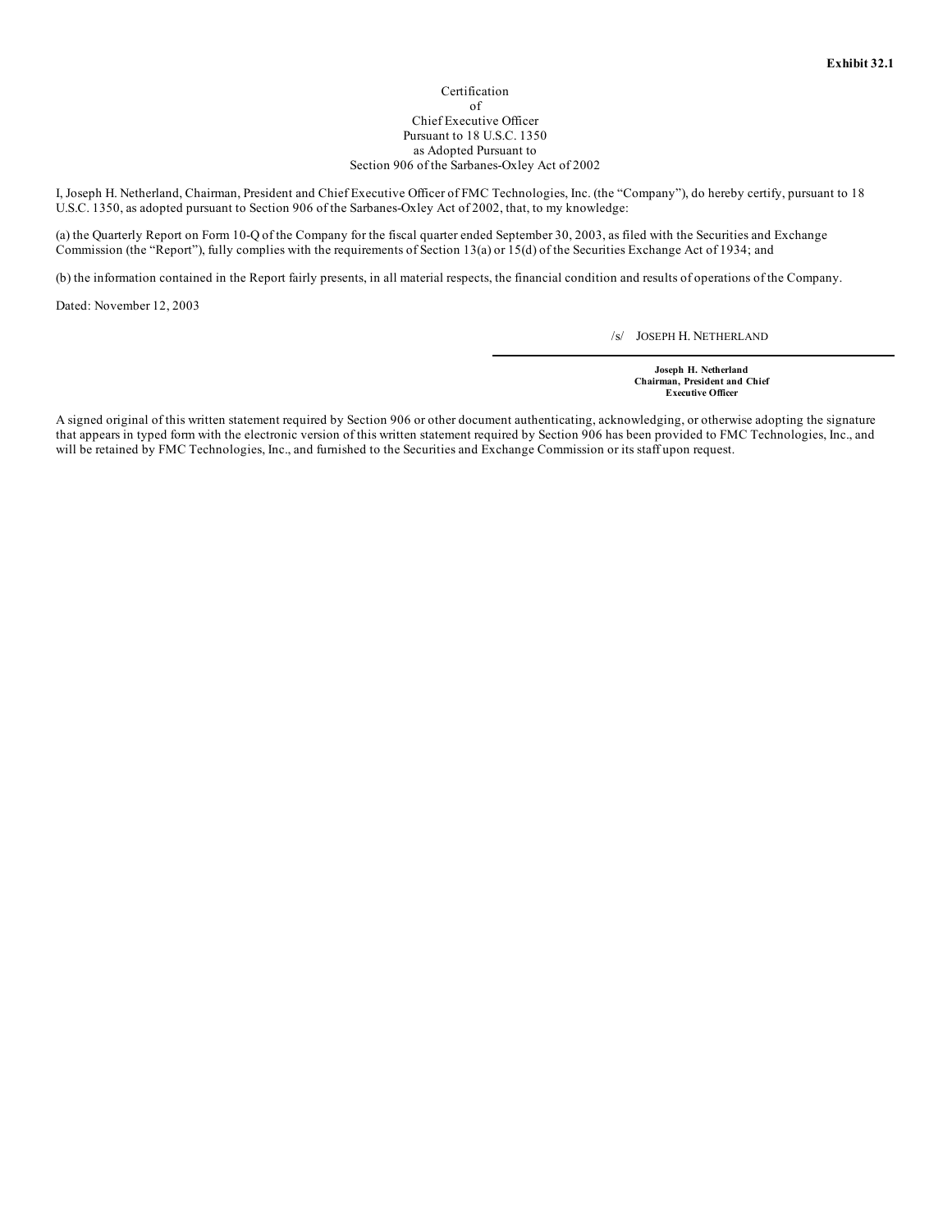**Exhibit 32.1**

Certification
of
Chief Executive Officer
Pursuant to 18 U.S.C. 1350
as Adopted Pursuant to
Section 906 of the Sarbanes-Oxley Act of 2002

I, Joseph H. Netherland, Chairman, President and Chief Executive Officer of FMC Technologies, Inc. (the "Company"), do hereby certify, pursuant to 18 U.S.C. 1350, as adopted pursuant to Section 906 of the Sarbanes-Oxley Act of 2002, that, to my knowledge:

(a) the Quarterly Report on Form 10-Q of the Company for the fiscal quarter ended September 30, 2003, as filed with the Securities and Exchange Commission (the "Report"), fully complies with the requirements of Section 13(a) or 15(d) of the Securities Exchange Act of 1934; and

(b) the information contained in the Report fairly presents, in all material respects, the financial condition and results of operations of the Company.

Dated: November 12, 2003

/s/ JOSEPH H. NETHERLAND

**Joseph H. Netherland**
**Chairman, President and Chief Executive Officer**

A signed original of this written statement required by Section 906 or other document authenticating, acknowledging, or otherwise adopting the signature that appears in typed form with the electronic version of this written statement required by Section 906 has been provided to FMC Technologies, Inc., and will be retained by FMC Technologies, Inc., and furnished to the Securities and Exchange Commission or its staff upon request.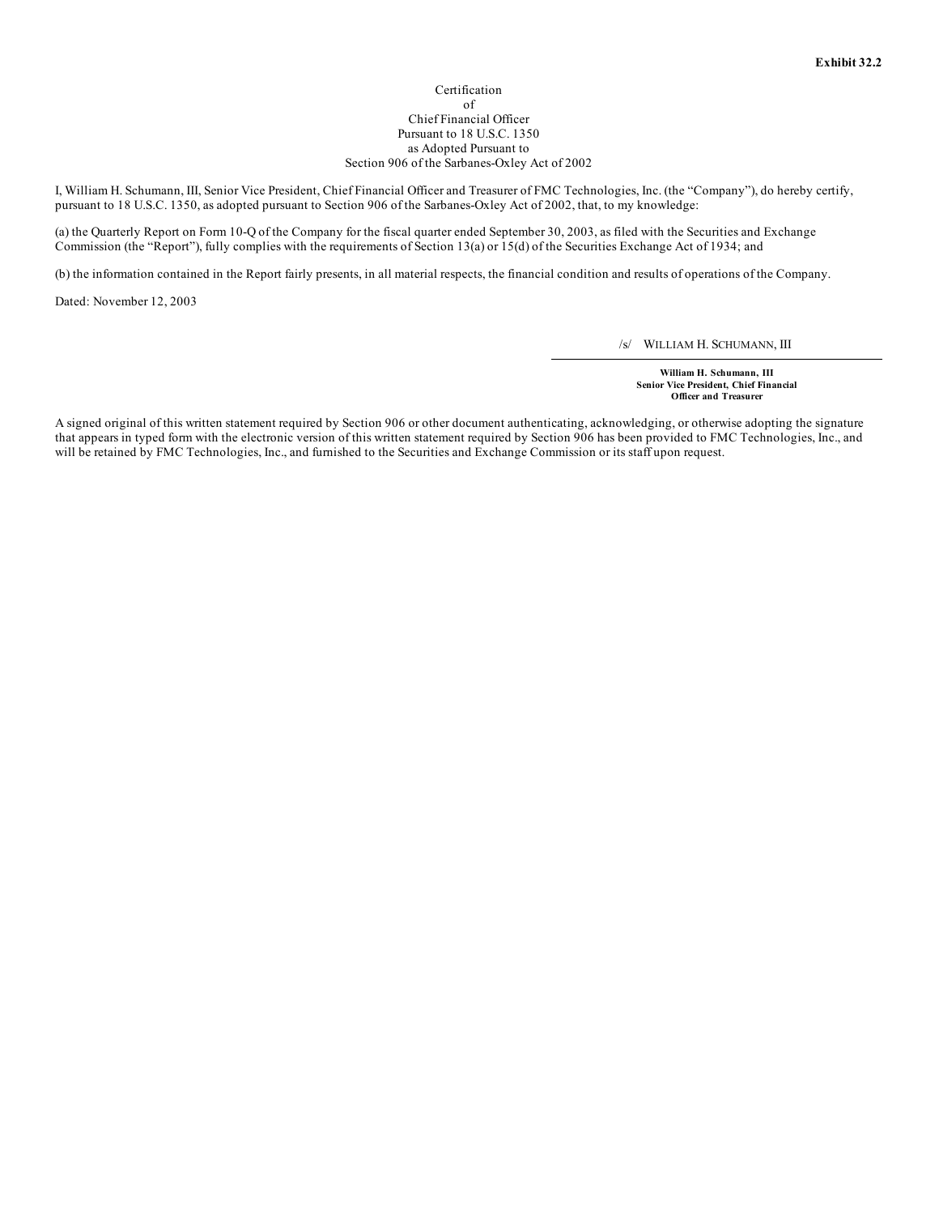**Exhibit 32.2**

Certification
of
Chief Financial Officer
Pursuant to 18 U.S.C. 1350
as Adopted Pursuant to
Section 906 of the Sarbanes-Oxley Act of 2002

I, William H. Schumann, III, Senior Vice President, Chief Financial Officer and Treasurer of FMC Technologies, Inc. (the "Company"), do hereby certify, pursuant to 18 U.S.C. 1350, as adopted pursuant to Section 906 of the Sarbanes-Oxley Act of 2002, that, to my knowledge:

(a) the Quarterly Report on Form 10-Q of the Company for the fiscal quarter ended September 30, 2003, as filed with the Securities and Exchange Commission (the "Report"), fully complies with the requirements of Section 13(a) or 15(d) of the Securities Exchange Act of 1934; and

(b) the information contained in the Report fairly presents, in all material respects, the financial condition and results of operations of the Company.

Dated: November 12, 2003

/s/ WILLIAM H. SCHUMANN, III

**William H. Schumann, III**
**Senior Vice President, Chief Financial Officer and Treasurer**

A signed original of this written statement required by Section 906 or other document authenticating, acknowledging, or otherwise adopting the signature that appears in typed form with the electronic version of this written statement required by Section 906 has been provided to FMC Technologies, Inc., and will be retained by FMC Technologies, Inc., and furnished to the Securities and Exchange Commission or its staff upon request.